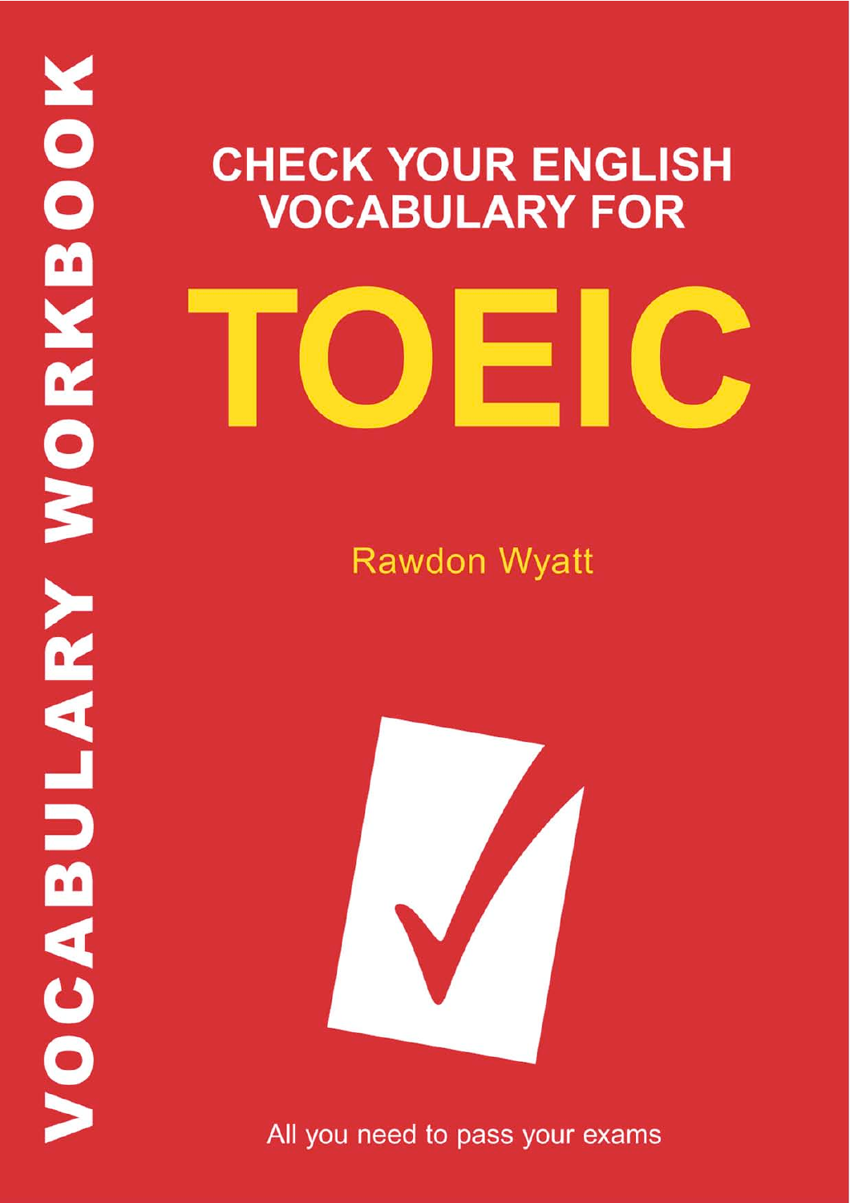VOCABULARY WORKBOOK

# CHECK YOUR ENGLISH VOCABULARY FOR

# TOEIC

Rawdon Wyatt

All you need to pass your exams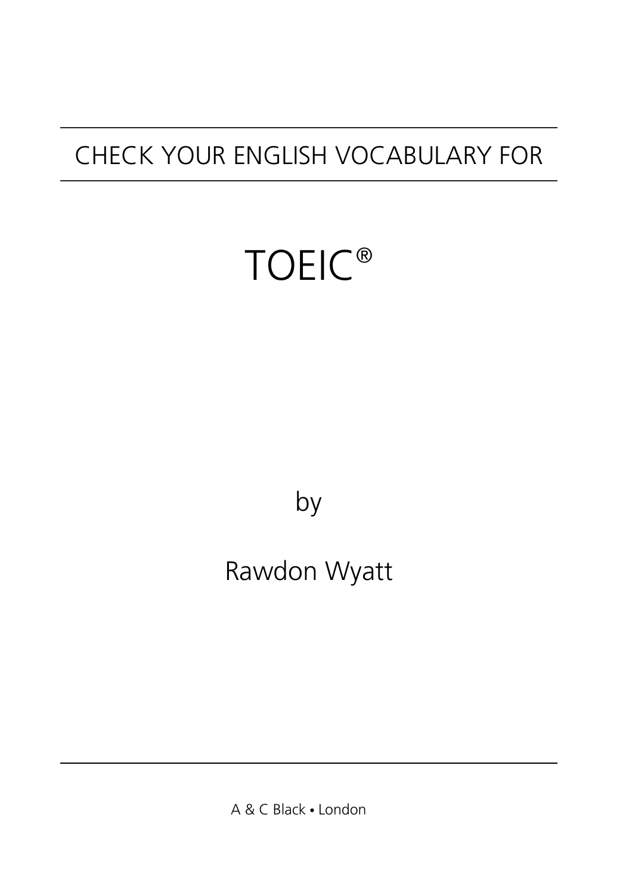CHECK YOUR ENGLISH VOCABULARY FOR

# TOEIC®

by

Rawdon Wyatt

A & C Black • London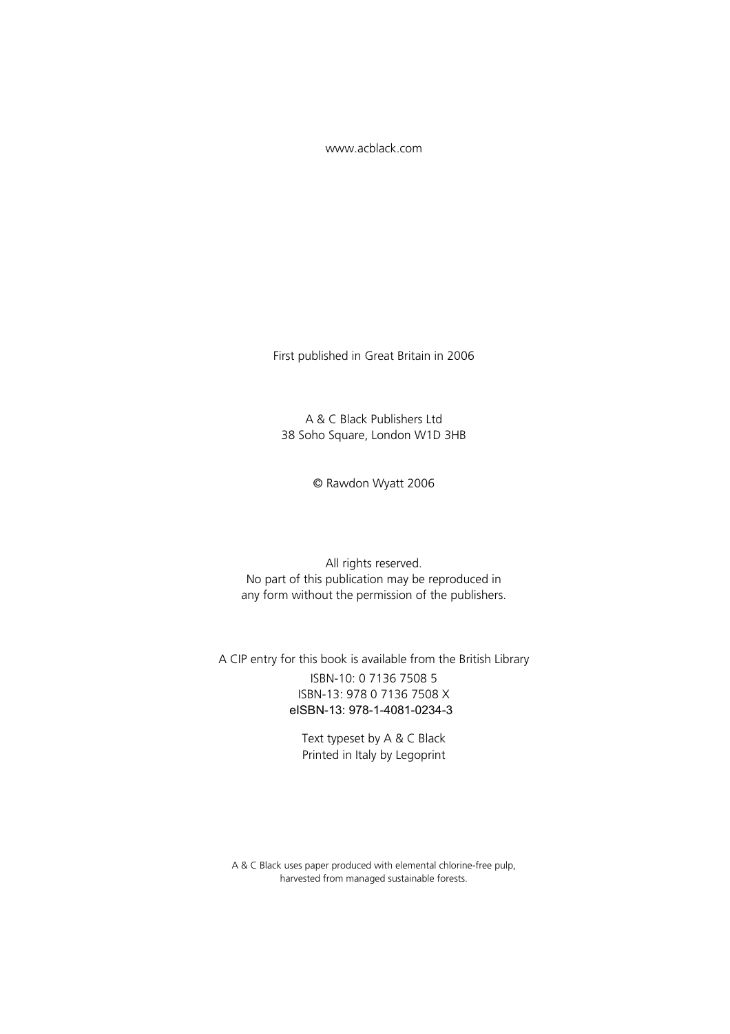www.acblack.com

First published in Great Britain in 2006

A & C Black Publishers Ltd
38 Soho Square, London W1D 3HB

© Rawdon Wyatt 2006

All rights reserved.
No part of this publication may be reproduced in
any form without the permission of the publishers.

A CIP entry for this book is available from the British Library
ISBN-10: 0 7136 7508 5
ISBN-13: 978 0 7136 7508 X
eISBN-13: 978-1-4081-0234-3

Text typeset by A & C Black
Printed in Italy by Legoprint

A & C Black uses paper produced with elemental chlorine-free pulp,
harvested from managed sustainable forests.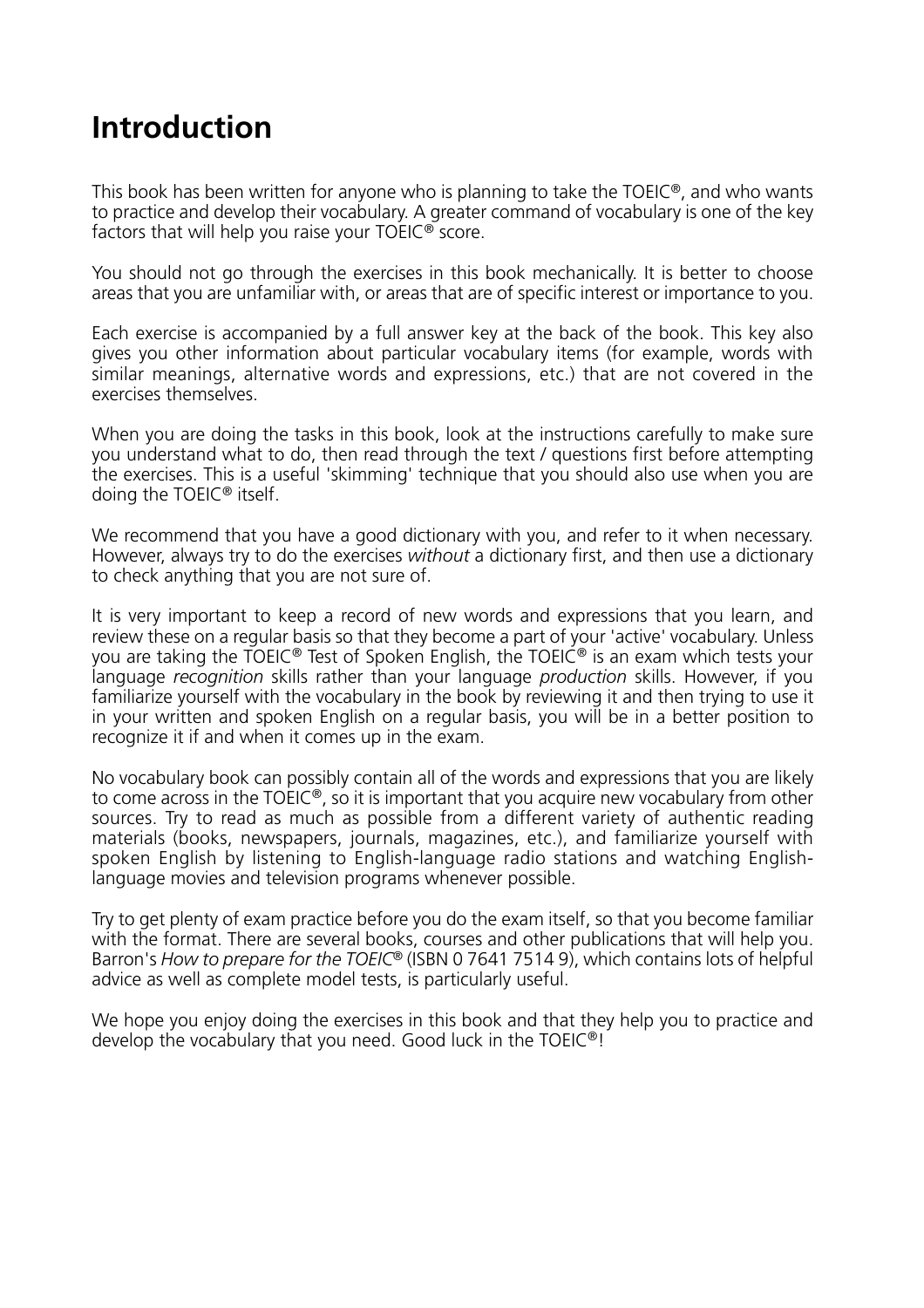# Introduction

This book has been written for anyone who is planning to take the TOEIC®, and who wants to practice and develop their vocabulary. A greater command of vocabulary is one of the key factors that will help you raise your TOEIC® score.

You should not go through the exercises in this book mechanically. It is better to choose areas that you are unfamiliar with, or areas that are of specific interest or importance to you.

Each exercise is accompanied by a full answer key at the back of the book. This key also gives you other information about particular vocabulary items (for example, words with similar meanings, alternative words and expressions, etc.) that are not covered in the exercises themselves.

When you are doing the tasks in this book, look at the instructions carefully to make sure you understand what to do, then read through the text / questions first before attempting the exercises. This is a useful 'skimming' technique that you should also use when you are doing the TOEIC® itself.

We recommend that you have a good dictionary with you, and refer to it when necessary. However, always try to do the exercises *without* a dictionary first, and then use a dictionary to check anything that you are not sure of.

It is very important to keep a record of new words and expressions that you learn, and review these on a regular basis so that they become a part of your 'active' vocabulary. Unless you are taking the TOEIC® Test of Spoken English, the TOEIC® is an exam which tests your language *recognition* skills rather than your language *production* skills. However, if you familiarize yourself with the vocabulary in the book by reviewing it and then trying to use it in your written and spoken English on a regular basis, you will be in a better position to recognize it if and when it comes up in the exam.

No vocabulary book can possibly contain all of the words and expressions that you are likely to come across in the TOEIC®, so it is important that you acquire new vocabulary from other sources. Try to read as much as possible from a different variety of authentic reading materials (books, newspapers, journals, magazines, etc.), and familiarize yourself with spoken English by listening to English-language radio stations and watching English-language movies and television programs whenever possible.

Try to get plenty of exam practice before you do the exam itself, so that you become familiar with the format. There are several books, courses and other publications that will help you. Barron's *How to prepare for the TOEIC®* (ISBN 0 7641 7514 9), which contains lots of helpful advice as well as complete model tests, is particularly useful.

We hope you enjoy doing the exercises in this book and that they help you to practice and develop the vocabulary that you need. Good luck in the TOEIC®!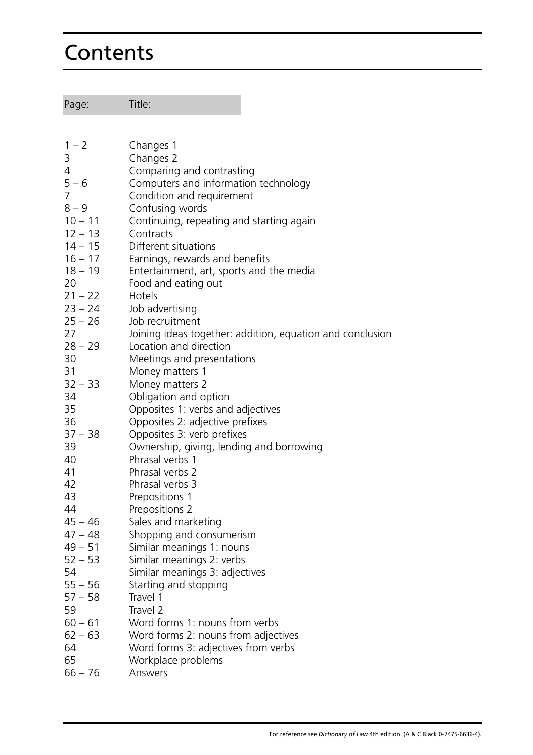# Contents

| Page: | Title: |
|---|---|
| 1 – 2 | Changes 1 |
| 3 | Changes 2 |
| 4 | Comparing and contrasting |
| 5 – 6 | Computers and information technology |
| 7 | Condition and requirement |
| 8 – 9 | Confusing words |
| 10 – 11 | Continuing, repeating and starting again |
| 12 – 13 | Contracts |
| 14 – 15 | Different situations |
| 16 – 17 | Earnings, rewards and benefits |
| 18 – 19 | Entertainment, art, sports and the media |
| 20 | Food and eating out |
| 21 – 22 | Hotels |
| 23 – 24 | Job advertising |
| 25 – 26 | Job recruitment |
| 27 | Joining ideas together: addition, equation and conclusion |
| 28 – 29 | Location and direction |
| 30 | Meetings and presentations |
| 31 | Money matters 1 |
| 32 – 33 | Money matters 2 |
| 34 | Obligation and option |
| 35 | Opposites 1: verbs and adjectives |
| 36 | Opposites 2: adjective prefixes |
| 37 – 38 | Opposites 3: verb prefixes |
| 39 | Ownership, giving, lending and borrowing |
| 40 | Phrasal verbs 1 |
| 41 | Phrasal verbs 2 |
| 42 | Phrasal verbs 3 |
| 43 | Prepositions 1 |
| 44 | Prepositions 2 |
| 45 – 46 | Sales and marketing |
| 47 – 48 | Shopping and consumerism |
| 49 – 51 | Similar meanings 1: nouns |
| 52 – 53 | Similar meanings 2: verbs |
| 54 | Similar meanings 3: adjectives |
| 55 – 56 | Starting and stopping |
| 57 – 58 | Travel 1 |
| 59 | Travel 2 |
| 60 – 61 | Word forms 1: nouns from verbs |
| 62 – 63 | Word forms 2: nouns from adjectives |
| 64 | Word forms 3: adjectives from verbs |
| 65 | Workplace problems |
| 66 – 76 | Answers |

For reference see *Dictionary of Law* 4th edition (A & C Black 0-7475-6636-4).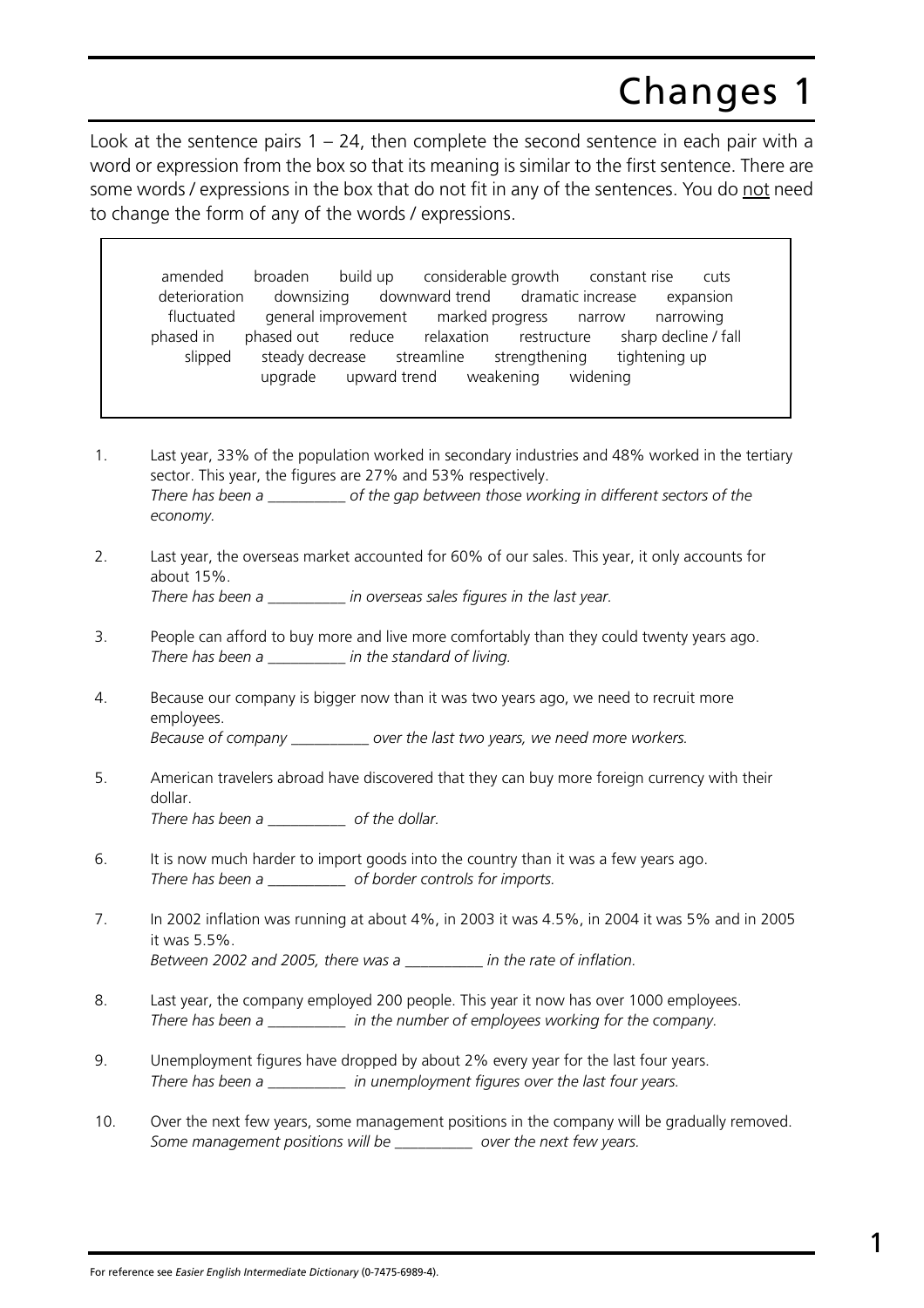# Changes 1

Look at the sentence pairs 1 – 24, then complete the second sentence in each pair with a word or expression from the box so that its meaning is similar to the first sentence. There are some words / expressions in the box that do not fit in any of the sentences. You do <u>not</u> need to change the form of any of the words / expressions.

> amended broaden build up considerable growth constant rise cuts deterioration downsizing downward trend dramatic increase expansion fluctuated general improvement marked progress narrow narrowing phased in phased out reduce relaxation restructure sharp decline / fall slipped steady decrease streamline strengthening tightening up upgrade upward trend weakening widening

1. Last year, 33% of the population worked in secondary industries and 48% worked in the tertiary sector. This year, the figures are 27% and 53% respectively.
   *There has been a __________ of the gap between those working in different sectors of the economy.*

2. Last year, the overseas market accounted for 60% of our sales. This year, it only accounts for about 15%.
   *There has been a __________ in overseas sales figures in the last year.*

3. People can afford to buy more and live more comfortably than they could twenty years ago.
   *There has been a __________ in the standard of living.*

4. Because our company is bigger now than it was two years ago, we need to recruit more employees.
   *Because of company __________ over the last two years, we need more workers.*

5. American travelers abroad have discovered that they can buy more foreign currency with their dollar.
   *There has been a __________ of the dollar.*

6. It is now much harder to import goods into the country than it was a few years ago.
   *There has been a __________ of border controls for imports.*

7. In 2002 inflation was running at about 4%, in 2003 it was 4.5%, in 2004 it was 5% and in 2005 it was 5.5%.
   *Between 2002 and 2005, there was a __________ in the rate of inflation.*

8. Last year, the company employed 200 people. This year it now has over 1000 employees.
   *There has been a __________ in the number of employees working for the company.*

9. Unemployment figures have dropped by about 2% every year for the last four years.
   *There has been a __________ in unemployment figures over the last four years.*

10. Over the next few years, some management positions in the company will be gradually removed.
    *Some management positions will be __________ over the next few years.*

For reference see *Easier English Intermediate Dictionary* (0-7475-6989-4).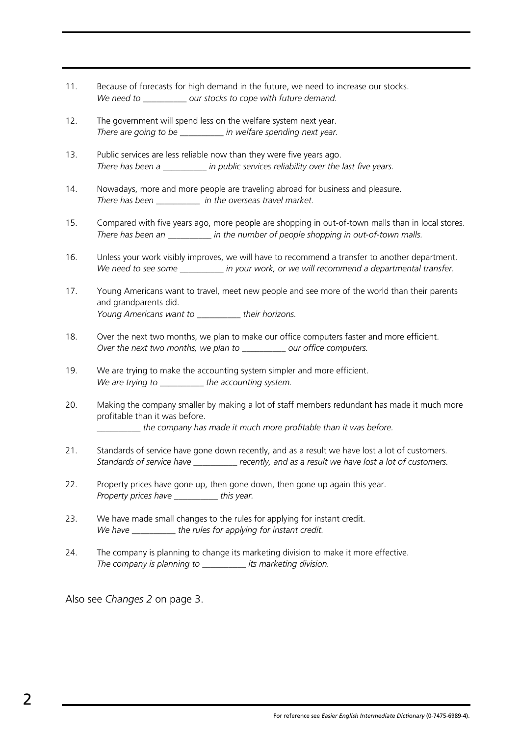11. Because of forecasts for high demand in the future, we need to increase our stocks.
    *We need to __________ our stocks to cope with future demand.*

12. The government will spend less on the welfare system next year.
    *There are going to be __________ in welfare spending next year.*

13. Public services are less reliable now than they were five years ago.
    *There has been a __________ in public services reliability over the last five years.*

14. Nowadays, more and more people are traveling abroad for business and pleasure.
    *There has been __________ in the overseas travel market.*

15. Compared with five years ago, more people are shopping in out-of-town malls than in local stores.
    *There has been an __________ in the number of people shopping in out-of-town malls.*

16. Unless your work visibly improves, we will have to recommend a transfer to another department.
    *We need to see some __________ in your work, or we will recommend a departmental transfer.*

17. Young Americans want to travel, meet new people and see more of the world than their parents and grandparents did.
    *Young Americans want to __________ their horizons.*

18. Over the next two months, we plan to make our office computers faster and more efficient.
    *Over the next two months, we plan to __________ our office computers.*

19. We are trying to make the accounting system simpler and more efficient.
    *We are trying to __________ the accounting system.*

20. Making the company smaller by making a lot of staff members redundant has made it much more profitable than it was before.
    *__________ the company has made it much more profitable than it was before.*

21. Standards of service have gone down recently, and as a result we have lost a lot of customers.
    *Standards of service have __________ recently, and as a result we have lost a lot of customers.*

22. Property prices have gone up, then gone down, then gone up again this year.
    *Property prices have __________ this year.*

23. We have made small changes to the rules for applying for instant credit.
    *We have __________ the rules for applying for instant credit.*

24. The company is planning to change its marketing division to make it more effective.
    *The company is planning to __________ its marketing division.*

Also see *Changes 2* on page 3.

For reference see *Easier English Intermediate Dictionary* (0-7475-6989-4).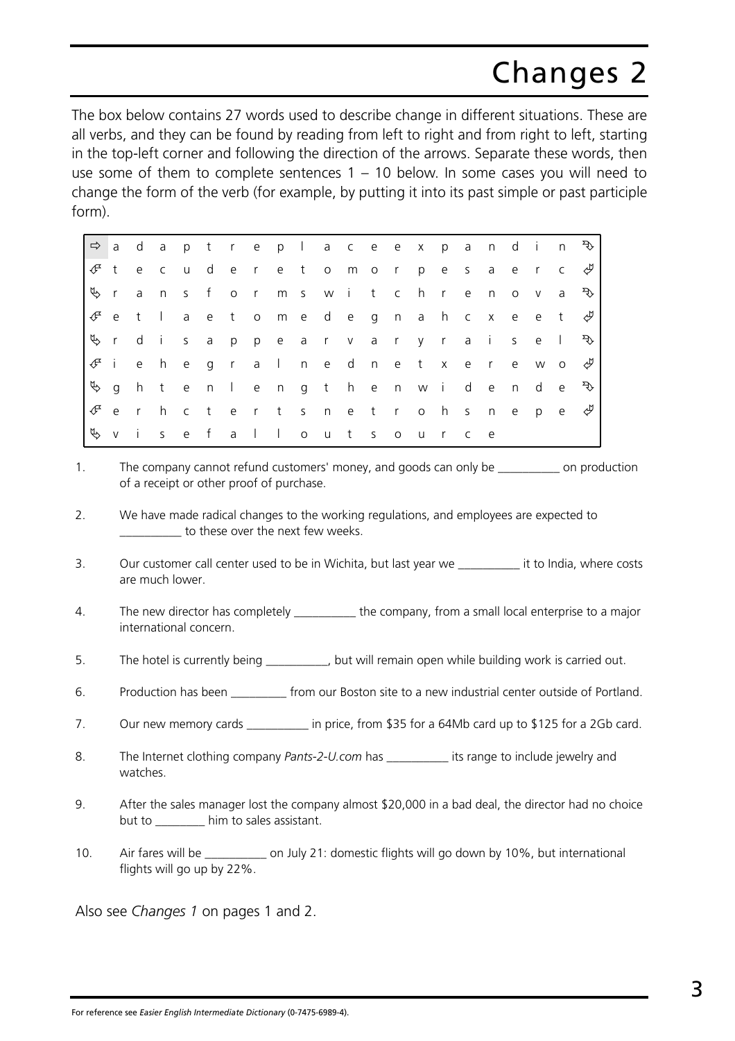# Changes 2

The box below contains 27 words used to describe change in different situations. These are all verbs, and they can be found by reading from left to right and from right to left, starting in the top-left corner and following the direction of the arrows. Separate these words, then use some of them to complete sentences 1 – 10 below. In some cases you will need to change the form of the verb (for example, by putting it into its past simple or past participle form).

| | | | | | | | | | | | | | | | | | | | | | |
|---|---|---|---|---|---|---|---|---|---|---|---|---|---|---|---|---|---|---|---|---|---|
| ⇨ | a | d | a | p | t | r | e | p | l | a | c | e | e | x | p | a | n | d | i | n | ➩ |
| ⇦ | t | e | c | u | d | e | r | e | t | o | m | o | r | p | e | s | a | e | r | c | ⇩ |
| ⇨ | r | a | n | s | f | o | r | m | s | w | i | t | c | h | r | e | n | o | v | a | ➩ |
| ⇦ | e | t | l | a | e | t | o | m | e | d | e | g | n | a | h | c | x | e | e | t | ⇩ |
| ⇨ | r | d | i | s | a | p | p | e | a | r | v | a | r | y | r | a | i | s | e | l | ➩ |
| ⇦ | i | e | h | e | g | r | a | l | n | e | d | n | e | t | x | e | r | e | w | o | ⇩ |
| ⇨ | g | h | t | e | n | l | e | n | g | t | h | e | n | w | i | d | e | n | d | e | ➩ |
| ⇦ | e | r | h | c | t | e | r | t | s | n | e | t | r | o | h | s | n | e | p | e | ⇩ |
| ⇨ | v | i | s | e | f | a | l | l | o | u | t | s | o | u | r | c | e | | | | |

1. The company cannot refund customers' money, and goods can only be __________ on production of a receipt or other proof of purchase.

2. We have made radical changes to the working regulations, and employees are expected to __________ to these over the next few weeks.

3. Our customer call center used to be in Wichita, but last year we __________ it to India, where costs are much lower.

4. The new director has completely __________ the company, from a small local enterprise to a major international concern.

5. The hotel is currently being __________, but will remain open while building work is carried out.

6. Production has been _________ from our Boston site to a new industrial center outside of Portland.

7. Our new memory cards __________ in price, from $35 for a 64Mb card up to $125 for a 2Gb card.

8. The Internet clothing company *Pants-2-U.com* has __________ its range to include jewelry and watches.

9. After the sales manager lost the company almost $20,000 in a bad deal, the director had no choice but to ________ him to sales assistant.

10. Air fares will be __________ on July 21: domestic flights will go down by 10%, but international flights will go up by 22%.

Also see *Changes 1* on pages 1 and 2.

For reference see *Easier English Intermediate Dictionary* (0-7475-6989-4).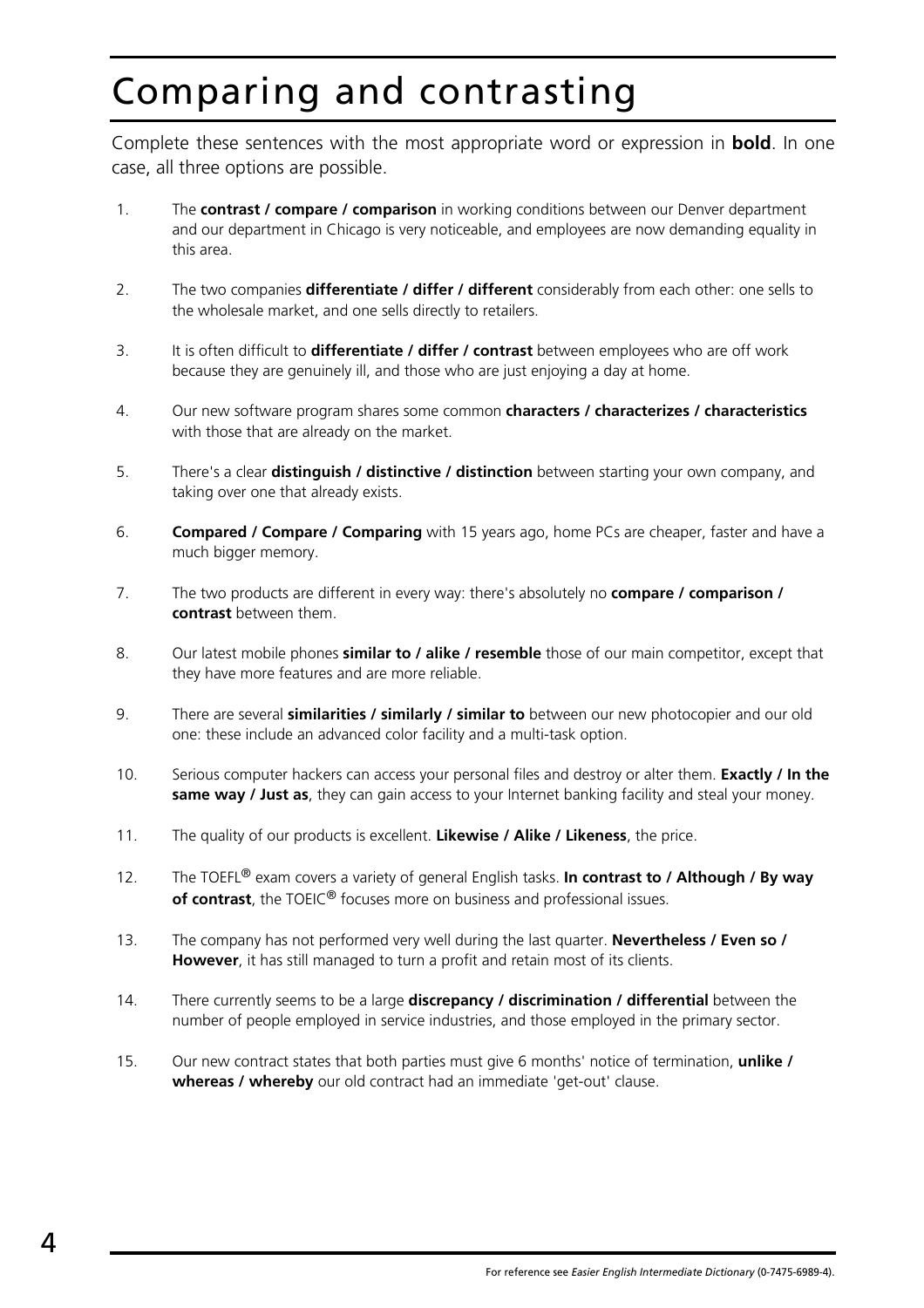# Comparing and contrasting

Complete these sentences with the most appropriate word or expression in **bold**. In one case, all three options are possible.

1. The **contrast / compare / comparison** in working conditions between our Denver department and our department in Chicago is very noticeable, and employees are now demanding equality in this area.

2. The two companies **differentiate / differ / different** considerably from each other: one sells to the wholesale market, and one sells directly to retailers.

3. It is often difficult to **differentiate / differ / contrast** between employees who are off work because they are genuinely ill, and those who are just enjoying a day at home.

4. Our new software program shares some common **characters / characterizes / characteristics** with those that are already on the market.

5. There's a clear **distinguish / distinctive / distinction** between starting your own company, and taking over one that already exists.

6. **Compared / Compare / Comparing** with 15 years ago, home PCs are cheaper, faster and have a much bigger memory.

7. The two products are different in every way: there's absolutely no **compare / comparison / contrast** between them.

8. Our latest mobile phones **similar to / alike / resemble** those of our main competitor, except that they have more features and are more reliable.

9. There are several **similarities / similarly / similar to** between our new photocopier and our old one: these include an advanced color facility and a multi-task option.

10. Serious computer hackers can access your personal files and destroy or alter them. **Exactly / In the same way / Just as**, they can gain access to your Internet banking facility and steal your money.

11. The quality of our products is excellent. **Likewise / Alike / Likeness**, the price.

12. The TOEFL® exam covers a variety of general English tasks. **In contrast to / Although / By way of contrast**, the TOEIC® focuses more on business and professional issues.

13. The company has not performed very well during the last quarter. **Nevertheless / Even so / However**, it has still managed to turn a profit and retain most of its clients.

14. There currently seems to be a large **discrepancy / discrimination / differential** between the number of people employed in service industries, and those employed in the primary sector.

15. Our new contract states that both parties must give 6 months' notice of termination, **unlike / whereas / whereby** our old contract had an immediate 'get-out' clause.

For reference see *Easier English Intermediate Dictionary* (0-7475-6989-4).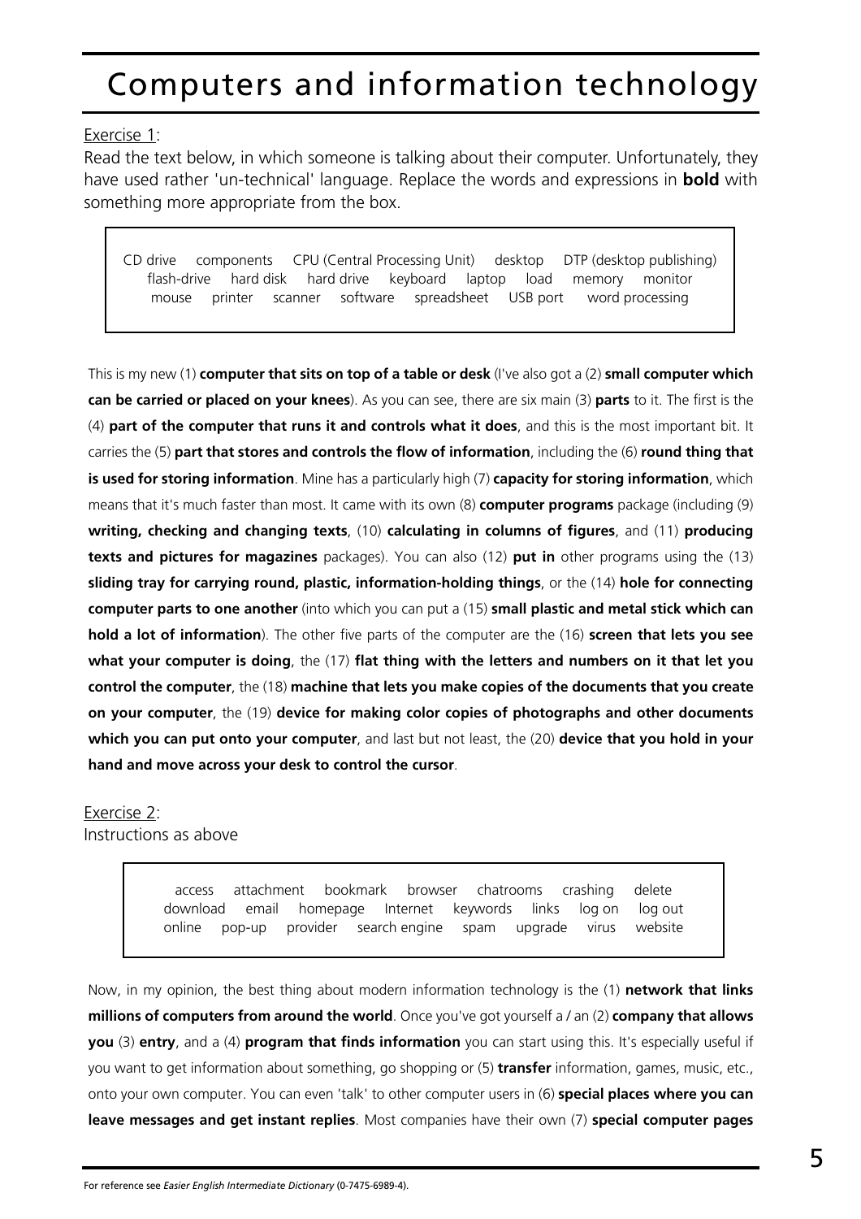# Computers and information technology

Exercise 1:

Read the text below, in which someone is talking about their computer. Unfortunately, they have used rather 'un-technical' language. Replace the words and expressions in **bold** with something more appropriate from the box.

> CD drive components CPU (Central Processing Unit) desktop DTP (desktop publishing) flash-drive hard disk hard drive keyboard laptop load memory monitor mouse printer scanner software spreadsheet USB port word processing

This is my new (1) **computer that sits on top of a table or desk** (I've also got a (2) **small computer which can be carried or placed on your knees**). As you can see, there are six main (3) **parts** to it. The first is the (4) **part of the computer that runs it and controls what it does**, and this is the most important bit. It carries the (5) **part that stores and controls the flow of information**, including the (6) **round thing that is used for storing information**. Mine has a particularly high (7) **capacity for storing information**, which means that it's much faster than most. It came with its own (8) **computer programs** package (including (9) **writing, checking and changing texts**, (10) **calculating in columns of figures**, and (11) **producing texts and pictures for magazines** packages). You can also (12) **put in** other programs using the (13) **sliding tray for carrying round, plastic, information-holding things**, or the (14) **hole for connecting computer parts to one another** (into which you can put a (15) **small plastic and metal stick which can hold a lot of information**). The other five parts of the computer are the (16) **screen that lets you see what your computer is doing**, the (17) **flat thing with the letters and numbers on it that let you control the computer**, the (18) **machine that lets you make copies of the documents that you create on your computer**, the (19) **device for making color copies of photographs and other documents which you can put onto your computer**, and last but not least, the (20) **device that you hold in your hand and move across your desk to control the cursor**.

Exercise 2:

Instructions as above

> access attachment bookmark browser chatrooms crashing delete download email homepage Internet keywords links log on log out online pop-up provider search engine spam upgrade virus website

Now, in my opinion, the best thing about modern information technology is the (1) **network that links millions of computers from around the world**. Once you've got yourself a / an (2) **company that allows you** (3) **entry**, and a (4) **program that finds information** you can start using this. It's especially useful if you want to get information about something, go shopping or (5) **transfer** information, games, music, etc., onto your own computer. You can even 'talk' to other computer users in (6) **special places where you can leave messages and get instant replies**. Most companies have their own (7) **special computer pages**

For reference see *Easier English Intermediate Dictionary* (0-7475-6989-4).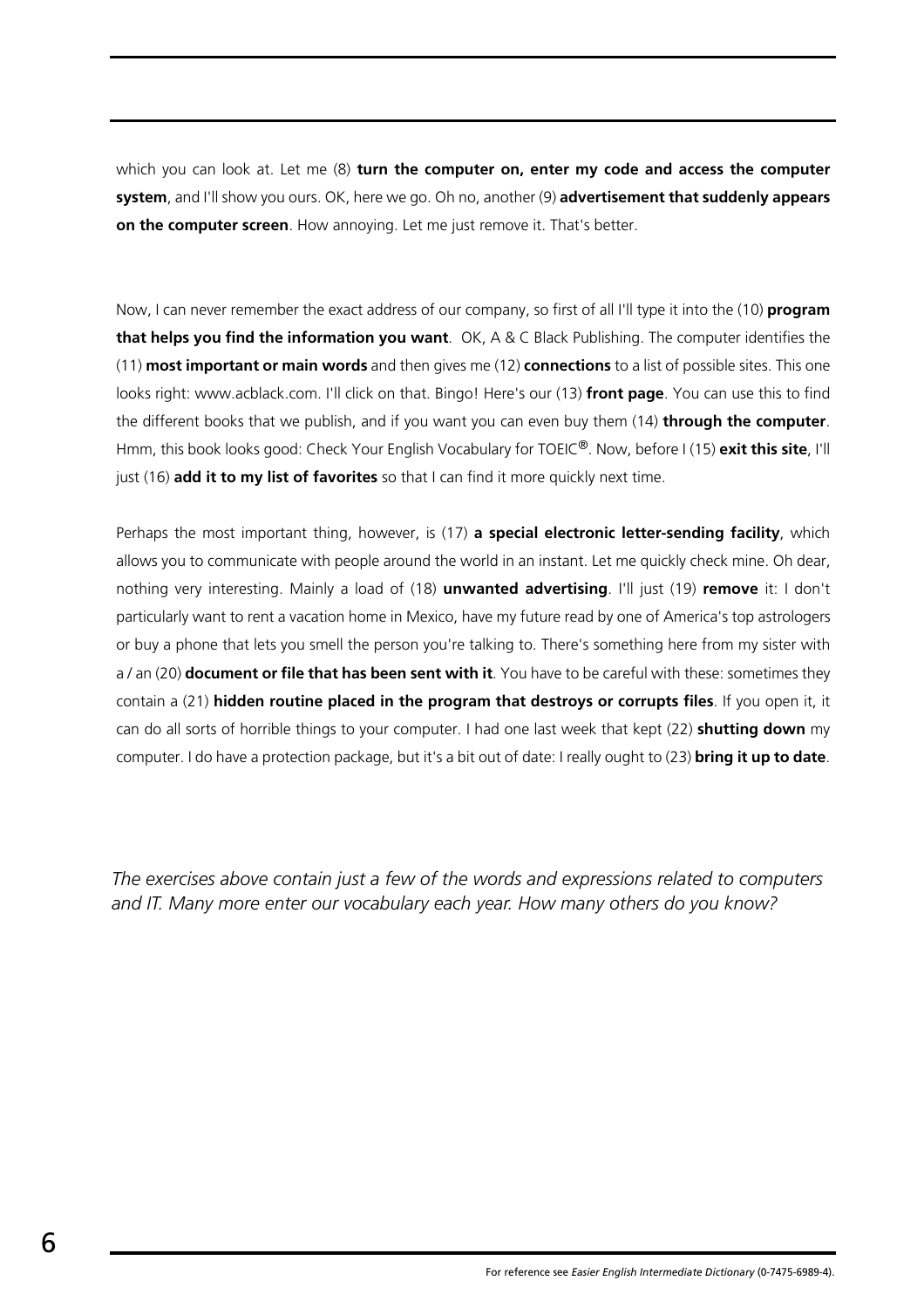which you can look at. Let me (8) **turn the computer on, enter my code and access the computer system**, and I'll show you ours. OK, here we go. Oh no, another (9) **advertisement that suddenly appears on the computer screen**. How annoying. Let me just remove it. That's better.

Now, I can never remember the exact address of our company, so first of all I'll type it into the (10) **program that helps you find the information you want**. OK, A & C Black Publishing. The computer identifies the (11) **most important or main words** and then gives me (12) **connections** to a list of possible sites. This one looks right: www.acblack.com. I'll click on that. Bingo! Here's our (13) **front page**. You can use this to find the different books that we publish, and if you want you can even buy them (14) **through the computer**. Hmm, this book looks good: Check Your English Vocabulary for TOEIC®. Now, before I (15) **exit this site**, I'll just (16) **add it to my list of favorites** so that I can find it more quickly next time.

Perhaps the most important thing, however, is (17) **a special electronic letter-sending facility**, which allows you to communicate with people around the world in an instant. Let me quickly check mine. Oh dear, nothing very interesting. Mainly a load of (18) **unwanted advertising**. I'll just (19) **remove** it: I don't particularly want to rent a vacation home in Mexico, have my future read by one of America's top astrologers or buy a phone that lets you smell the person you're talking to. There's something here from my sister with a / an (20) **document or file that has been sent with it**. You have to be careful with these: sometimes they contain a (21) **hidden routine placed in the program that destroys or corrupts files**. If you open it, it can do all sorts of horrible things to your computer. I had one last week that kept (22) **shutting down** my computer. I do have a protection package, but it's a bit out of date: I really ought to (23) **bring it up to date**.

*The exercises above contain just a few of the words and expressions related to computers and IT. Many more enter our vocabulary each year. How many others do you know?*

For reference see *Easier English Intermediate Dictionary* (0-7475-6989-4).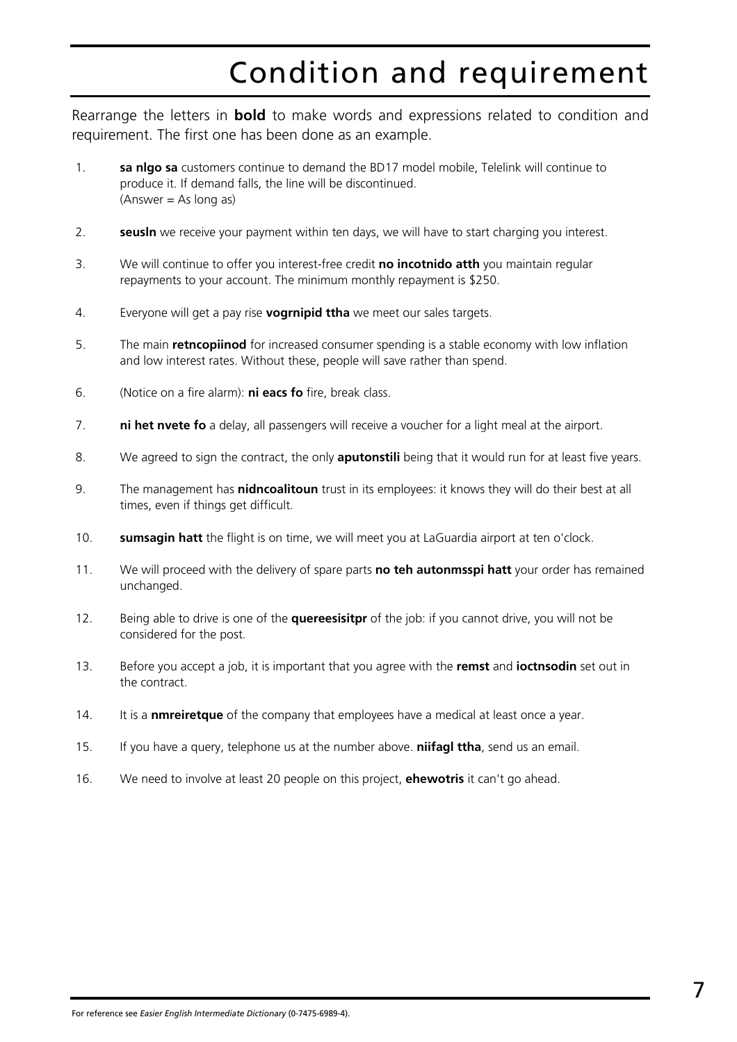# Condition and requirement

Rearrange the letters in **bold** to make words and expressions related to condition and requirement. The first one has been done as an example.

1. **sa nlgo sa** customers continue to demand the BD17 model mobile, Telelink will continue to produce it. If demand falls, the line will be discontinued.
   (Answer = As long as)

2. **seusln** we receive your payment within ten days, we will have to start charging you interest.

3. We will continue to offer you interest-free credit **no incotnido atth** you maintain regular repayments to your account. The minimum monthly repayment is $250.

4. Everyone will get a pay rise **vogrnipid ttha** we meet our sales targets.

5. The main **retncopiinod** for increased consumer spending is a stable economy with low inflation and low interest rates. Without these, people will save rather than spend.

6. (Notice on a fire alarm): **ni eacs fo** fire, break class.

7. **ni het nvete fo** a delay, all passengers will receive a voucher for a light meal at the airport.

8. We agreed to sign the contract, the only **aputonstili** being that it would run for at least five years.

9. The management has **nidncoalitoun** trust in its employees: it knows they will do their best at all times, even if things get difficult.

10. **sumsagin hatt** the flight is on time, we will meet you at LaGuardia airport at ten o'clock.

11. We will proceed with the delivery of spare parts **no teh autonmsspi hatt** your order has remained unchanged.

12. Being able to drive is one of the **quereesisitpr** of the job: if you cannot drive, you will not be considered for the post.

13. Before you accept a job, it is important that you agree with the **remst** and **ioctnsodin** set out in the contract.

14. It is a **nmreiretque** of the company that employees have a medical at least once a year.

15. If you have a query, telephone us at the number above. **niifagl ttha**, send us an email.

16. We need to involve at least 20 people on this project, **ehewotris** it can't go ahead.

For reference see *Easier English Intermediate Dictionary* (0-7475-6989-4).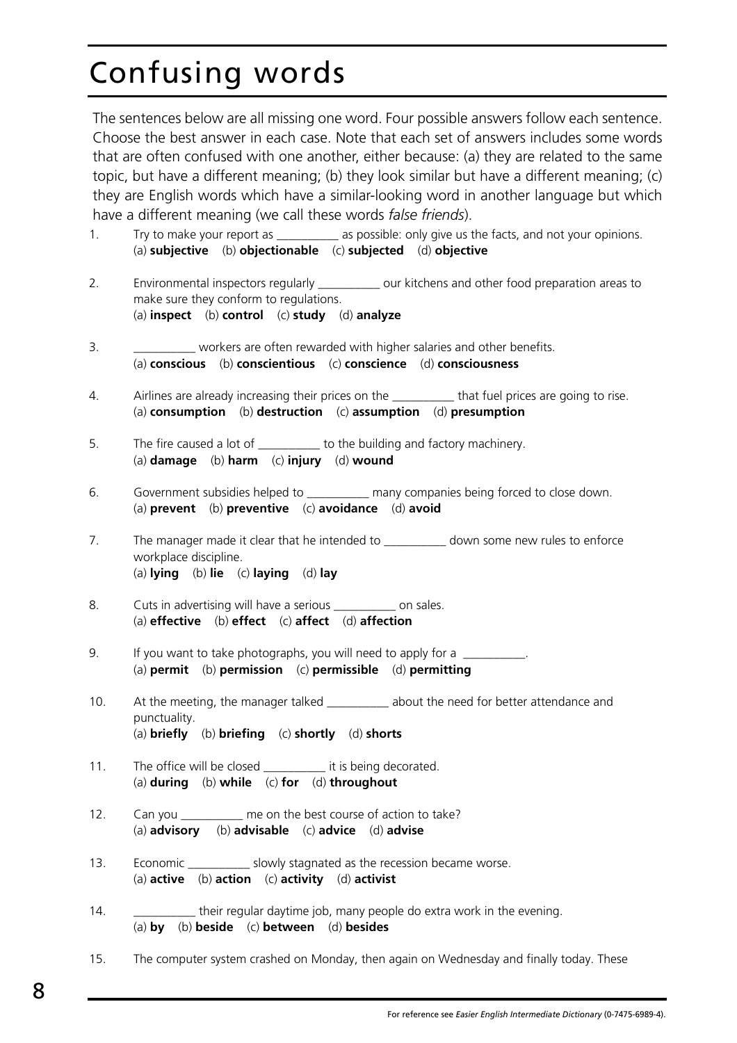# Confusing words

The sentences below are all missing one word. Four possible answers follow each sentence. Choose the best answer in each case. Note that each set of answers includes some words that are often confused with one another, either because: (a) they are related to the same topic, but have a different meaning; (b) they look similar but have a different meaning; (c) they are English words which have a similar-looking word in another language but which have a different meaning (we call these words *false friends*).

1. Try to make your report as __________ as possible: only give us the facts, and not your opinions.
   (a) **subjective** (b) **objectionable** (c) **subjected** (d) **objective**

2. Environmental inspectors regularly __________ our kitchens and other food preparation areas to make sure they conform to regulations.
   (a) **inspect** (b) **control** (c) **study** (d) **analyze**

3. __________ workers are often rewarded with higher salaries and other benefits.
   (a) **conscious** (b) **conscientious** (c) **conscience** (d) **consciousness**

4. Airlines are already increasing their prices on the __________ that fuel prices are going to rise.
   (a) **consumption** (b) **destruction** (c) **assumption** (d) **presumption**

5. The fire caused a lot of __________ to the building and factory machinery.
   (a) **damage** (b) **harm** (c) **injury** (d) **wound**

6. Government subsidies helped to __________ many companies being forced to close down.
   (a) **prevent** (b) **preventive** (c) **avoidance** (d) **avoid**

7. The manager made it clear that he intended to __________ down some new rules to enforce workplace discipline.
   (a) **lying** (b) **lie** (c) **laying** (d) **lay**

8. Cuts in advertising will have a serious __________ on sales.
   (a) **effective** (b) **effect** (c) **affect** (d) **affection**

9. If you want to take photographs, you will need to apply for a __________.
   (a) **permit** (b) **permission** (c) **permissible** (d) **permitting**

10. At the meeting, the manager talked __________ about the need for better attendance and punctuality.
    (a) **briefly** (b) **briefing** (c) **shortly** (d) **shorts**

11. The office will be closed __________ it is being decorated.
    (a) **during** (b) **while** (c) **for** (d) **throughout**

12. Can you __________ me on the best course of action to take?
    (a) **advisory** (b) **advisable** (c) **advice** (d) **advise**

13. Economic __________ slowly stagnated as the recession became worse.
    (a) **active** (b) **action** (c) **activity** (d) **activist**

14. __________ their regular daytime job, many people do extra work in the evening.
    (a) **by** (b) **beside** (c) **between** (d) **besides**

15. The computer system crashed on Monday, then again on Wednesday and finally today. These

For reference see *Easier English Intermediate Dictionary* (0-7475-6989-4).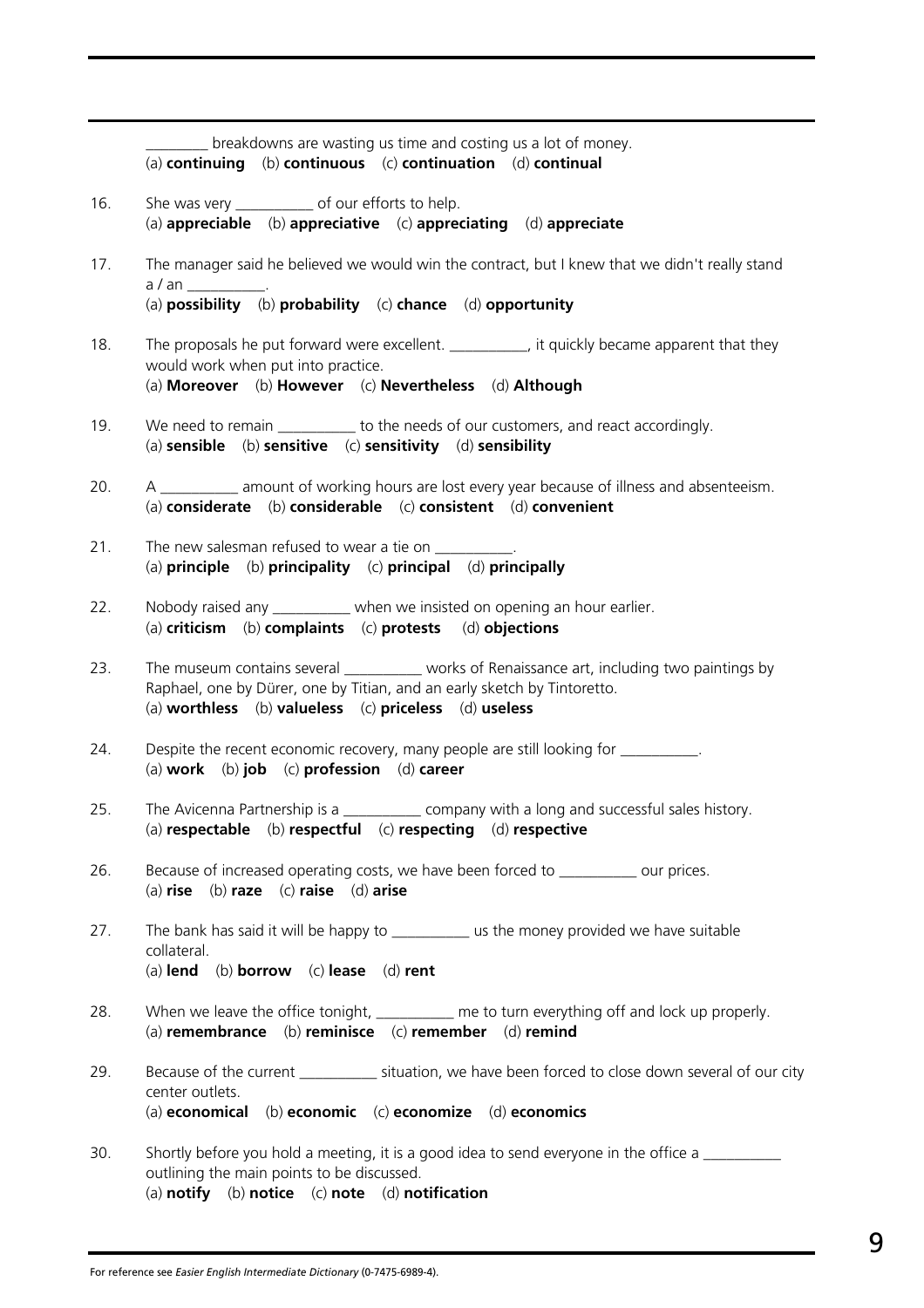________ breakdowns are wasting us time and costing us a lot of money.
(a) **continuing** (b) **continuous** (c) **continuation** (d) **continual**

16. She was very __________ of our efforts to help.
(a) **appreciable** (b) **appreciative** (c) **appreciating** (d) **appreciate**

17. The manager said he believed we would win the contract, but I knew that we didn't really stand a / an __________.
(a) **possibility** (b) **probability** (c) **chance** (d) **opportunity**

18. The proposals he put forward were excellent. __________, it quickly became apparent that they would work when put into practice.
(a) **Moreover** (b) **However** (c) **Nevertheless** (d) **Although**

19. We need to remain __________ to the needs of our customers, and react accordingly.
(a) **sensible** (b) **sensitive** (c) **sensitivity** (d) **sensibility**

20. A __________ amount of working hours are lost every year because of illness and absenteeism.
(a) **considerate** (b) **considerable** (c) **consistent** (d) **convenient**

21. The new salesman refused to wear a tie on __________.
(a) **principle** (b) **principality** (c) **principal** (d) **principally**

22. Nobody raised any __________ when we insisted on opening an hour earlier.
(a) **criticism** (b) **complaints** (c) **protests** (d) **objections**

23. The museum contains several __________ works of Renaissance art, including two paintings by Raphael, one by Dürer, one by Titian, and an early sketch by Tintoretto.
(a) **worthless** (b) **valueless** (c) **priceless** (d) **useless**

24. Despite the recent economic recovery, many people are still looking for __________.
(a) **work** (b) **job** (c) **profession** (d) **career**

25. The Avicenna Partnership is a __________ company with a long and successful sales history.
(a) **respectable** (b) **respectful** (c) **respecting** (d) **respective**

26. Because of increased operating costs, we have been forced to __________ our prices.
(a) **rise** (b) **raze** (c) **raise** (d) **arise**

27. The bank has said it will be happy to __________ us the money provided we have suitable collateral.
(a) **lend** (b) **borrow** (c) **lease** (d) **rent**

28. When we leave the office tonight, __________ me to turn everything off and lock up properly.
(a) **remembrance** (b) **reminisce** (c) **remember** (d) **remind**

29. Because of the current __________ situation, we have been forced to close down several of our city center outlets.
(a) **economical** (b) **economic** (c) **economize** (d) **economics**

30. Shortly before you hold a meeting, it is a good idea to send everyone in the office a __________ outlining the main points to be discussed.
(a) **notify** (b) **notice** (c) **note** (d) **notification**

For reference see *Easier English Intermediate Dictionary* (0-7475-6989-4).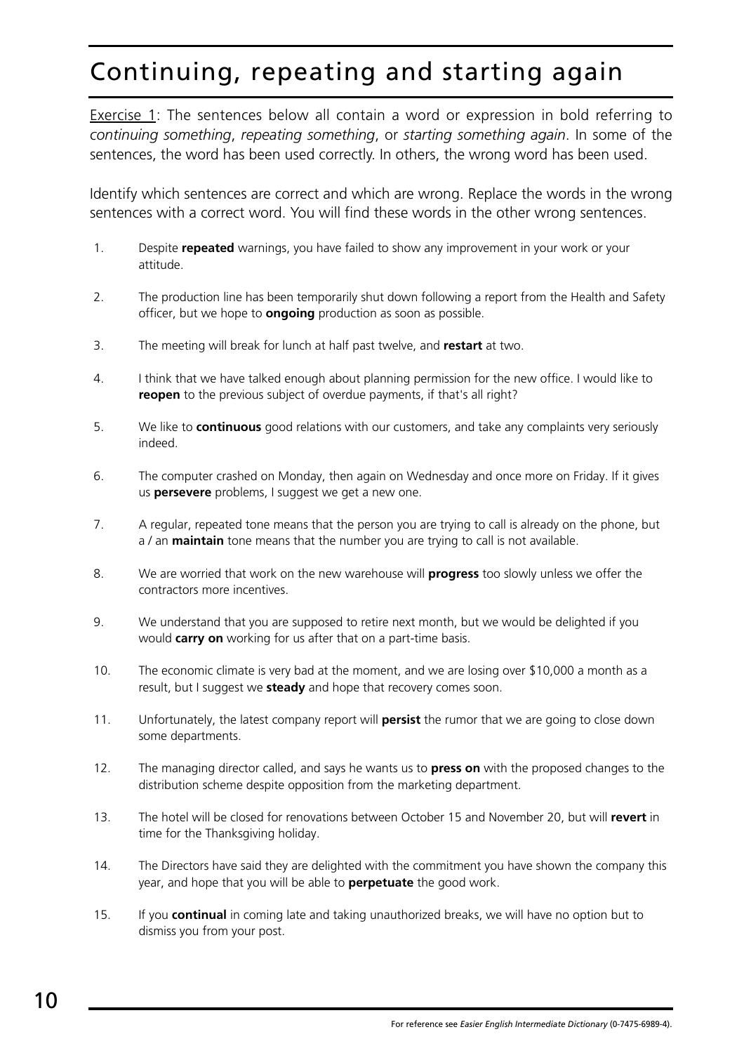# Continuing, repeating and starting again

<u>Exercise 1</u>: The sentences below all contain a word or expression in bold referring to *continuing something*, *repeating something*, or *starting something again*. In some of the sentences, the word has been used correctly. In others, the wrong word has been used.

Identify which sentences are correct and which are wrong. Replace the words in the wrong sentences with a correct word. You will find these words in the other wrong sentences.

1. Despite **repeated** warnings, you have failed to show any improvement in your work or your attitude.
2. The production line has been temporarily shut down following a report from the Health and Safety officer, but we hope to **ongoing** production as soon as possible.
3. The meeting will break for lunch at half past twelve, and **restart** at two.
4. I think that we have talked enough about planning permission for the new office. I would like to **reopen** to the previous subject of overdue payments, if that's all right?
5. We like to **continuous** good relations with our customers, and take any complaints very seriously indeed.
6. The computer crashed on Monday, then again on Wednesday and once more on Friday. If it gives us **persevere** problems, I suggest we get a new one.
7. A regular, repeated tone means that the person you are trying to call is already on the phone, but a / an **maintain** tone means that the number you are trying to call is not available.
8. We are worried that work on the new warehouse will **progress** too slowly unless we offer the contractors more incentives.
9. We understand that you are supposed to retire next month, but we would be delighted if you would **carry on** working for us after that on a part-time basis.
10. The economic climate is very bad at the moment, and we are losing over $10,000 a month as a result, but I suggest we **steady** and hope that recovery comes soon.
11. Unfortunately, the latest company report will **persist** the rumor that we are going to close down some departments.
12. The managing director called, and says he wants us to **press on** with the proposed changes to the distribution scheme despite opposition from the marketing department.
13. The hotel will be closed for renovations between October 15 and November 20, but will **revert** in time for the Thanksgiving holiday.
14. The Directors have said they are delighted with the commitment you have shown the company this year, and hope that you will be able to **perpetuate** the good work.
15. If you **continual** in coming late and taking unauthorized breaks, we will have no option but to dismiss you from your post.

For reference see *Easier English Intermediate Dictionary* (0-7475-6989-4).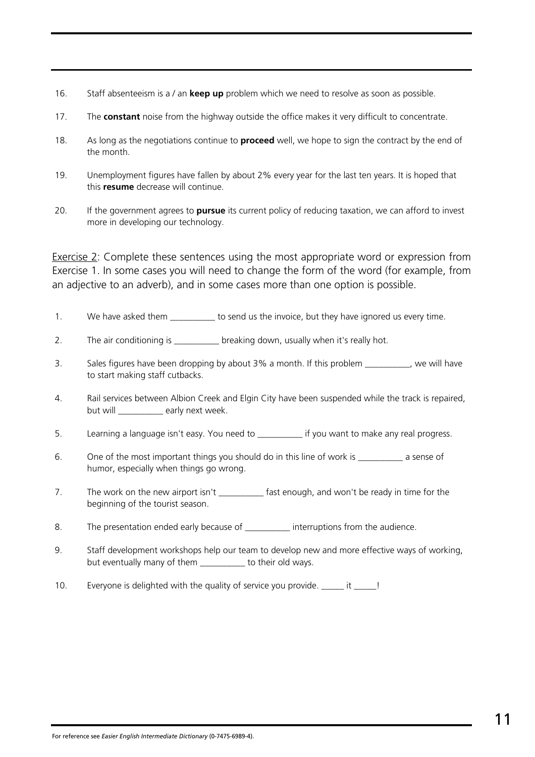16. Staff absenteeism is a / an **keep up** problem which we need to resolve as soon as possible.

17. The **constant** noise from the highway outside the office makes it very difficult to concentrate.

18. As long as the negotiations continue to **proceed** well, we hope to sign the contract by the end of the month.

19. Unemployment figures have fallen by about 2% every year for the last ten years. It is hoped that this **resume** decrease will continue.

20. If the government agrees to **pursue** its current policy of reducing taxation, we can afford to invest more in developing our technology.

Exercise 2: Complete these sentences using the most appropriate word or expression from Exercise 1. In some cases you will need to change the form of the word (for example, from an adjective to an adverb), and in some cases more than one option is possible.

1. We have asked them __________ to send us the invoice, but they have ignored us every time.

2. The air conditioning is __________ breaking down, usually when it's really hot.

3. Sales figures have been dropping by about 3% a month. If this problem __________, we will have to start making staff cutbacks.

4. Rail services between Albion Creek and Elgin City have been suspended while the track is repaired, but will __________ early next week.

5. Learning a language isn't easy. You need to __________ if you want to make any real progress.

6. One of the most important things you should do in this line of work is __________ a sense of humor, especially when things go wrong.

7. The work on the new airport isn't __________ fast enough, and won't be ready in time for the beginning of the tourist season.

8. The presentation ended early because of __________ interruptions from the audience.

9. Staff development workshops help our team to develop new and more effective ways of working, but eventually many of them __________ to their old ways.

10. Everyone is delighted with the quality of service you provide. _____ it _____!

For reference see *Easier English Intermediate Dictionary* (0-7475-6989-4).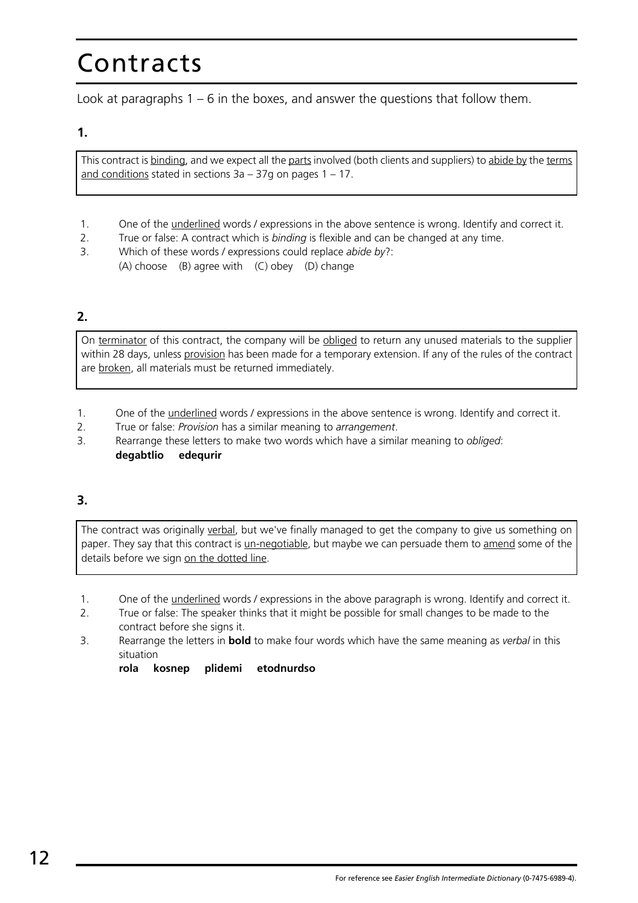# Contracts

Look at paragraphs 1 – 6 in the boxes, and answer the questions that follow them.

**1.**

> This contract is <u>binding</u>, and we expect all the <u>parts</u> involved (both clients and suppliers) to <u>abide by</u> the <u>terms and conditions</u> stated in sections 3a – 37g on pages 1 – 17.

1. One of the <u>underlined</u> words / expressions in the above sentence is wrong. Identify and correct it.
2. True or false: A contract which is *binding* is flexible and can be changed at any time.
3. Which of these words / expressions could replace *abide by*?:
   (A) choose (B) agree with (C) obey (D) change

**2.**

> On <u>terminator</u> of this contract, the company will be <u>obliged</u> to return any unused materials to the supplier within 28 days, unless <u>provision</u> has been made for a temporary extension. If any of the rules of the contract are <u>broken</u>, all materials must be returned immediately.

1. One of the <u>underlined</u> words / expressions in the above sentence is wrong. Identify and correct it.
2. True or false: *Provision* has a similar meaning to *arrangement*.
3. Rearrange these letters to make two words which have a similar meaning to *obliged*:
   **degabtlio edequrir**

**3.**

> The contract was originally <u>verbal</u>, but we've finally managed to get the company to give us something on paper. They say that this contract is <u>un-negotiable</u>, but maybe we can persuade them to <u>amend</u> some of the details before we sign <u>on the dotted line</u>.

1. One of the <u>underlined</u> words / expressions in the above paragraph is wrong. Identify and correct it.
2. True or false: The speaker thinks that it might be possible for small changes to be made to the contract before she signs it.
3. Rearrange the letters in **bold** to make four words which have the same meaning as *verbal* in this situation
   **rola kosnep plidemi etodnurdso**

For reference see *Easier English Intermediate Dictionary* (0-7475-6989-4).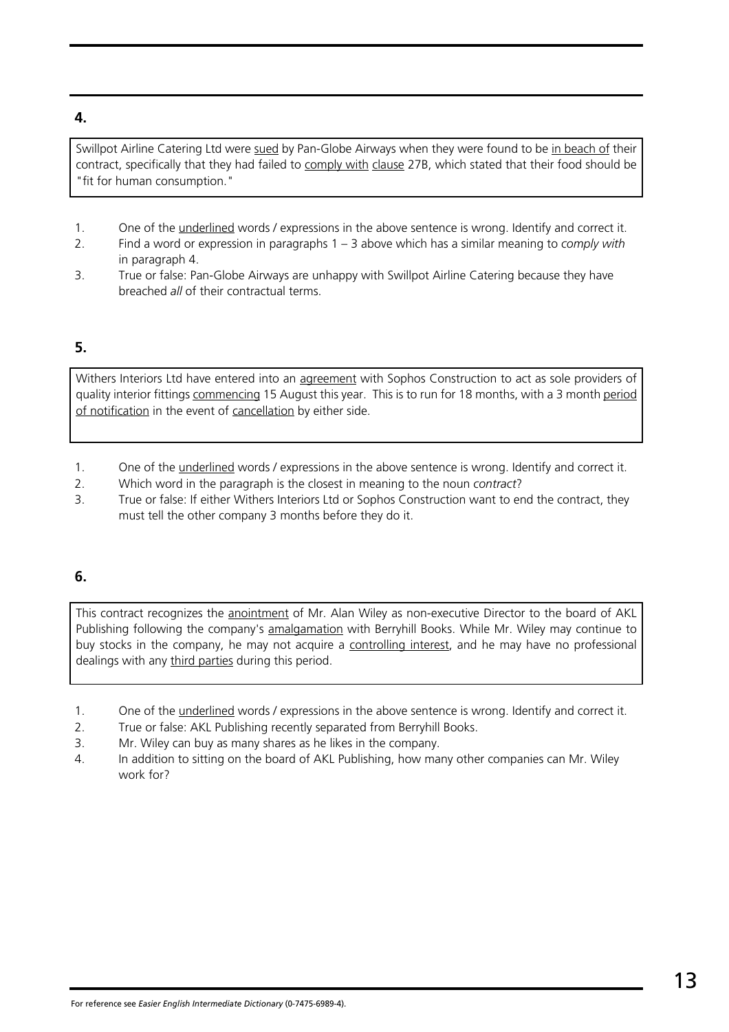## 4.

Swillpot Airline Catering Ltd were sued by Pan-Globe Airways when they were found to be in beach of their contract, specifically that they had failed to comply with clause 27B, which stated that their food should be "fit for human consumption."

1. One of the underlined words / expressions in the above sentence is wrong. Identify and correct it.
2. Find a word or expression in paragraphs 1 – 3 above which has a similar meaning to *comply with* in paragraph 4.
3. True or false: Pan-Globe Airways are unhappy with Swillpot Airline Catering because they have breached *all* of their contractual terms.

## 5.

Withers Interiors Ltd have entered into an agreement with Sophos Construction to act as sole providers of quality interior fittings commencing 15 August this year. This is to run for 18 months, with a 3 month period of notification in the event of cancellation by either side.

1. One of the underlined words / expressions in the above sentence is wrong. Identify and correct it.
2. Which word in the paragraph is the closest in meaning to the noun *contract*?
3. True or false: If either Withers Interiors Ltd or Sophos Construction want to end the contract, they must tell the other company 3 months before they do it.

## 6.

This contract recognizes the anointment of Mr. Alan Wiley as non-executive Director to the board of AKL Publishing following the company's amalgamation with Berryhill Books. While Mr. Wiley may continue to buy stocks in the company, he may not acquire a controlling interest, and he may have no professional dealings with any third parties during this period.

1. One of the underlined words / expressions in the above sentence is wrong. Identify and correct it.
2. True or false: AKL Publishing recently separated from Berryhill Books.
3. Mr. Wiley can buy as many shares as he likes in the company.
4. In addition to sitting on the board of AKL Publishing, how many other companies can Mr. Wiley work for?

For reference see *Easier English Intermediate Dictionary* (0-7475-6989-4).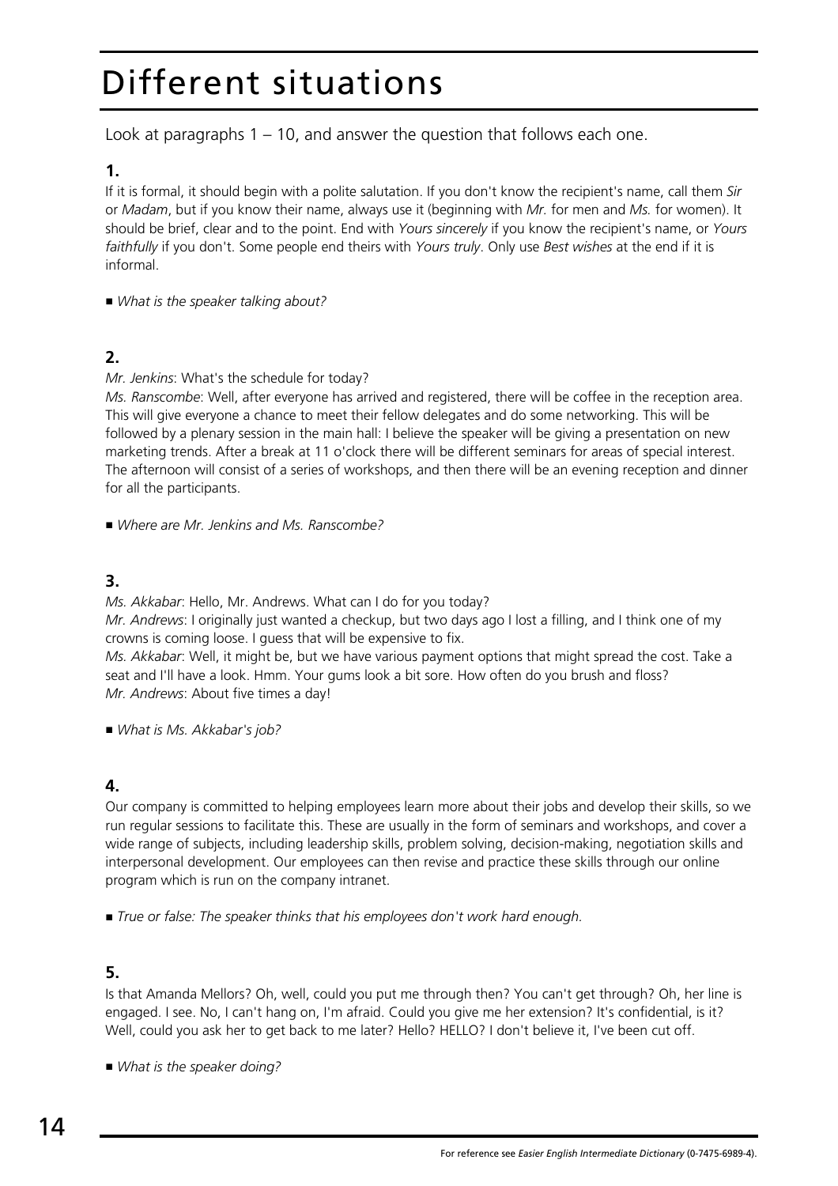# Different situations

Look at paragraphs 1 – 10, and answer the question that follows each one.

**1.**

If it is formal, it should begin with a polite salutation. If you don't know the recipient's name, call them *Sir* or *Madam*, but if you know their name, always use it (beginning with *Mr.* for men and *Ms.* for women). It should be brief, clear and to the point. End with *Yours sincerely* if you know the recipient's name, or *Yours faithfully* if you don't. Some people end theirs with *Yours truly*. Only use *Best wishes* at the end if it is informal.

■ *What is the speaker talking about?*

**2.**

*Mr. Jenkins*: What's the schedule for today?
*Ms. Ranscombe*: Well, after everyone has arrived and registered, there will be coffee in the reception area. This will give everyone a chance to meet their fellow delegates and do some networking. This will be followed by a plenary session in the main hall: I believe the speaker will be giving a presentation on new marketing trends. After a break at 11 o'clock there will be different seminars for areas of special interest. The afternoon will consist of a series of workshops, and then there will be an evening reception and dinner for all the participants.

■ *Where are Mr. Jenkins and Ms. Ranscombe?*

**3.**

*Ms. Akkabar*: Hello, Mr. Andrews. What can I do for you today?
*Mr. Andrews*: I originally just wanted a checkup, but two days ago I lost a filling, and I think one of my crowns is coming loose. I guess that will be expensive to fix.
*Ms. Akkabar*: Well, it might be, but we have various payment options that might spread the cost. Take a seat and I'll have a look. Hmm. Your gums look a bit sore. How often do you brush and floss?
*Mr. Andrews*: About five times a day!

■ *What is Ms. Akkabar's job?*

**4.**

Our company is committed to helping employees learn more about their jobs and develop their skills, so we run regular sessions to facilitate this. These are usually in the form of seminars and workshops, and cover a wide range of subjects, including leadership skills, problem solving, decision-making, negotiation skills and interpersonal development. Our employees can then revise and practice these skills through our online program which is run on the company intranet.

■ *True or false: The speaker thinks that his employees don't work hard enough.*

**5.**

Is that Amanda Mellors? Oh, well, could you put me through then? You can't get through? Oh, her line is engaged. I see. No, I can't hang on, I'm afraid. Could you give me her extension? It's confidential, is it? Well, could you ask her to get back to me later? Hello? HELLO? I don't believe it, I've been cut off.

■ *What is the speaker doing?*

For reference see *Easier English Intermediate Dictionary* (0-7475-6989-4).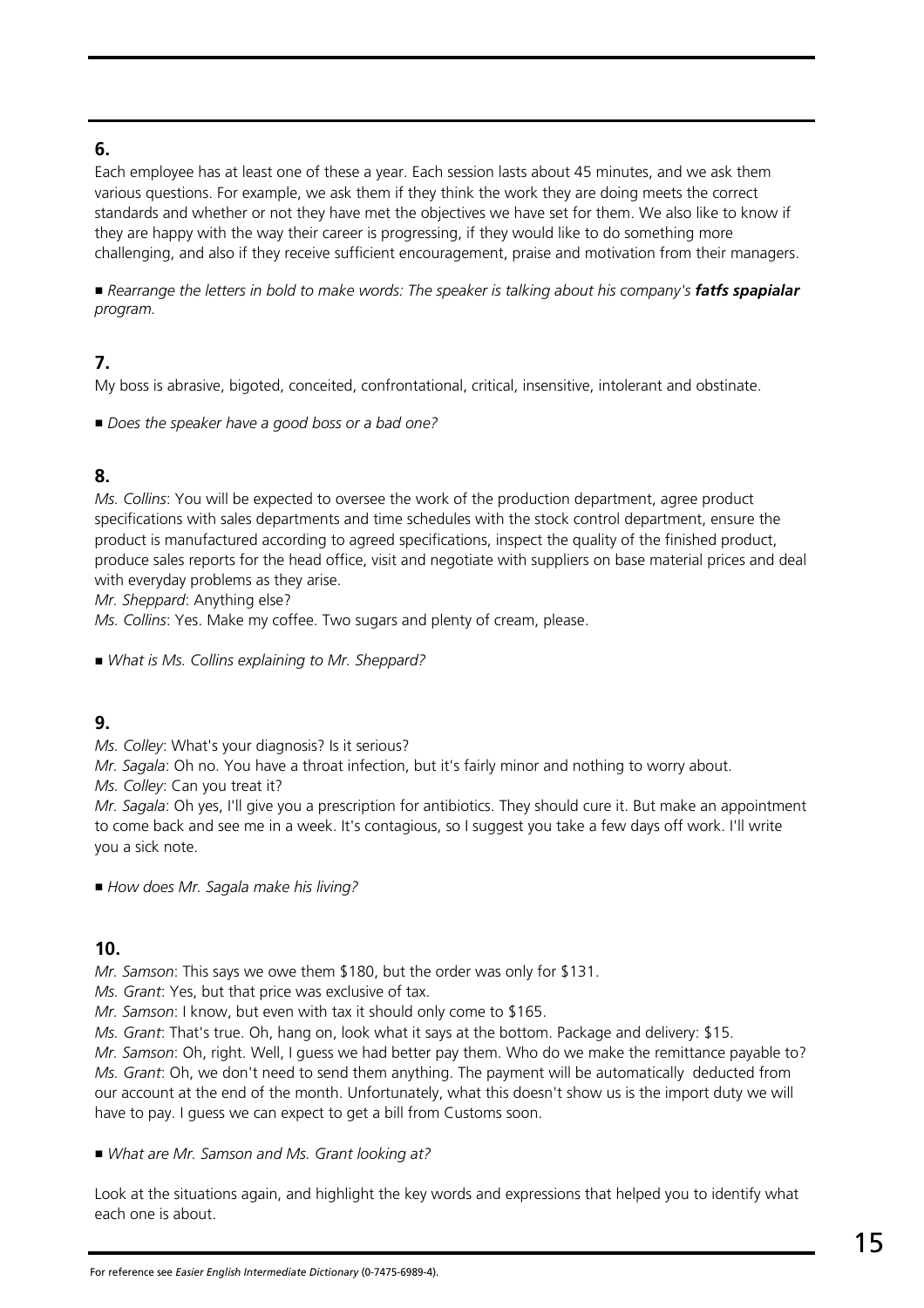## 6.

Each employee has at least one of these a year. Each session lasts about 45 minutes, and we ask them various questions. For example, we ask them if they think the work they are doing meets the correct standards and whether or not they have met the objectives we have set for them. We also like to know if they are happy with the way their career is progressing, if they would like to do something more challenging, and also if they receive sufficient encouragement, praise and motivation from their managers.

■ *Rearrange the letters in bold to make words: The speaker is talking about his company's* ***fatfs spapialar*** *program.*

## 7.

My boss is abrasive, bigoted, conceited, confrontational, critical, insensitive, intolerant and obstinate.

■ *Does the speaker have a good boss or a bad one?*

## 8.

*Ms. Collins*: You will be expected to oversee the work of the production department, agree product specifications with sales departments and time schedules with the stock control department, ensure the product is manufactured according to agreed specifications, inspect the quality of the finished product, produce sales reports for the head office, visit and negotiate with suppliers on base material prices and deal with everyday problems as they arise.
*Mr. Sheppard*: Anything else?
*Ms. Collins*: Yes. Make my coffee. Two sugars and plenty of cream, please.

■ *What is Ms. Collins explaining to Mr. Sheppard?*

## 9.

*Ms. Colley*: What's your diagnosis? Is it serious?
*Mr. Sagala*: Oh no. You have a throat infection, but it's fairly minor and nothing to worry about.
*Ms. Colley*: Can you treat it?
*Mr. Sagala*: Oh yes, I'll give you a prescription for antibiotics. They should cure it. But make an appointment to come back and see me in a week. It's contagious, so I suggest you take a few days off work. I'll write you a sick note.

■ *How does Mr. Sagala make his living?*

## 10.

*Mr. Samson*: This says we owe them $180, but the order was only for $131.
*Ms. Grant*: Yes, but that price was exclusive of tax.
*Mr. Samson*: I know, but even with tax it should only come to $165.
*Ms. Grant*: That's true. Oh, hang on, look what it says at the bottom. Package and delivery: $15.
*Mr. Samson*: Oh, right. Well, I guess we had better pay them. Who do we make the remittance payable to?
*Ms. Grant*: Oh, we don't need to send them anything. The payment will be automatically deducted from our account at the end of the month. Unfortunately, what this doesn't show us is the import duty we will have to pay. I guess we can expect to get a bill from Customs soon.

■ *What are Mr. Samson and Ms. Grant looking at?*

Look at the situations again, and highlight the key words and expressions that helped you to identify what each one is about.

For reference see *Easier English Intermediate Dictionary* (0-7475-6989-4).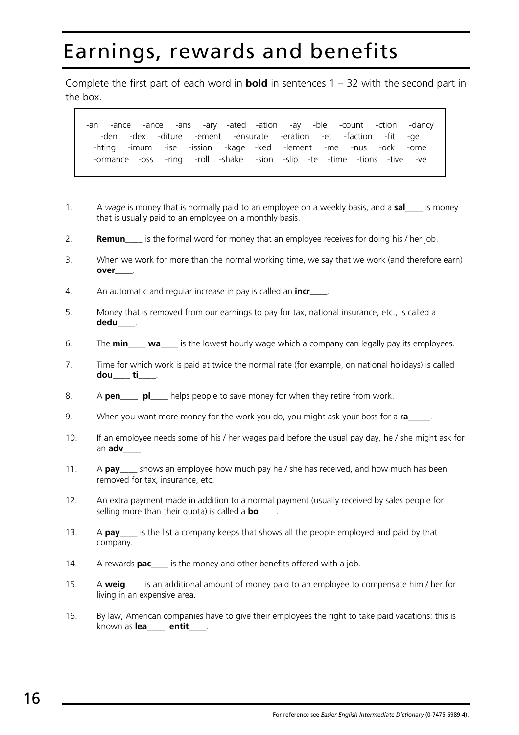# Earnings, rewards and benefits

Complete the first part of each word in **bold** in sentences 1 – 32 with the second part in the box.

> -an -ance -ance -ans -ary -ated -ation -ay -ble -count -ction -dancy -den -dex -diture -ement -ensurate -eration -et -faction -fit -ge -hting -imum -ise -ission -kage -ked -lement -me -nus -ock -ome -ormance -oss -ring -roll -shake -sion -slip -te -time -tions -tive -ve

1. A *wage* is money that is normally paid to an employee on a weekly basis, and a **sal**____ is money that is usually paid to an employee on a monthly basis.

2. **Remun**____ is the formal word for money that an employee receives for doing his / her job.

3. When we work for more than the normal working time, we say that we work (and therefore earn) **over**____.

4. An automatic and regular increase in pay is called an **incr**____.

5. Money that is removed from our earnings to pay for tax, national insurance, etc., is called a **dedu**____.

6. The **min**____ **wa**____ is the lowest hourly wage which a company can legally pay its employees.

7. Time for which work is paid at twice the normal rate (for example, on national holidays) is called **dou**____ **ti**____.

8. A **pen**____ **pl**____ helps people to save money for when they retire from work.

9. When you want more money for the work you do, you might ask your boss for a **ra**_____.

10. If an employee needs some of his / her wages paid before the usual pay day, he / she might ask for an **adv**____.

11. A **pay**____ shows an employee how much pay he / she has received, and how much has been removed for tax, insurance, etc.

12. An extra payment made in addition to a normal payment (usually received by sales people for selling more than their quota) is called a **bo**____.

13. A **pay**____ is the list a company keeps that shows all the people employed and paid by that company.

14. A rewards **pac**____ is the money and other benefits offered with a job.

15. A **weig**____ is an additional amount of money paid to an employee to compensate him / her for living in an expensive area.

16. By law, American companies have to give their employees the right to take paid vacations: this is known as **lea**____ **entit**____.

For reference see *Easier English Intermediate Dictionary* (0-7475-6989-4).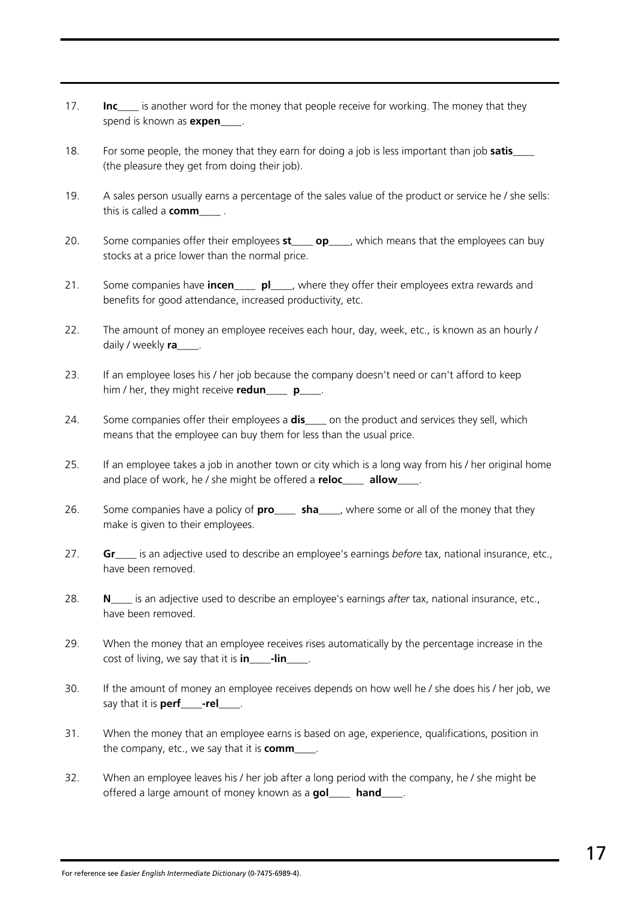17. **Inc**____ is another word for the money that people receive for working. The money that they spend is known as **expen**____.

18. For some people, the money that they earn for doing a job is less important than job **satis**____ (the pleasure they get from doing their job).

19. A sales person usually earns a percentage of the sales value of the product or service he / she sells: this is called a **comm**____ .

20. Some companies offer their employees **st**____ **op**____, which means that the employees can buy stocks at a price lower than the normal price.

21. Some companies have **incen**____ **pl**____, where they offer their employees extra rewards and benefits for good attendance, increased productivity, etc.

22. The amount of money an employee receives each hour, day, week, etc., is known as an hourly / daily / weekly **ra**____.

23. If an employee loses his / her job because the company doesn't need or can't afford to keep him / her, they might receive **redun**____ **p**____.

24. Some companies offer their employees a **dis**____ on the product and services they sell, which means that the employee can buy them for less than the usual price.

25. If an employee takes a job in another town or city which is a long way from his / her original home and place of work, he / she might be offered a **reloc**____ **allow**____.

26. Some companies have a policy of **pro**____ **sha**____, where some or all of the money that they make is given to their employees.

27. **Gr**____ is an adjective used to describe an employee's earnings *before* tax, national insurance, etc., have been removed.

28. **N**____ is an adjective used to describe an employee's earnings *after* tax, national insurance, etc., have been removed.

29. When the money that an employee receives rises automatically by the percentage increase in the cost of living, we say that it is **in**____**-lin**____.

30. If the amount of money an employee receives depends on how well he / she does his / her job, we say that it is **perf**____**-rel**____.

31. When the money that an employee earns is based on age, experience, qualifications, position in the company, etc., we say that it is **comm**____.

32. When an employee leaves his / her job after a long period with the company, he / she might be offered a large amount of money known as a **gol**____ **hand**____.

For reference see *Easier English Intermediate Dictionary* (0-7475-6989-4).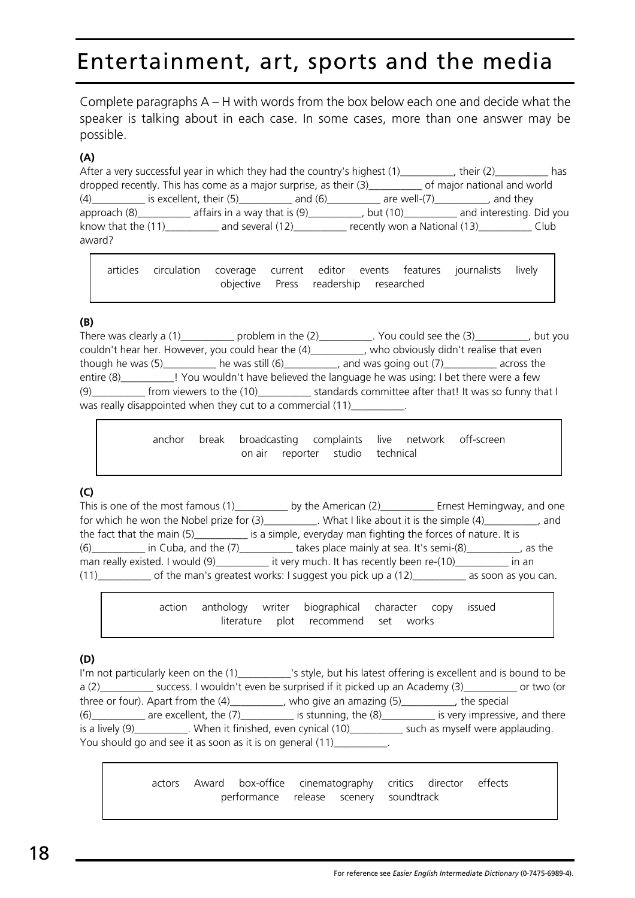# Entertainment, art, sports and the media

Complete paragraphs A – H with words from the box below each one and decide what the speaker is talking about in each case. In some cases, more than one answer may be possible.

**(A)**

After a very successful year in which they had the country's highest (1)__________, their (2)__________ has dropped recently. This has come as a major surprise, as their (3)__________ of major national and world (4)__________ is excellent, their (5)__________ and (6)__________ are well-(7)__________, and they approach (8)__________ affairs in a way that is (9)__________, but (10)__________ and interesting. Did you know that the (11)__________ and several (12)__________ recently won a National (13)__________ Club award?

> articles circulation coverage current editor events features journalists lively objective Press readership researched

**(B)**

There was clearly a (1)__________ problem in the (2)__________. You could see the (3)__________, but you couldn't hear her. However, you could hear the (4)__________, who obviously didn't realise that even though he was (5)__________ he was still (6)__________, and was going out (7)__________ across the entire (8)__________! You wouldn't have believed the language he was using: I bet there were a few (9)__________ from viewers to the (10)__________ standards committee after that! It was so funny that I was really disappointed when they cut to a commercial (11)__________.

> anchor break broadcasting complaints live network off-screen on air reporter studio technical

**(C)**

This is one of the most famous (1)__________ by the American (2)__________ Ernest Hemingway, and one for which he won the Nobel prize for (3)__________. What I like about it is the simple (4)__________, and the fact that the main (5)__________ is a simple, everyday man fighting the forces of nature. It is (6)__________ in Cuba, and the (7)__________ takes place mainly at sea. It's semi-(8)__________, as the man really existed. I would (9)__________ it very much. It has recently been re-(10)__________ in an (11)__________ of the man's greatest works: I suggest you pick up a (12)__________ as soon as you can.

> action anthology writer biographical character copy issued literature plot recommend set works

**(D)**

I'm not particularly keen on the (1)__________'s style, but his latest offering is excellent and is bound to be a (2)__________ success. I wouldn't even be surprised if it picked up an Academy (3)__________ or two (or three or four). Apart from the (4)__________, who give an amazing (5)__________, the special (6)__________ are excellent, the (7)__________ is stunning, the (8)__________ is very impressive, and there is a lively (9)__________. When it finished, even cynical (10)__________ such as myself were applauding. You should go and see it as soon as it is on general (11)__________.

> actors Award box-office cinematography critics director effects performance release scenery soundtrack

For reference see *Easier English Intermediate Dictionary* (0-7475-6989-4).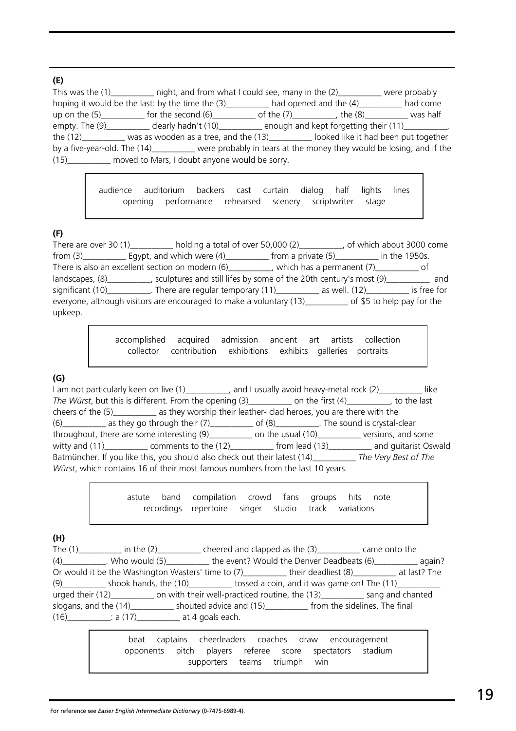**(E)**

This was the (1)__________ night, and from what I could see, many in the (2)__________ were probably hoping it would be the last: by the time the (3)__________ had opened and the (4)__________ had come up on the (5)__________ for the second (6)__________ of the (7)__________, the (8)__________ was half empty. The (9)__________ clearly hadn't (10)__________ enough and kept forgetting their (11)__________, the (12)__________ was as wooden as a tree, and the (13)__________ looked like it had been put together by a five-year-old. The (14)__________ were probably in tears at the money they would be losing, and if the (15)__________ moved to Mars, I doubt anyone would be sorry.

> audience auditorium backers cast curtain dialog half lights lines opening performance rehearsed scenery scriptwriter stage

**(F)**

There are over 30 (1)__________ holding a total of over 50,000 (2)__________, of which about 3000 come from (3)__________ Egypt, and which were (4)__________ from a private (5)__________ in the 1950s. There is also an excellent section on modern (6)__________, which has a permanent (7)__________ of landscapes, (8)__________, sculptures and still lifes by some of the 20th century's most (9)__________ and significant (10)__________. There are regular temporary (11)__________ as well. (12)__________ is free for everyone, although visitors are encouraged to make a voluntary (13)__________ of $5 to help pay for the upkeep.

> accomplished acquired admission ancient art artists collection collector contribution exhibitions exhibits galleries portraits

**(G)**

I am not particularly keen on live (1)__________, and I usually avoid heavy-metal rock (2)__________ like *The Würst*, but this is different. From the opening (3)__________ on the first (4)__________, to the last cheers of the (5)__________ as they worship their leather- clad heroes, you are there with the (6)__________ as they go through their (7)__________ of (8)__________. The sound is crystal-clear throughout, there are some interesting (9)__________ on the usual (10)__________ versions, and some witty and (11)__________ comments to the (12)__________ from lead (13)__________ and guitarist Oswald Batmüncher. If you like this, you should also check out their latest (14)__________ *The Very Best of The Würst*, which contains 16 of their most famous numbers from the last 10 years.

> astute band compilation crowd fans groups hits note recordings repertoire singer studio track variations

**(H)**

The (1)__________ in the (2)__________ cheered and clapped as the (3)__________ came onto the (4)__________. Who would (5)__________ the event? Would the Denver Deadbeats (6)__________ again? Or would it be the Washington Wasters' time to (7)__________ their deadliest (8)__________ at last? The (9)__________ shook hands, the (10)__________ tossed a coin, and it was game on! The (11)__________ urged their (12)__________ on with their well-practiced routine, the (13)__________ sang and chanted slogans, and the (14)__________ shouted advice and (15)__________ from the sidelines. The final (16)__________: a (17)__________ at 4 goals each.

> beat captains cheerleaders coaches draw encouragement opponents pitch players referee score spectators stadium supporters teams triumph win

For reference see *Easier English Intermediate Dictionary* (0-7475-6989-4).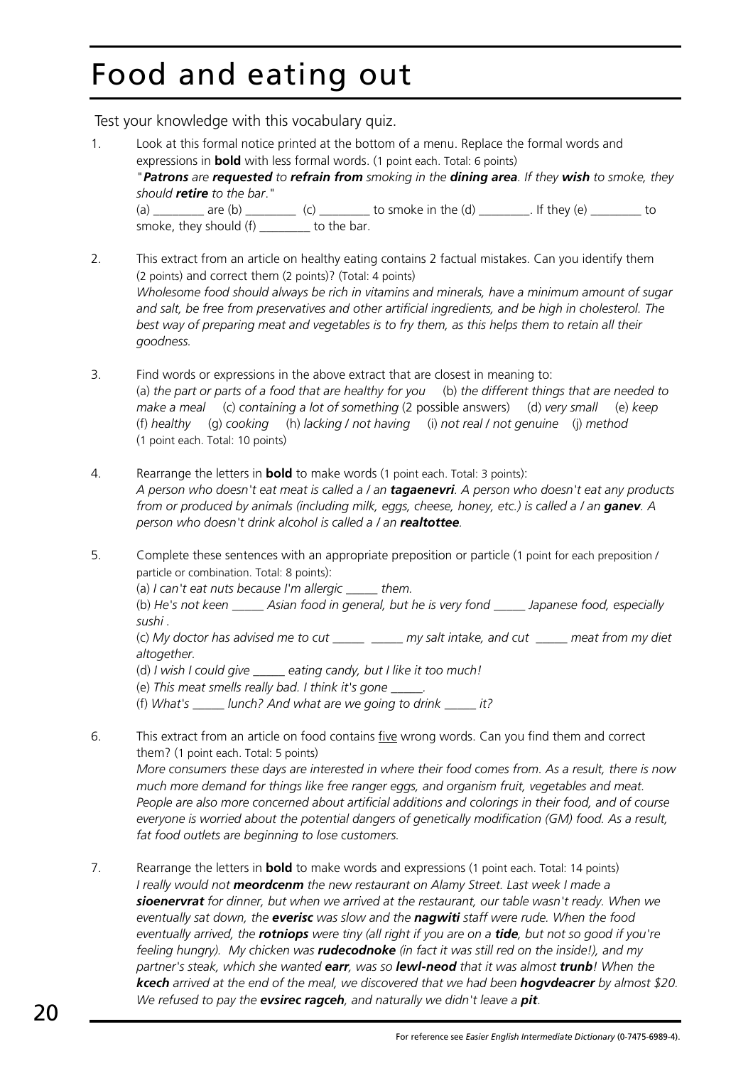# Food and eating out

Test your knowledge with this vocabulary quiz.

1. Look at this formal notice printed at the bottom of a menu. Replace the formal words and expressions in **bold** with less formal words. (1 point each. Total: 6 points)
   "***Patrons*** *are* ***requested*** *to* ***refrain from*** *smoking in the* ***dining area****. If they* ***wish*** *to smoke, they should* ***retire*** *to the bar*."
   (a) ________ are (b) ________ (c) ________ to smoke in the (d) ________. If they (e) ________ to smoke, they should (f) ________ to the bar.

2. This extract from an article on healthy eating contains 2 factual mistakes. Can you identify them (2 points) and correct them (2 points)? (Total: 4 points)
   *Wholesome food should always be rich in vitamins and minerals, have a minimum amount of sugar and salt, be free from preservatives and other artificial ingredients, and be high in cholesterol. The best way of preparing meat and vegetables is to fry them, as this helps them to retain all their goodness.*

3. Find words or expressions in the above extract that are closest in meaning to:
   (a) *the part or parts of a food that are healthy for you* (b) *the different things that are needed to make a meal* (c) *containing a lot of something* (2 possible answers) (d) *very small* (e) *keep* (f) *healthy* (g) *cooking* (h) *lacking / not having* (i) *not real / not genuine* (j) *method*
   (1 point each. Total: 10 points)

4. Rearrange the letters in **bold** to make words (1 point each. Total: 3 points):
   *A person who doesn't eat meat is called a / an* ***tagaenevri****. A person who doesn't eat any products from or produced by animals (including milk, eggs, cheese, honey, etc.) is called a / an* ***ganev****. A person who doesn't drink alcohol is called a / an* ***realtottee****.*

5. Complete these sentences with an appropriate preposition or particle (1 point for each preposition / particle or combination. Total: 8 points):
   (a) *I can't eat nuts because I'm allergic _____ them.*
   (b) *He's not keen _____ Asian food in general, but he is very fond _____ Japanese food, especially sushi .*
   (c) *My doctor has advised me to cut _____ _____ my salt intake, and cut _____ meat from my diet altogether.*
   (d) *I wish I could give _____ eating candy, but I like it too much!*
   (e) *This meat smells really bad. I think it's gone _____.*
   (f) *What's _____ lunch? And what are we going to drink _____ it?*

6. This extract from an article on food contains five wrong words. Can you find them and correct them? (1 point each. Total: 5 points)
   *More consumers these days are interested in where their food comes from. As a result, there is now much more demand for things like free ranger eggs, and organism fruit, vegetables and meat. People are also more concerned about artificial additions and colorings in their food, and of course everyone is worried about the potential dangers of genetically modification (GM) food. As a result, fat food outlets are beginning to lose customers.*

7. Rearrange the letters in **bold** to make words and expressions (1 point each. Total: 14 points)
   *I really would not* ***meordcenm*** *the new restaurant on Alamy Street. Last week I made a* ***sioenervrat*** *for dinner, but when we arrived at the restaurant, our table wasn't ready. When we eventually sat down, the* ***everisc*** *was slow and the* ***nagwiti*** *staff were rude. When the food eventually arrived, the* ***rotniops*** *were tiny (all right if you are on a* ***tide****, but not so good if you're feeling hungry). My chicken was* ***rudecodnoke*** *(in fact it was still red on the inside!), and my partner's steak, which she wanted* ***earr****, was so* ***lewl-neod*** *that it was almost* ***trunb****! When the* ***kcech*** *arrived at the end of the meal, we discovered that we had been* ***hogvdeacrer*** *by almost $20. We refused to pay the* ***evsirec ragceh****, and naturally we didn't leave a* ***pit****.*

For reference see *Easier English Intermediate Dictionary* (0-7475-6989-4).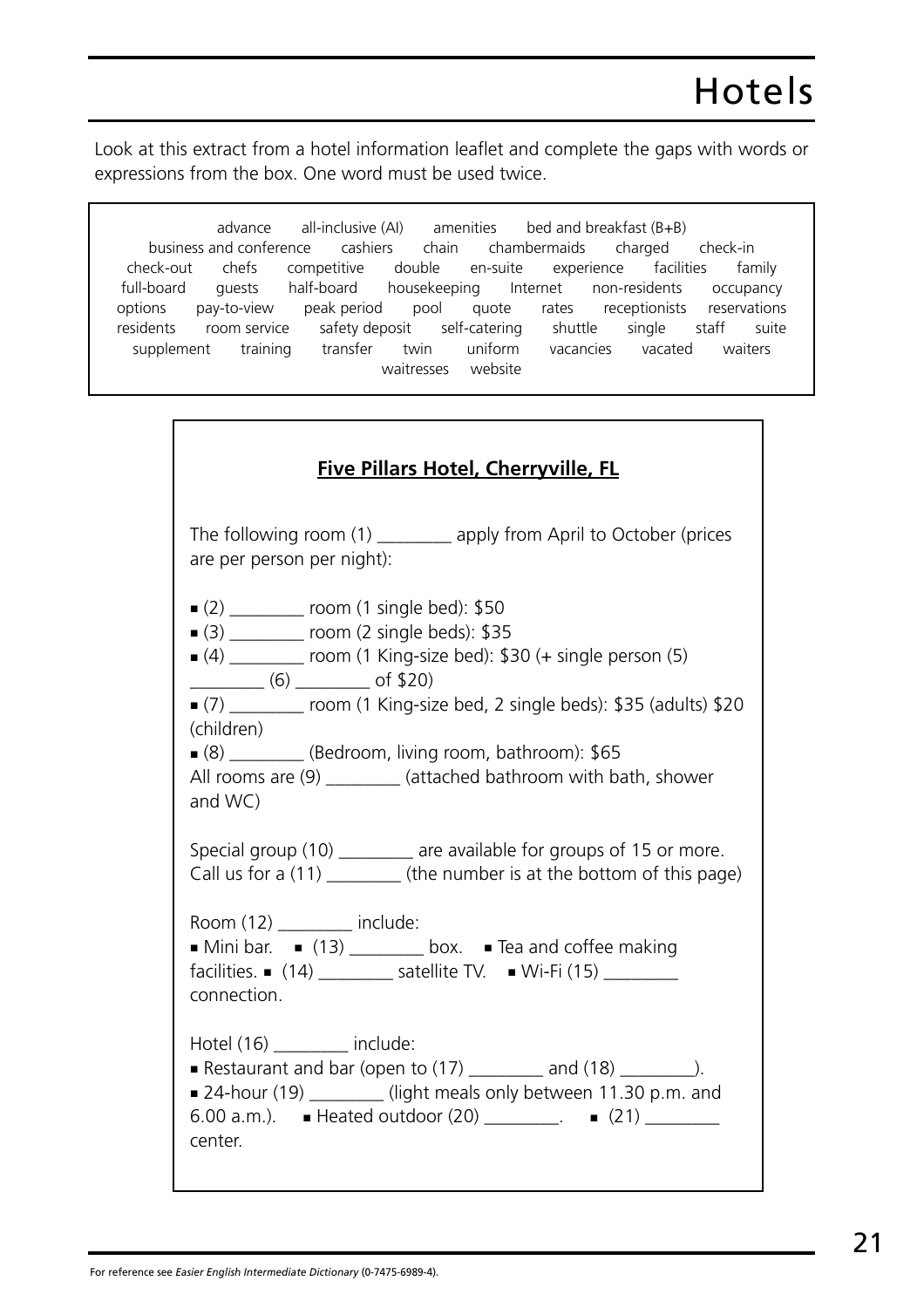# Hotels

Look at this extract from a hotel information leaflet and complete the gaps with words or expressions from the box. One word must be used twice.

> advance all-inclusive (AI) amenities bed and breakfast (B+B) business and conference cashiers chain chambermaids charged check-in check-out chefs competitive double en-suite experience facilities family full-board guests half-board housekeeping Internet non-residents occupancy options pay-to-view peak period pool quote rates receptionists reservations residents room service safety deposit self-catering shuttle single staff suite supplement training transfer twin uniform vacancies vacated waiters waitresses website

**Five Pillars Hotel, Cherryville, FL**

The following room (1) ________ apply from April to October (prices are per person per night):

- (2) ________ room (1 single bed): $50
- (3) ________ room (2 single beds): $35
- (4) ________ room (1 King-size bed): $30 (+ single person (5) ________ (6) ________ of $20)
- (7) ________ room (1 King-size bed, 2 single beds): $35 (adults) $20 (children)
- (8) ________ (Bedroom, living room, bathroom): $65

All rooms are (9) ________ (attached bathroom with bath, shower and WC)

Special group (10) ________ are available for groups of 15 or more. Call us for a (11) ________ (the number is at the bottom of this page)

Room (12) ________ include:
- Mini bar.
- (13) ________ box.
- Tea and coffee making facilities.
- (14) ________ satellite TV.
- Wi-Fi (15) ________ connection.

Hotel (16) ________ include:
- Restaurant and bar (open to (17) ________ and (18) ________).
- 24-hour (19) ________ (light meals only between 11.30 p.m. and 6.00 a.m.).
- Heated outdoor (20) ________.
- (21) ________ center.

For reference see *Easier English Intermediate Dictionary* (0-7475-6989-4).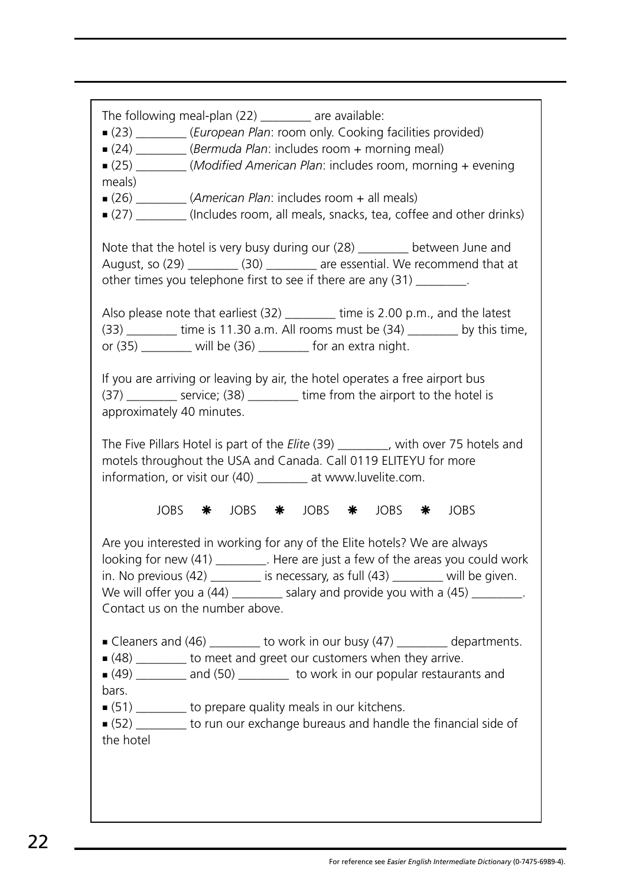The following meal-plan (22) ________ are available:

- (23) ________ (*European Plan*: room only. Cooking facilities provided)
- (24) ________ (*Bermuda Plan*: includes room + morning meal)
- (25) ________ (*Modified American Plan*: includes room, morning + evening meals)
- (26) ________ (*American Plan*: includes room + all meals)
- (27) ________ (Includes room, all meals, snacks, tea, coffee and other drinks)

Note that the hotel is very busy during our (28) ________ between June and August, so (29) ________ (30) ________ are essential. We recommend that at other times you telephone first to see if there are any (31) ________.

Also please note that earliest (32) ________ time is 2.00 p.m., and the latest (33) ________ time is 11.30 a.m. All rooms must be (34) ________ by this time, or (35) ________ will be (36) ________ for an extra night.

If you are arriving or leaving by air, the hotel operates a free airport bus (37) ________ service; (38) ________ time from the airport to the hotel is approximately 40 minutes.

The Five Pillars Hotel is part of the *Elite* (39) ________, with over 75 hotels and motels throughout the USA and Canada. Call 0119 ELITEYU for more information, or visit our (40) ________ at www.luvelite.com.

JOBS ❋ JOBS ❋ JOBS ❋ JOBS ❋ JOBS

Are you interested in working for any of the Elite hotels? We are always looking for new (41) ________. Here are just a few of the areas you could work in. No previous (42) ________ is necessary, as full (43) ________ will be given. We will offer you a (44) ________ salary and provide you with a (45) ________. Contact us on the number above.

- Cleaners and (46) ________ to work in our busy (47) ________ departments.
- (48) ________ to meet and greet our customers when they arrive.
- (49) ________ and (50) ________ to work in our popular restaurants and bars.
- (51) ________ to prepare quality meals in our kitchens.
- (52) ________ to run our exchange bureaus and handle the financial side of the hotel

For reference see *Easier English Intermediate Dictionary* (0-7475-6989-4).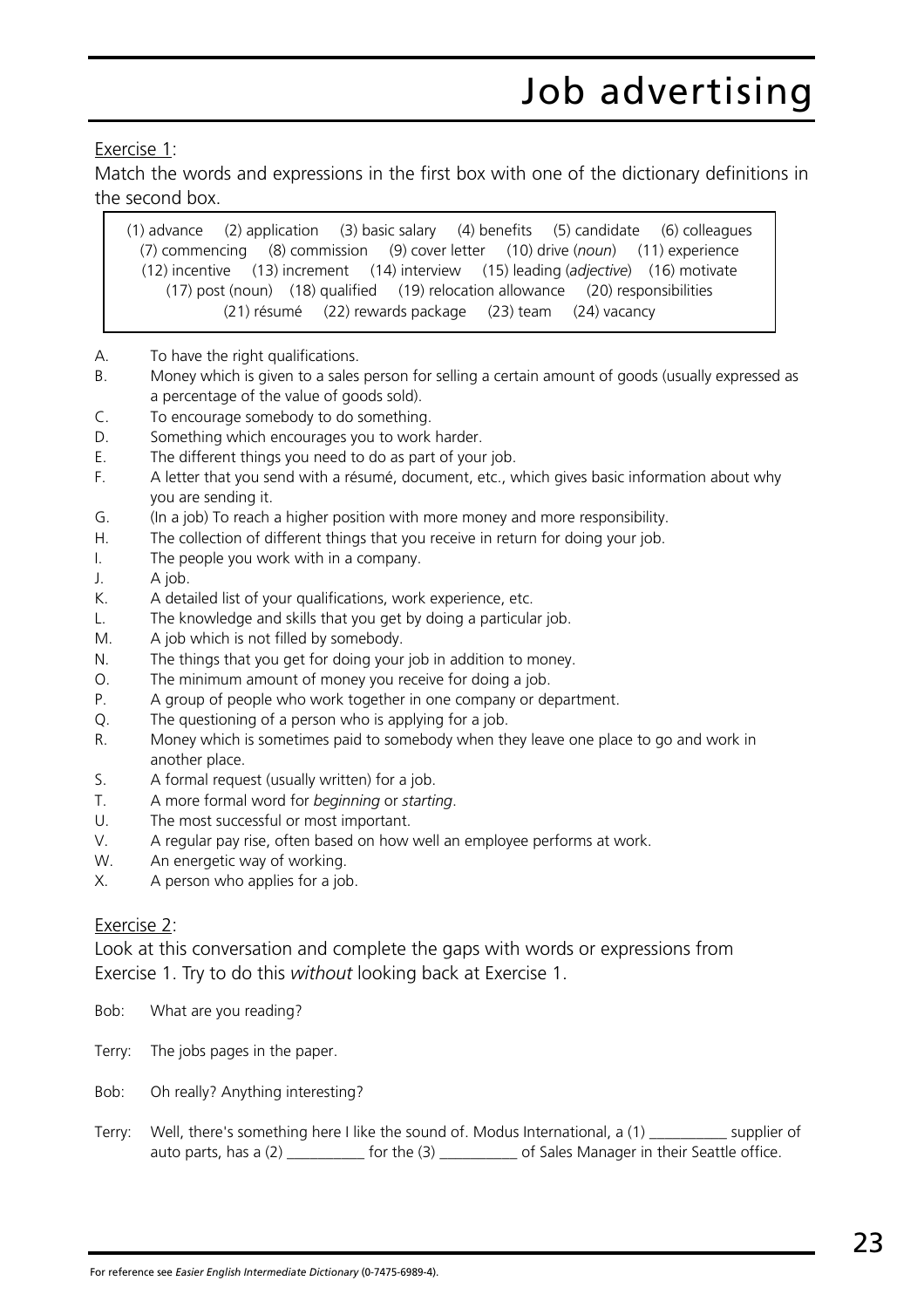# Job advertising

Exercise 1:

Match the words and expressions in the first box with one of the dictionary definitions in the second box.

(1) advance (2) application (3) basic salary (4) benefits (5) candidate (6) colleagues (7) commencing (8) commission (9) cover letter (10) drive (*noun*) (11) experience (12) incentive (13) increment (14) interview (15) leading (*adjective*) (16) motivate (17) post (noun) (18) qualified (19) relocation allowance (20) responsibilities (21) résumé (22) rewards package (23) team (24) vacancy

A. To have the right qualifications.
B. Money which is given to a sales person for selling a certain amount of goods (usually expressed as a percentage of the value of goods sold).
C. To encourage somebody to do something.
D. Something which encourages you to work harder.
E. The different things you need to do as part of your job.
F. A letter that you send with a résumé, document, etc., which gives basic information about why you are sending it.
G. (In a job) To reach a higher position with more money and more responsibility.
H. The collection of different things that you receive in return for doing your job.
I. The people you work with in a company.
J. A job.
K. A detailed list of your qualifications, work experience, etc.
L. The knowledge and skills that you get by doing a particular job.
M. A job which is not filled by somebody.
N. The things that you get for doing your job in addition to money.
O. The minimum amount of money you receive for doing a job.
P. A group of people who work together in one company or department.
Q. The questioning of a person who is applying for a job.
R. Money which is sometimes paid to somebody when they leave one place to go and work in another place.
S. A formal request (usually written) for a job.
T. A more formal word for *beginning* or *starting*.
U. The most successful or most important.
V. A regular pay rise, often based on how well an employee performs at work.
W. An energetic way of working.
X. A person who applies for a job.

Exercise 2:

Look at this conversation and complete the gaps with words or expressions from Exercise 1. Try to do this *without* looking back at Exercise 1.

Bob: What are you reading?

Terry: The jobs pages in the paper.

Bob: Oh really? Anything interesting?

Terry: Well, there's something here I like the sound of. Modus International, a (1) __________ supplier of auto parts, has a (2) __________ for the (3) __________ of Sales Manager in their Seattle office.

For reference see *Easier English Intermediate Dictionary* (0-7475-6989-4).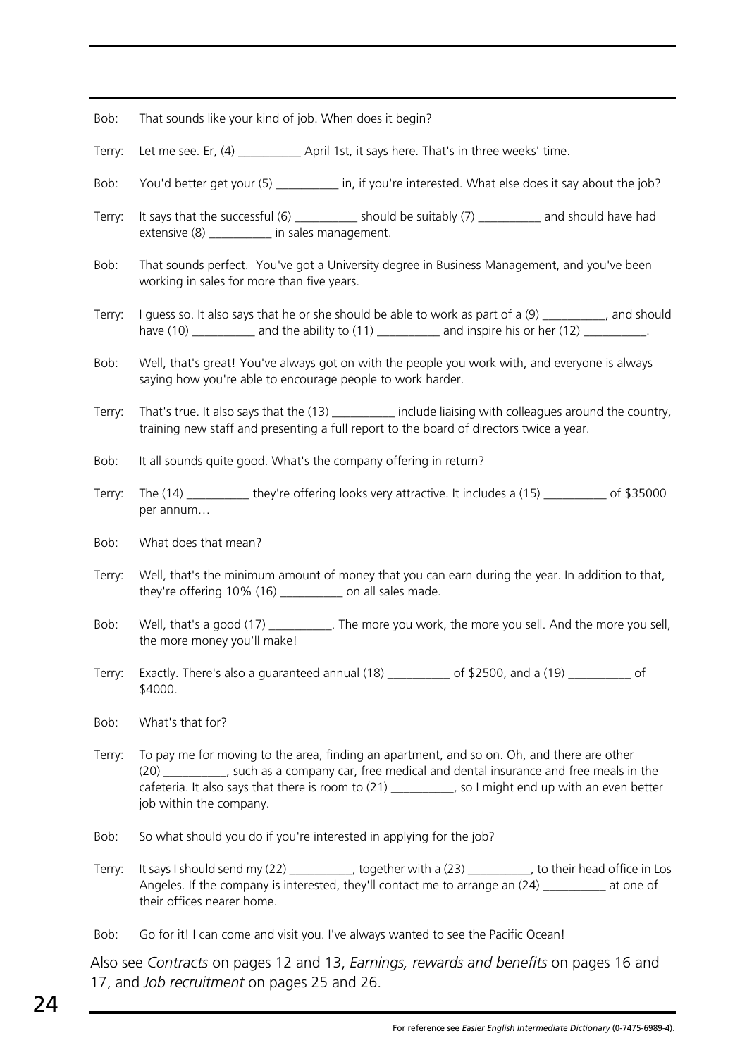Bob: That sounds like your kind of job. When does it begin?

Terry: Let me see. Er, (4) __________ April 1st, it says here. That's in three weeks' time.

Bob: You'd better get your (5) __________ in, if you're interested. What else does it say about the job?

Terry: It says that the successful (6) __________ should be suitably (7) __________ and should have had extensive (8) __________ in sales management.

Bob: That sounds perfect. You've got a University degree in Business Management, and you've been working in sales for more than five years.

Terry: I guess so. It also says that he or she should be able to work as part of a (9) __________, and should have (10) __________ and the ability to (11) __________ and inspire his or her (12) __________.

Bob: Well, that's great! You've always got on with the people you work with, and everyone is always saying how you're able to encourage people to work harder.

Terry: That's true. It also says that the (13) __________ include liaising with colleagues around the country, training new staff and presenting a full report to the board of directors twice a year.

Bob: It all sounds quite good. What's the company offering in return?

Terry: The (14) __________ they're offering looks very attractive. It includes a (15) __________ of $35000 per annum…

Bob: What does that mean?

Terry: Well, that's the minimum amount of money that you can earn during the year. In addition to that, they're offering 10% (16) __________ on all sales made.

Bob: Well, that's a good (17) __________. The more you work, the more you sell. And the more you sell, the more money you'll make!

Terry: Exactly. There's also a guaranteed annual (18) __________ of $2500, and a (19) __________ of $4000.

Bob: What's that for?

Terry: To pay me for moving to the area, finding an apartment, and so on. Oh, and there are other (20) __________, such as a company car, free medical and dental insurance and free meals in the cafeteria. It also says that there is room to (21) __________, so I might end up with an even better job within the company.

Bob: So what should you do if you're interested in applying for the job?

Terry: It says I should send my (22) __________, together with a (23) __________, to their head office in Los Angeles. If the company is interested, they'll contact me to arrange an (24) __________ at one of their offices nearer home.

Bob: Go for it! I can come and visit you. I've always wanted to see the Pacific Ocean!

Also see *Contracts* on pages 12 and 13, *Earnings, rewards and benefits* on pages 16 and 17, and *Job recruitment* on pages 25 and 26.

For reference see *Easier English Intermediate Dictionary* (0-7475-6989-4).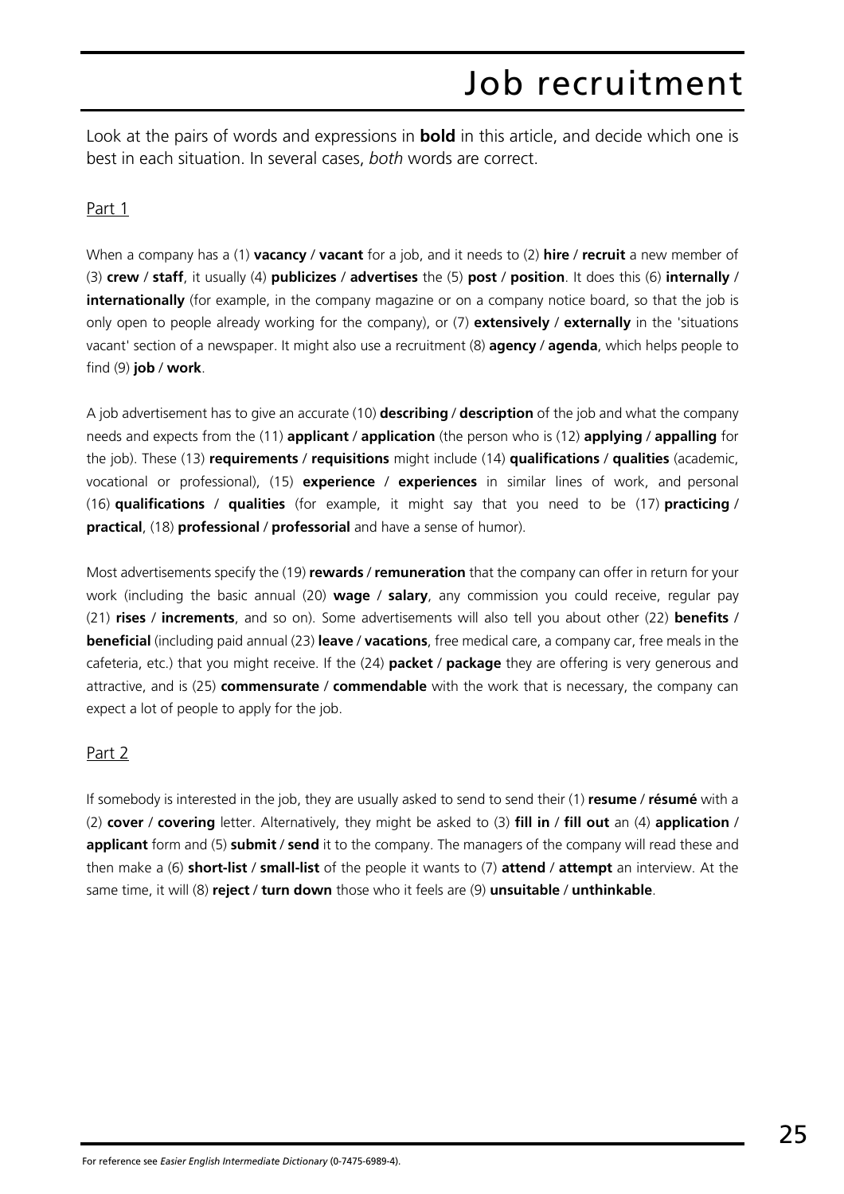# Job recruitment

Look at the pairs of words and expressions in **bold** in this article, and decide which one is best in each situation. In several cases, *both* words are correct.

Part 1

When a company has a (1) **vacancy** / **vacant** for a job, and it needs to (2) **hire** / **recruit** a new member of (3) **crew** / **staff**, it usually (4) **publicizes** / **advertises** the (5) **post** / **position**. It does this (6) **internally** / **internationally** (for example, in the company magazine or on a company notice board, so that the job is only open to people already working for the company), or (7) **extensively** / **externally** in the 'situations vacant' section of a newspaper. It might also use a recruitment (8) **agency** / **agenda**, which helps people to find (9) **job** / **work**.

A job advertisement has to give an accurate (10) **describing** / **description** of the job and what the company needs and expects from the (11) **applicant** / **application** (the person who is (12) **applying** / **appalling** for the job). These (13) **requirements** / **requisitions** might include (14) **qualifications** / **qualities** (academic, vocational or professional), (15) **experience** / **experiences** in similar lines of work, and personal (16) **qualifications** / **qualities** (for example, it might say that you need to be (17) **practicing** / **practical**, (18) **professional** / **professorial** and have a sense of humor).

Most advertisements specify the (19) **rewards** / **remuneration** that the company can offer in return for your work (including the basic annual (20) **wage** / **salary**, any commission you could receive, regular pay (21) **rises** / **increments**, and so on). Some advertisements will also tell you about other (22) **benefits** / **beneficial** (including paid annual (23) **leave** / **vacations**, free medical care, a company car, free meals in the cafeteria, etc.) that you might receive. If the (24) **packet** / **package** they are offering is very generous and attractive, and is (25) **commensurate** / **commendable** with the work that is necessary, the company can expect a lot of people to apply for the job.

Part 2

If somebody is interested in the job, they are usually asked to send to send their (1) **resume** / **résumé** with a (2) **cover** / **covering** letter. Alternatively, they might be asked to (3) **fill in** / **fill out** an (4) **application** / **applicant** form and (5) **submit** / **send** it to the company. The managers of the company will read these and then make a (6) **short-list** / **small-list** of the people it wants to (7) **attend** / **attempt** an interview. At the same time, it will (8) **reject** / **turn down** those who it feels are (9) **unsuitable** / **unthinkable**.

For reference see *Easier English Intermediate Dictionary* (0-7475-6989-4).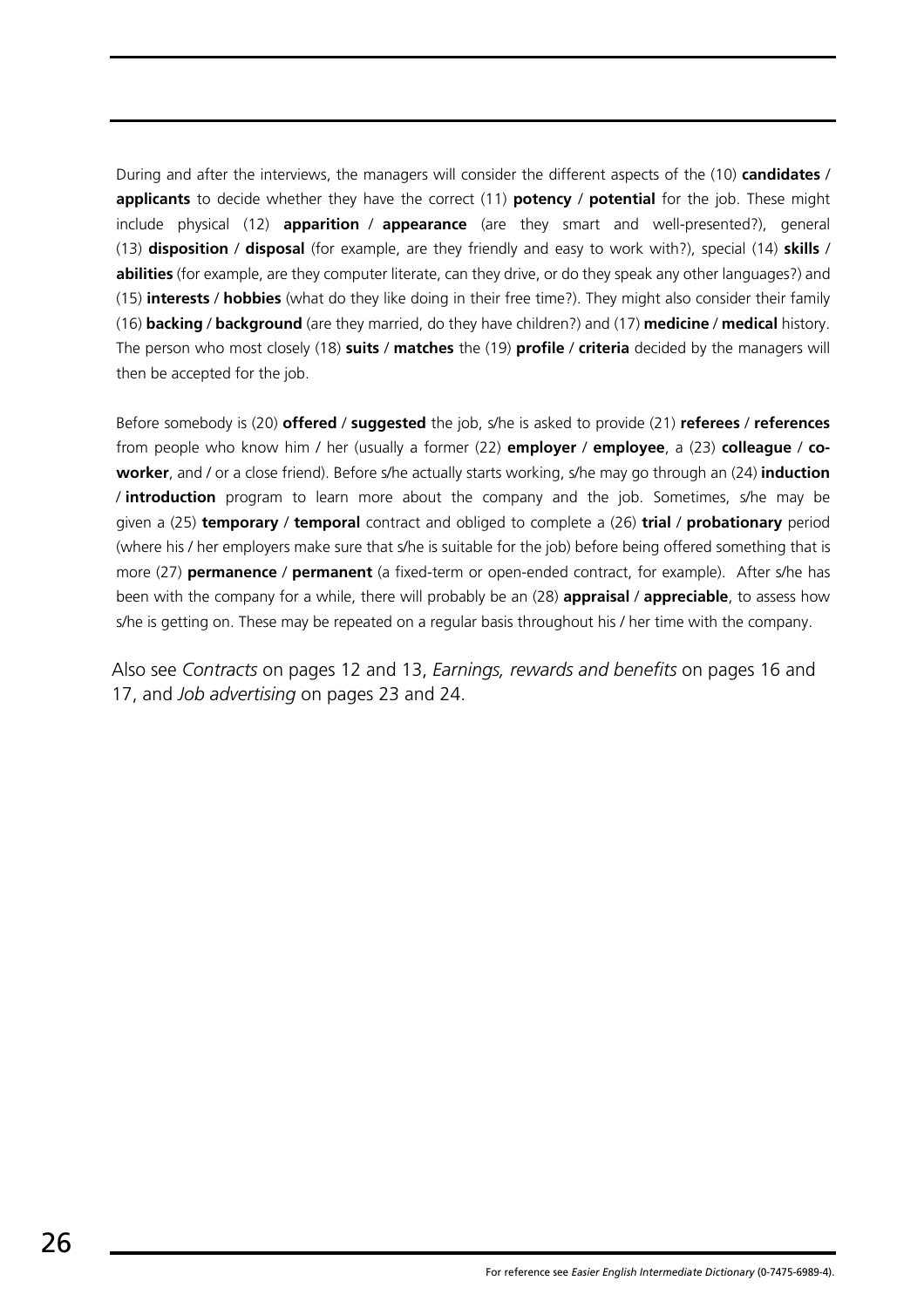During and after the interviews, the managers will consider the different aspects of the (10) **candidates** / **applicants** to decide whether they have the correct (11) **potency** / **potential** for the job. These might include physical (12) **apparition** / **appearance** (are they smart and well-presented?), general (13) **disposition** / **disposal** (for example, are they friendly and easy to work with?), special (14) **skills** / **abilities** (for example, are they computer literate, can they drive, or do they speak any other languages?) and (15) **interests** / **hobbies** (what do they like doing in their free time?). They might also consider their family (16) **backing** / **background** (are they married, do they have children?) and (17) **medicine** / **medical** history. The person who most closely (18) **suits** / **matches** the (19) **profile** / **criteria** decided by the managers will then be accepted for the job.

Before somebody is (20) **offered** / **suggested** the job, s/he is asked to provide (21) **referees** / **references** from people who know him / her (usually a former (22) **employer** / **employee**, a (23) **colleague** / **co-worker**, and / or a close friend). Before s/he actually starts working, s/he may go through an (24) **induction** / **introduction** program to learn more about the company and the job. Sometimes, s/he may be given a (25) **temporary** / **temporal** contract and obliged to complete a (26) **trial** / **probationary** period (where his / her employers make sure that s/he is suitable for the job) before being offered something that is more (27) **permanence** / **permanent** (a fixed-term or open-ended contract, for example). After s/he has been with the company for a while, there will probably be an (28) **appraisal** / **appreciable**, to assess how s/he is getting on. These may be repeated on a regular basis throughout his / her time with the company.

Also see *Contracts* on pages 12 and 13, *Earnings, rewards and benefits* on pages 16 and 17, and *Job advertising* on pages 23 and 24.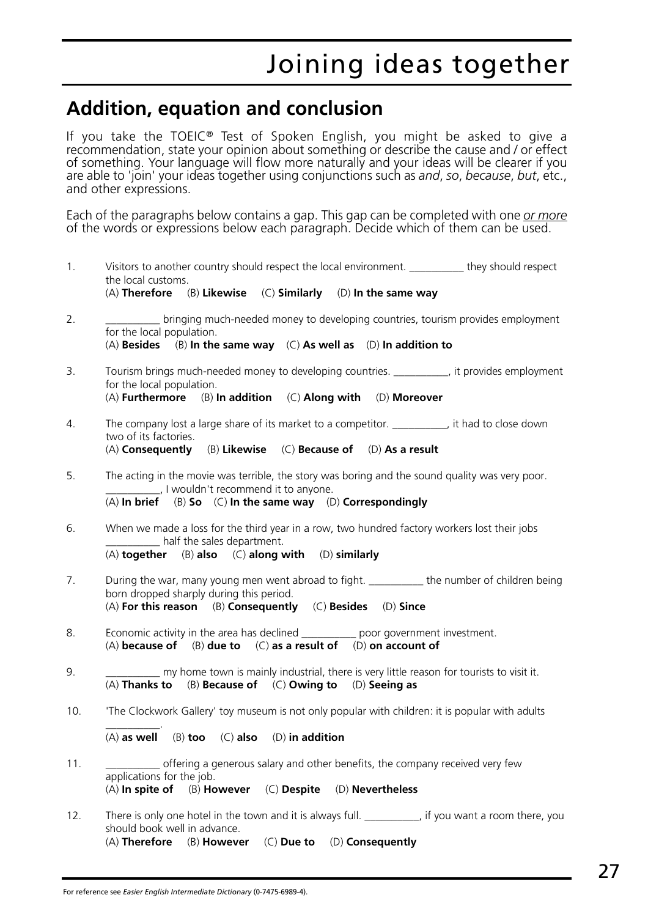# Joining ideas together

## Addition, equation and conclusion

If you take the TOEIC® Test of Spoken English, you might be asked to give a recommendation, state your opinion about something or describe the cause and / or effect of something. Your language will flow more naturally and your ideas will be clearer if you are able to 'join' your ideas together using conjunctions such as *and*, *so*, *because*, *but*, etc., and other expressions.

Each of the paragraphs below contains a gap. This gap can be completed with one *or more* of the words or expressions below each paragraph. Decide which of them can be used.

1. Visitors to another country should respect the local environment. __________ they should respect the local customs.
   (A) **Therefore** (B) **Likewise** (C) **Similarly** (D) **In the same way**

2. __________ bringing much-needed money to developing countries, tourism provides employment for the local population.
   (A) **Besides** (B) **In the same way** (C) **As well as** (D) **In addition to**

3. Tourism brings much-needed money to developing countries. __________, it provides employment for the local population.
   (A) **Furthermore** (B) **In addition** (C) **Along with** (D) **Moreover**

4. The company lost a large share of its market to a competitor. __________, it had to close down two of its factories.
   (A) **Consequently** (B) **Likewise** (C) **Because of** (D) **As a result**

5. The acting in the movie was terrible, the story was boring and the sound quality was very poor. __________, I wouldn't recommend it to anyone.
   (A) **In brief** (B) **So** (C) **In the same way** (D) **Correspondingly**

6. When we made a loss for the third year in a row, two hundred factory workers lost their jobs __________ half the sales department.
   (A) **together** (B) **also** (C) **along with** (D) **similarly**

7. During the war, many young men went abroad to fight. __________ the number of children being born dropped sharply during this period.
   (A) **For this reason** (B) **Consequently** (C) **Besides** (D) **Since**

8. Economic activity in the area has declined __________ poor government investment.
   (A) **because of** (B) **due to** (C) **as a result of** (D) **on account of**

9. __________ my home town is mainly industrial, there is very little reason for tourists to visit it.
   (A) **Thanks to** (B) **Because of** (C) **Owing to** (D) **Seeing as**

10. 'The Clockwork Gallery' toy museum is not only popular with children: it is popular with adults __________.
    (A) **as well** (B) **too** (C) **also** (D) **in addition**

11. __________ offering a generous salary and other benefits, the company received very few applications for the job.
    (A) **In spite of** (B) **However** (C) **Despite** (D) **Nevertheless**

12. There is only one hotel in the town and it is always full. __________, if you want a room there, you should book well in advance.
    (A) **Therefore** (B) **However** (C) **Due to** (D) **Consequently**

For reference see *Easier English Intermediate Dictionary* (0-7475-6989-4).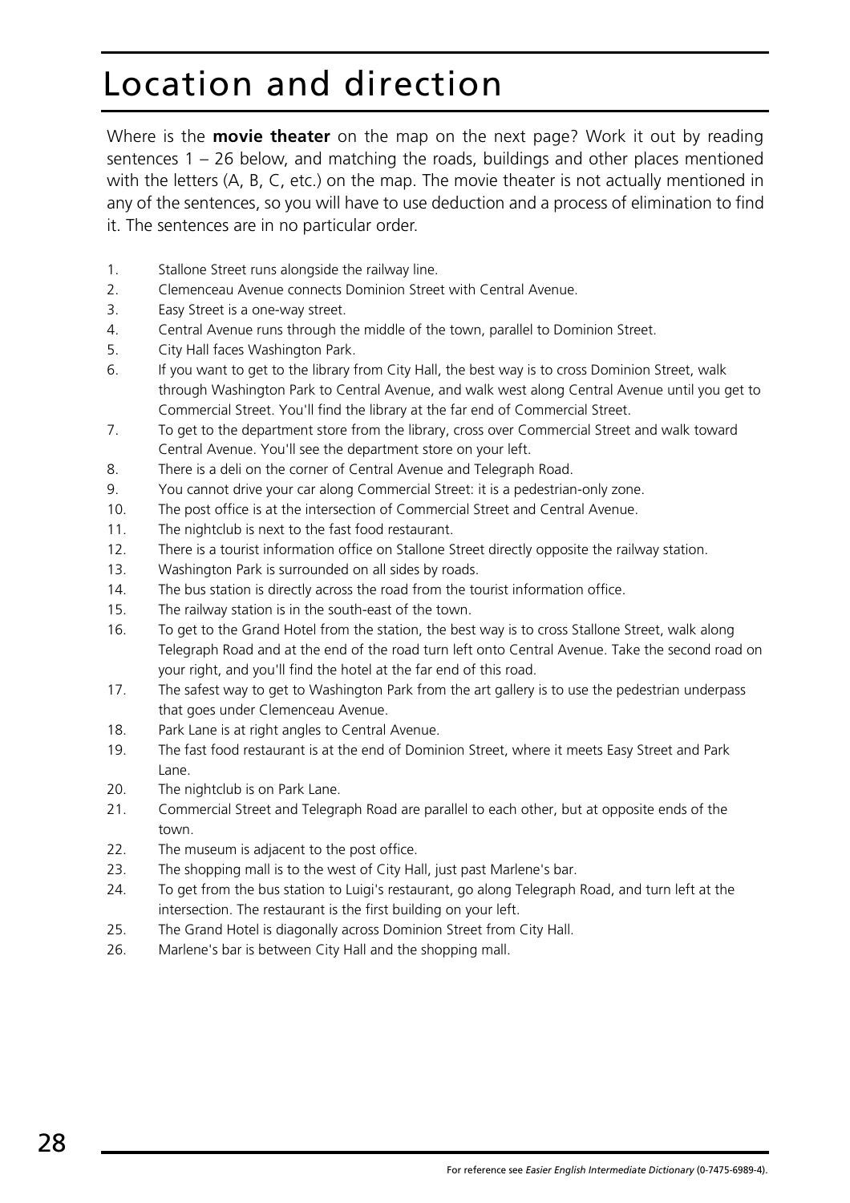# Location and direction

Where is the **movie theater** on the map on the next page? Work it out by reading sentences 1 – 26 below, and matching the roads, buildings and other places mentioned with the letters (A, B, C, etc.) on the map. The movie theater is not actually mentioned in any of the sentences, so you will have to use deduction and a process of elimination to find it. The sentences are in no particular order.

1. Stallone Street runs alongside the railway line.
2. Clemenceau Avenue connects Dominion Street with Central Avenue.
3. Easy Street is a one-way street.
4. Central Avenue runs through the middle of the town, parallel to Dominion Street.
5. City Hall faces Washington Park.
6. If you want to get to the library from City Hall, the best way is to cross Dominion Street, walk through Washington Park to Central Avenue, and walk west along Central Avenue until you get to Commercial Street. You'll find the library at the far end of Commercial Street.
7. To get to the department store from the library, cross over Commercial Street and walk toward Central Avenue. You'll see the department store on your left.
8. There is a deli on the corner of Central Avenue and Telegraph Road.
9. You cannot drive your car along Commercial Street: it is a pedestrian-only zone.
10. The post office is at the intersection of Commercial Street and Central Avenue.
11. The nightclub is next to the fast food restaurant.
12. There is a tourist information office on Stallone Street directly opposite the railway station.
13. Washington Park is surrounded on all sides by roads.
14. The bus station is directly across the road from the tourist information office.
15. The railway station is in the south-east of the town.
16. To get to the Grand Hotel from the station, the best way is to cross Stallone Street, walk along Telegraph Road and at the end of the road turn left onto Central Avenue. Take the second road on your right, and you'll find the hotel at the far end of this road.
17. The safest way to get to Washington Park from the art gallery is to use the pedestrian underpass that goes under Clemenceau Avenue.
18. Park Lane is at right angles to Central Avenue.
19. The fast food restaurant is at the end of Dominion Street, where it meets Easy Street and Park Lane.
20. The nightclub is on Park Lane.
21. Commercial Street and Telegraph Road are parallel to each other, but at opposite ends of the town.
22. The museum is adjacent to the post office.
23. The shopping mall is to the west of City Hall, just past Marlene's bar.
24. To get from the bus station to Luigi's restaurant, go along Telegraph Road, and turn left at the intersection. The restaurant is the first building on your left.
25. The Grand Hotel is diagonally across Dominion Street from City Hall.
26. Marlene's bar is between City Hall and the shopping mall.

For reference see *Easier English Intermediate Dictionary* (0-7475-6989-4).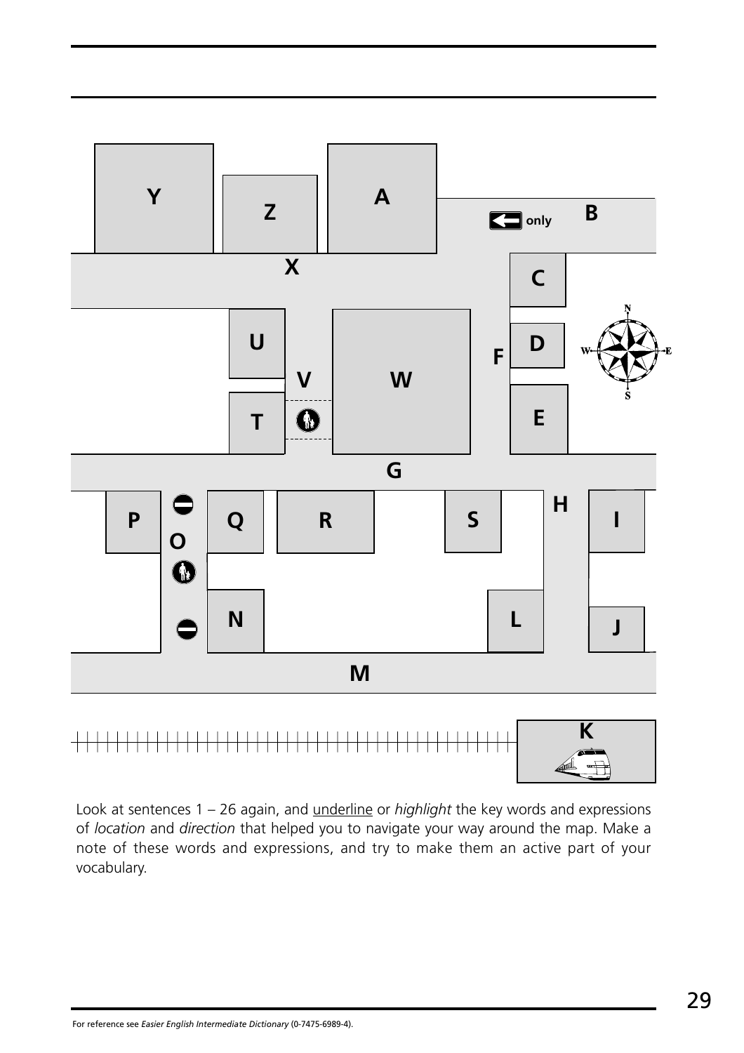Look at sentences 1 – 26 again, and underline or *highlight* the key words and expressions of *location* and *direction* that helped you to navigate your way around the map. Make a note of these words and expressions, and try to make them an active part of your vocabulary.

For reference see *Easier English Intermediate Dictionary* (0-7475-6989-4).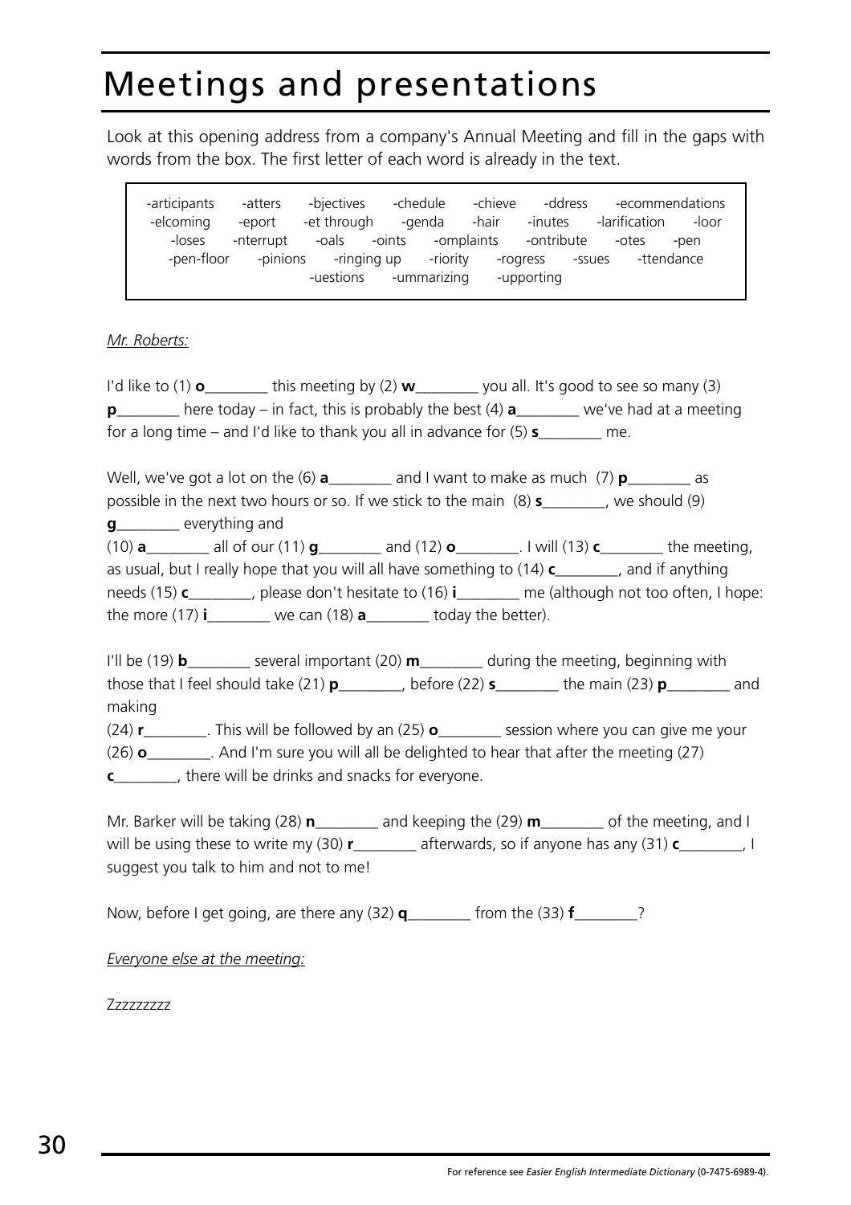# Meetings and presentations

Look at this opening address from a company's Annual Meeting and fill in the gaps with words from the box. The first letter of each word is already in the text.

> -articipants -atters -bjectives -chedule -chieve -ddress -ecommendations -elcoming -eport -et through -genda -hair -inutes -larification -loor -loses -nterrupt -oals -oints -omplaints -ontribute -otes -pen -pen-floor -pinions -ringing up -riority -rogress -ssues -ttendance -uestions -ummarizing -upporting

*Mr. Roberts:*

I'd like to (1) **o**________ this meeting by (2) **w**________ you all. It's good to see so many (3) **p**________ here today – in fact, this is probably the best (4) **a**________ we've had at a meeting for a long time – and I'd like to thank you all in advance for (5) **s**________ me.

Well, we've got a lot on the (6) **a**________ and I want to make as much (7) **p**________ as possible in the next two hours or so. If we stick to the main (8) **s**________, we should (9) **g**________ everything and (10) **a**________ all of our (11) **g**________ and (12) **o**________. I will (13) **c**________ the meeting, as usual, but I really hope that you will all have something to (14) **c**________, and if anything needs (15) **c**________, please don't hesitate to (16) **i**________ me (although not too often, I hope: the more (17) **i**________ we can (18) **a**________ today the better).

I'll be (19) **b**________ several important (20) **m**________ during the meeting, beginning with those that I feel should take (21) **p**________, before (22) **s**________ the main (23) **p**________ and making (24) **r**________. This will be followed by an (25) **o**________ session where you can give me your (26) **o**________. And I'm sure you will all be delighted to hear that after the meeting (27) **c**________, there will be drinks and snacks for everyone.

Mr. Barker will be taking (28) **n**________ and keeping the (29) **m**________ of the meeting, and I will be using these to write my (30) **r**________ afterwards, so if anyone has any (31) **c**________, I suggest you talk to him and not to me!

Now, before I get going, are there any (32) **q**________ from the (33) **f**________?

*Everyone else at the meeting:*

Zzzzzzzzz

For reference see *Easier English Intermediate Dictionary* (0-7475-6989-4).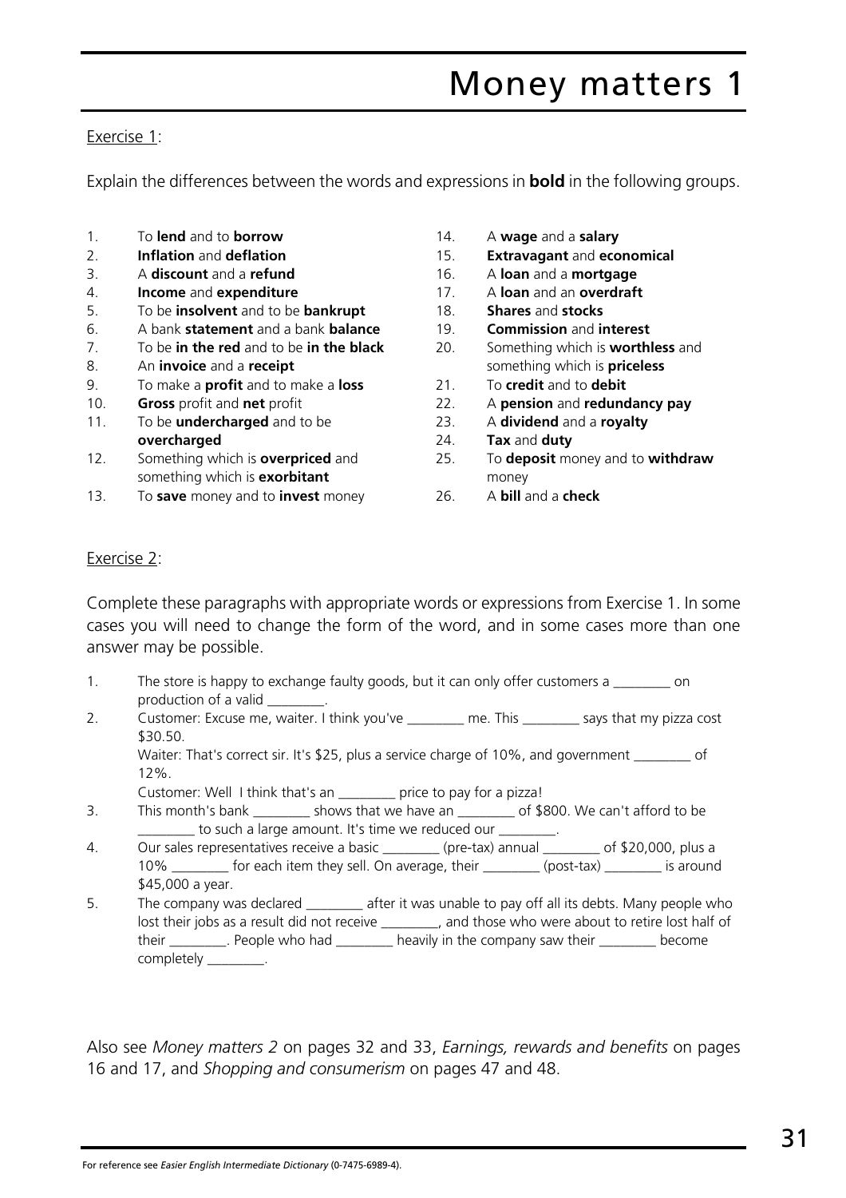# Money matters 1

Exercise 1:

Explain the differences between the words and expressions in **bold** in the following groups.

1. To **lend** and to **borrow**
2. **Inflation** and **deflation**
3. A **discount** and a **refund**
4. **Income** and **expenditure**
5. To be **insolvent** and to be **bankrupt**
6. A bank **statement** and a bank **balance**
7. To be **in the red** and to be **in the black**
8. An **invoice** and a **receipt**
9. To make a **profit** and to make a **loss**
10. **Gross** profit and **net** profit
11. To be **undercharged** and to be **overcharged**
12. Something which is **overpriced** and something which is **exorbitant**
13. To **save** money and to **invest** money
14. A **wage** and a **salary**
15. **Extravagant** and **economical**
16. A **loan** and a **mortgage**
17. A **loan** and an **overdraft**
18. **Shares** and **stocks**
19. **Commission** and **interest**
20. Something which is **worthless** and something which is **priceless**
21. To **credit** and to **debit**
22. A **pension** and **redundancy pay**
23. A **dividend** and a **royalty**
24. **Tax** and **duty**
25. To **deposit** money and to **withdraw** money
26. A **bill** and a **check**

Exercise 2:

Complete these paragraphs with appropriate words or expressions from Exercise 1. In some cases you will need to change the form of the word, and in some cases more than one answer may be possible.

1. The store is happy to exchange faulty goods, but it can only offer customers a ________ on production of a valid ________.
2. Customer: Excuse me, waiter. I think you've ________ me. This ________ says that my pizza cost $30.50.
   Waiter: That's correct sir. It's $25, plus a service charge of 10%, and government ________ of 12%.
   Customer: Well I think that's an ________ price to pay for a pizza!
3. This month's bank ________ shows that we have an ________ of $800. We can't afford to be ________ to such a large amount. It's time we reduced our ________.
4. Our sales representatives receive a basic ________ (pre-tax) annual ________ of $20,000, plus a 10% ________ for each item they sell. On average, their ________ (post-tax) ________ is around $45,000 a year.
5. The company was declared ________ after it was unable to pay off all its debts. Many people who lost their jobs as a result did not receive ________, and those who were about to retire lost half of their ________. People who had ________ heavily in the company saw their ________ become completely ________.

Also see *Money matters 2* on pages 32 and 33, *Earnings, rewards and benefits* on pages 16 and 17, and *Shopping and consumerism* on pages 47 and 48.

For reference see *Easier English Intermediate Dictionary* (0-7475-6989-4).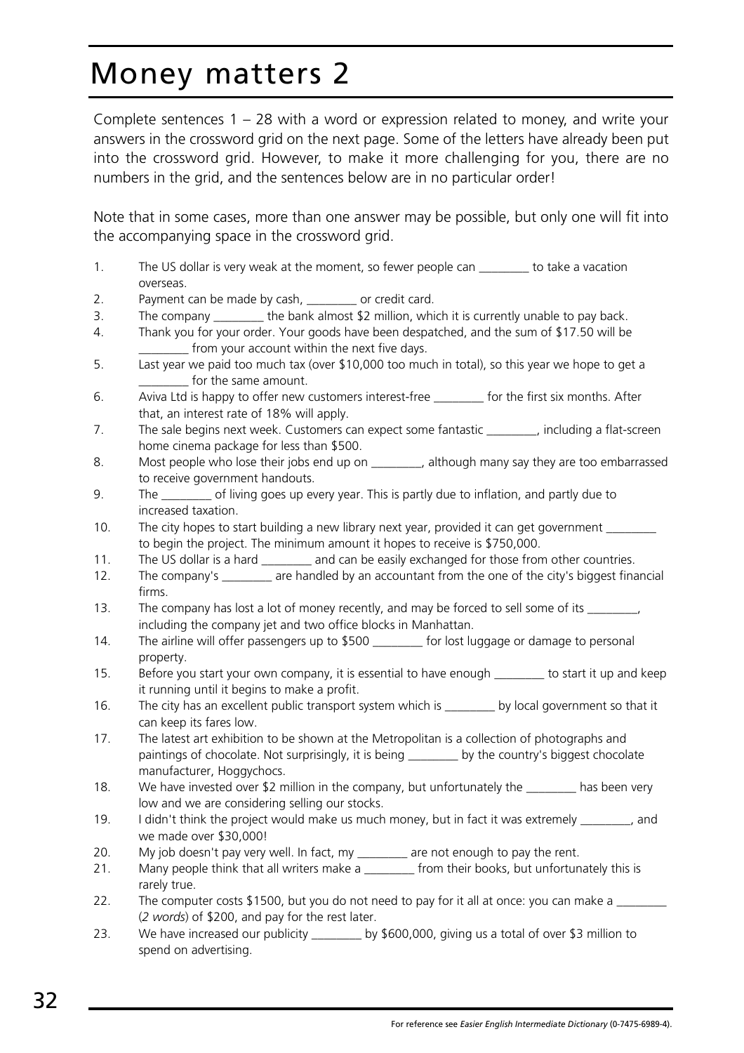# Money matters 2

Complete sentences 1 – 28 with a word or expression related to money, and write your answers in the crossword grid on the next page. Some of the letters have already been put into the crossword grid. However, to make it more challenging for you, there are no numbers in the grid, and the sentences below are in no particular order!

Note that in some cases, more than one answer may be possible, but only one will fit into the accompanying space in the crossword grid.

1. The US dollar is very weak at the moment, so fewer people can ________ to take a vacation overseas.
2. Payment can be made by cash, ________ or credit card.
3. The company ________ the bank almost $2 million, which it is currently unable to pay back.
4. Thank you for your order. Your goods have been despatched, and the sum of $17.50 will be ________ from your account within the next five days.
5. Last year we paid too much tax (over $10,000 too much in total), so this year we hope to get a ________ for the same amount.
6. Aviva Ltd is happy to offer new customers interest-free ________ for the first six months. After that, an interest rate of 18% will apply.
7. The sale begins next week. Customers can expect some fantastic ________, including a flat-screen home cinema package for less than $500.
8. Most people who lose their jobs end up on ________, although many say they are too embarrassed to receive government handouts.
9. The ________ of living goes up every year. This is partly due to inflation, and partly due to increased taxation.
10. The city hopes to start building a new library next year, provided it can get government ________ to begin the project. The minimum amount it hopes to receive is $750,000.
11. The US dollar is a hard ________ and can be easily exchanged for those from other countries.
12. The company's ________ are handled by an accountant from the one of the city's biggest financial firms.
13. The company has lost a lot of money recently, and may be forced to sell some of its ________, including the company jet and two office blocks in Manhattan.
14. The airline will offer passengers up to $500 ________ for lost luggage or damage to personal property.
15. Before you start your own company, it is essential to have enough ________ to start it up and keep it running until it begins to make a profit.
16. The city has an excellent public transport system which is ________ by local government so that it can keep its fares low.
17. The latest art exhibition to be shown at the Metropolitan is a collection of photographs and paintings of chocolate. Not surprisingly, it is being ________ by the country's biggest chocolate manufacturer, Hoggychocs.
18. We have invested over $2 million in the company, but unfortunately the ________ has been very low and we are considering selling our stocks.
19. I didn't think the project would make us much money, but in fact it was extremely ________, and we made over $30,000!
20. My job doesn't pay very well. In fact, my ________ are not enough to pay the rent.
21. Many people think that all writers make a ________ from their books, but unfortunately this is rarely true.
22. The computer costs $1500, but you do not need to pay for it all at once: you can make a ________ (*2 words*) of $200, and pay for the rest later.
23. We have increased our publicity ________ by $600,000, giving us a total of over $3 million to spend on advertising.

For reference see *Easier English Intermediate Dictionary* (0-7475-6989-4).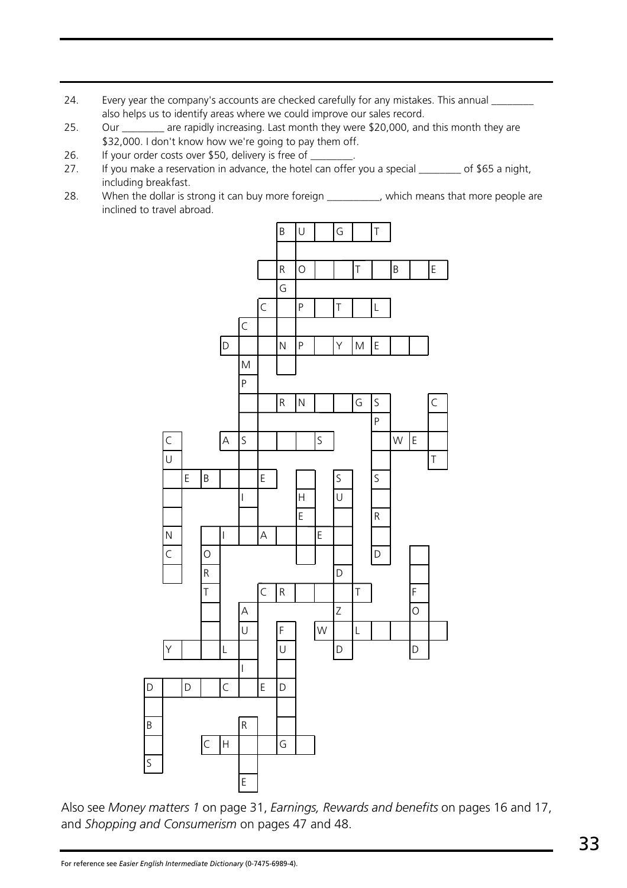24. Every year the company's accounts are checked carefully for any mistakes. This annual ________ also helps us to identify areas where we could improve our sales record.
25. Our ________ are rapidly increasing. Last month they were $20,000, and this month they are $32,000. I don't know how we're going to pay them off.
26. If your order costs over $50, delivery is free of ________.
27. If you make a reservation in advance, the hotel can offer you a special ________ of $65 a night, including breakfast.
28. When the dollar is strong it can buy more foreign __________, which means that more people are inclined to travel abroad.

Also see *Money matters 1* on page 31, *Earnings, Rewards and benefits* on pages 16 and 17, and *Shopping and Consumerism* on pages 47 and 48.

For reference see *Easier English Intermediate Dictionary* (0-7475-6989-4).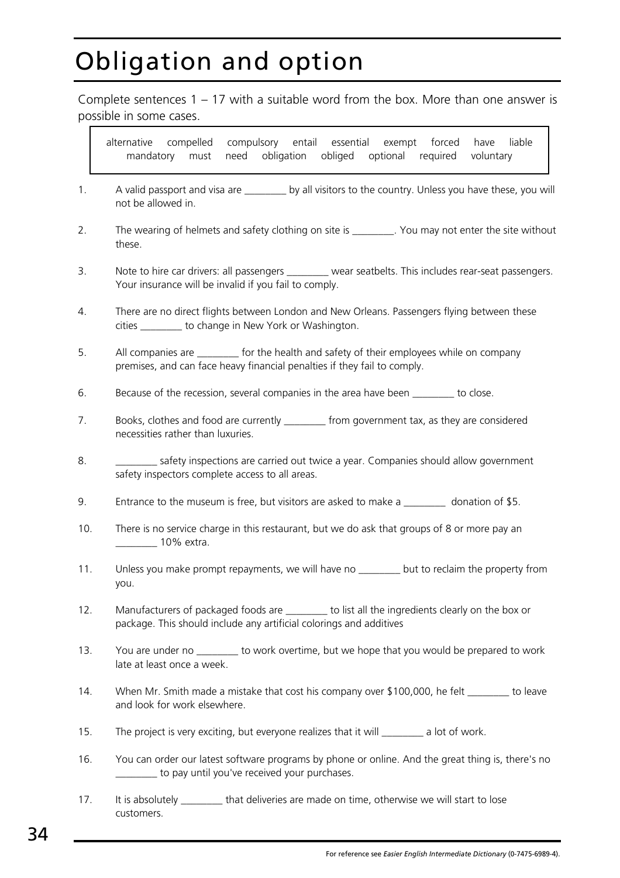# Obligation and option

Complete sentences 1 – 17 with a suitable word from the box. More than one answer is possible in some cases.

> alternative compelled compulsory entail essential exempt forced have liable mandatory must need obligation obliged optional required voluntary

1. A valid passport and visa are ________ by all visitors to the country. Unless you have these, you will not be allowed in.

2. The wearing of helmets and safety clothing on site is ________. You may not enter the site without these.

3. Note to hire car drivers: all passengers ________ wear seatbelts. This includes rear-seat passengers. Your insurance will be invalid if you fail to comply.

4. There are no direct flights between London and New Orleans. Passengers flying between these cities ________ to change in New York or Washington.

5. All companies are ________ for the health and safety of their employees while on company premises, and can face heavy financial penalties if they fail to comply.

6. Because of the recession, several companies in the area have been ________ to close.

7. Books, clothes and food are currently ________ from government tax, as they are considered necessities rather than luxuries.

8. ________ safety inspections are carried out twice a year. Companies should allow government safety inspectors complete access to all areas.

9. Entrance to the museum is free, but visitors are asked to make a ________ donation of $5.

10. There is no service charge in this restaurant, but we do ask that groups of 8 or more pay an ________ 10% extra.

11. Unless you make prompt repayments, we will have no ________ but to reclaim the property from you.

12. Manufacturers of packaged foods are ________ to list all the ingredients clearly on the box or package. This should include any artificial colorings and additives

13. You are under no ________ to work overtime, but we hope that you would be prepared to work late at least once a week.

14. When Mr. Smith made a mistake that cost his company over $100,000, he felt ________ to leave and look for work elsewhere.

15. The project is very exciting, but everyone realizes that it will ________ a lot of work.

16. You can order our latest software programs by phone or online. And the great thing is, there's no ________ to pay until you've received your purchases.

17. It is absolutely ________ that deliveries are made on time, otherwise we will start to lose customers.

For reference see *Easier English Intermediate Dictionary* (0-7475-6989-4).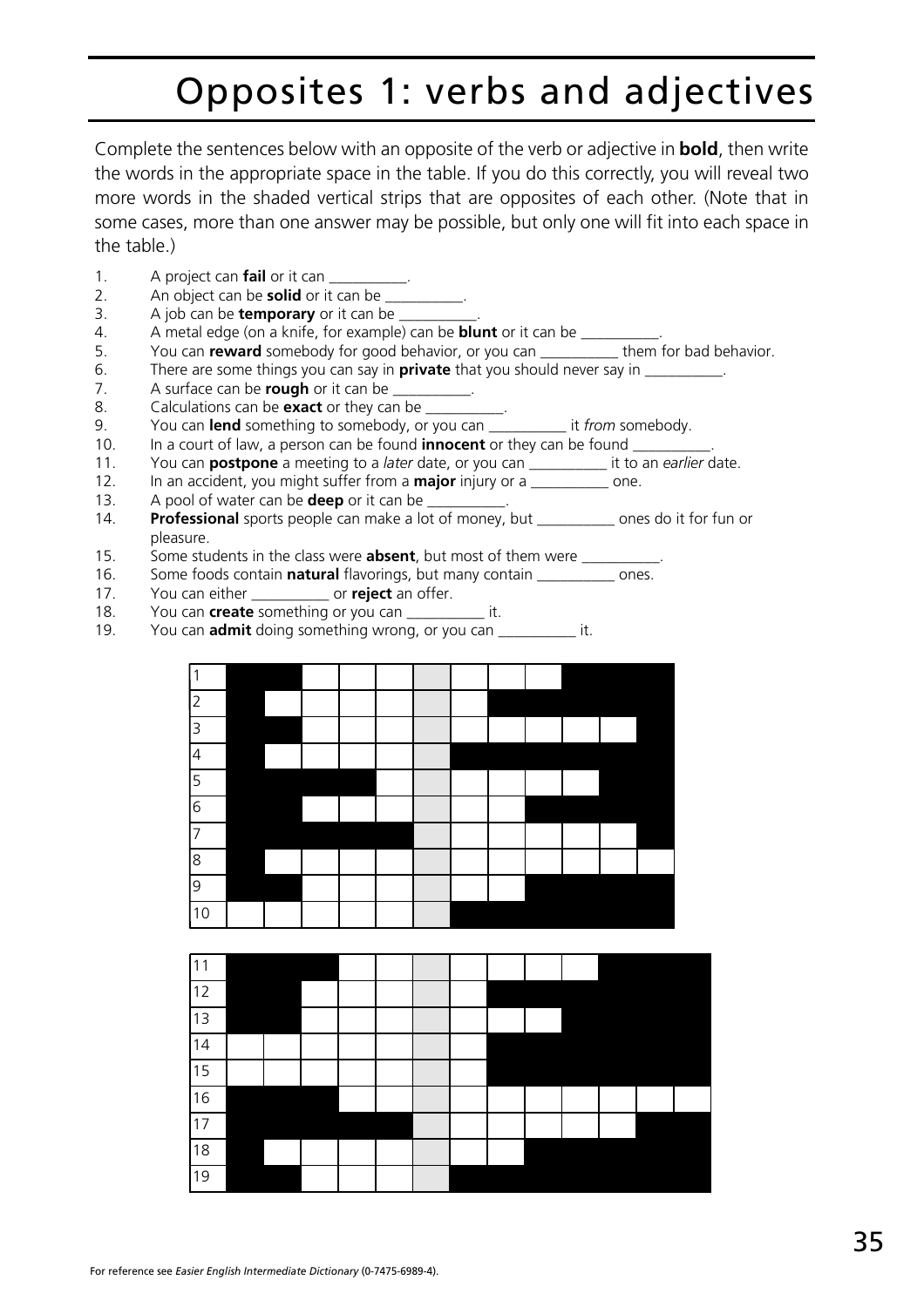# Opposites 1: verbs and adjectives

Complete the sentences below with an opposite of the verb or adjective in **bold**, then write the words in the appropriate space in the table. If you do this correctly, you will reveal two more words in the shaded vertical strips that are opposites of each other. (Note that in some cases, more than one answer may be possible, but only one will fit into each space in the table.)

1. A project can **fail** or it can __________.
2. An object can be **solid** or it can be __________.
3. A job can be **temporary** or it can be __________.
4. A metal edge (on a knife, for example) can be **blunt** or it can be __________.
5. You can **reward** somebody for good behavior, or you can __________ them for bad behavior.
6. There are some things you can say in **private** that you should never say in __________.
7. A surface can be **rough** or it can be __________.
8. Calculations can be **exact** or they can be __________.
9. You can **lend** something to somebody, or you can __________ it *from* somebody.
10. In a court of law, a person can be found **innocent** or they can be found __________.
11. You can **postpone** a meeting to a *later* date, or you can __________ it to an *earlier* date.
12. In an accident, you might suffer from a **major** injury or a __________ one.
13. A pool of water can be **deep** or it can be __________.
14. **Professional** sports people can make a lot of money, but __________ ones do it for fun or pleasure.
15. Some students in the class were **absent**, but most of them were __________.
16. Some foods contain **natural** flavorings, but many contain __________ ones.
17. You can either __________ or **reject** an offer.
18. You can **create** something or you can __________ it.
19. You can **admit** doing something wrong, or you can __________ it.

| | | | | | | | | | | | | |
|---|---|---|---|---|---|---|---|---|---|---|---|---|
| 1 | | | | | | | | | | | | |
| 2 | | | | | | | | | | | | |
| 3 | | | | | | | | | | | | |
| 4 | | | | | | | | | | | | |
| 5 | | | | | | | | | | | | |
| 6 | | | | | | | | | | | | |
| 7 | | | | | | | | | | | | |
| 8 | | | | | | | | | | | | |
| 9 | | | | | | | | | | | | |
| 10 | | | | | | | | | | | | |

| | | | | | | | | | | | | | |
|---|---|---|---|---|---|---|---|---|---|---|---|---|---|
| 11 | | | | | | | | | | | | | |
| 12 | | | | | | | | | | | | | |
| 13 | | | | | | | | | | | | | |
| 14 | | | | | | | | | | | | | |
| 15 | | | | | | | | | | | | | |
| 16 | | | | | | | | | | | | | |
| 17 | | | | | | | | | | | | | |
| 18 | | | | | | | | | | | | | |
| 19 | | | | | | | | | | | | | |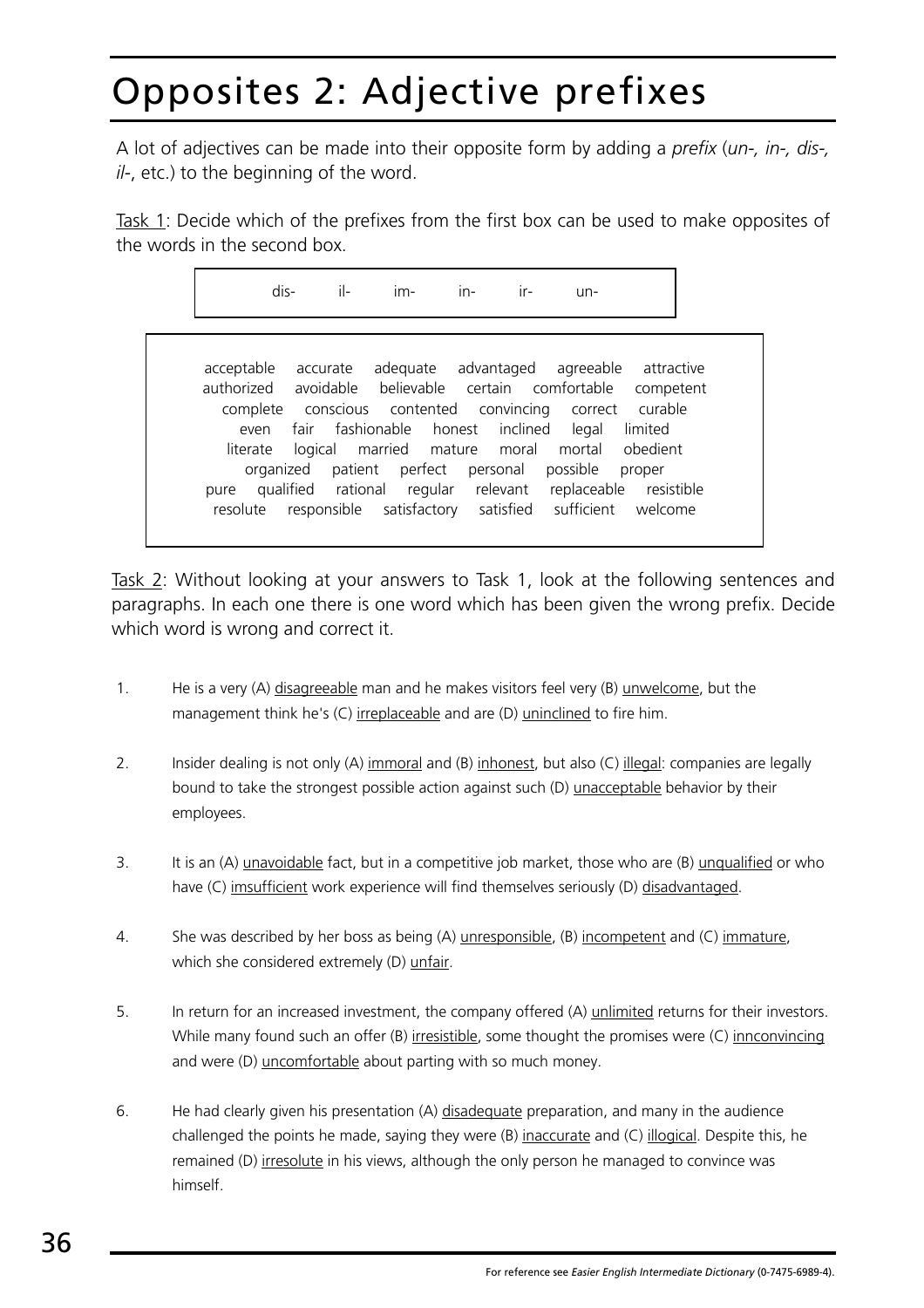# Opposites 2: Adjective prefixes

A lot of adjectives can be made into their opposite form by adding a *prefix* (*un-, in-, dis-, il-*, etc.) to the beginning of the word.

Task 1: Decide which of the prefixes from the first box can be used to make opposites of the words in the second box.

> dis-   il-   im-   in-   ir-   un-

> acceptable accurate adequate advantaged agreeable attractive
> authorized avoidable believable certain comfortable competent
> complete conscious contented convincing correct curable
> even fair fashionable honest inclined legal limited
> literate logical married mature moral mortal obedient
> organized patient perfect personal possible proper
> pure qualified rational regular relevant replaceable resistible
> resolute responsible satisfactory satisfied sufficient welcome

Task 2: Without looking at your answers to Task 1, look at the following sentences and paragraphs. In each one there is one word which has been given the wrong prefix. Decide which word is wrong and correct it.

1. He is a very (A) disagreeable man and he makes visitors feel very (B) unwelcome, but the management think he's (C) irreplaceable and are (D) uninclined to fire him.

2. Insider dealing is not only (A) immoral and (B) inhonest, but also (C) illegal: companies are legally bound to take the strongest possible action against such (D) unacceptable behavior by their employees.

3. It is an (A) unavoidable fact, but in a competitive job market, those who are (B) unqualified or who have (C) imsufficient work experience will find themselves seriously (D) disadvantaged.

4. She was described by her boss as being (A) unresponsible, (B) incompetent and (C) immature, which she considered extremely (D) unfair.

5. In return for an increased investment, the company offered (A) unlimited returns for their investors. While many found such an offer (B) irresistible, some thought the promises were (C) innconvincing and were (D) uncomfortable about parting with so much money.

6. He had clearly given his presentation (A) disadequate preparation, and many in the audience challenged the points he made, saying they were (B) inaccurate and (C) illogical. Despite this, he remained (D) irresolute in his views, although the only person he managed to convince was himself.

For reference see *Easier English Intermediate Dictionary* (0-7475-6989-4).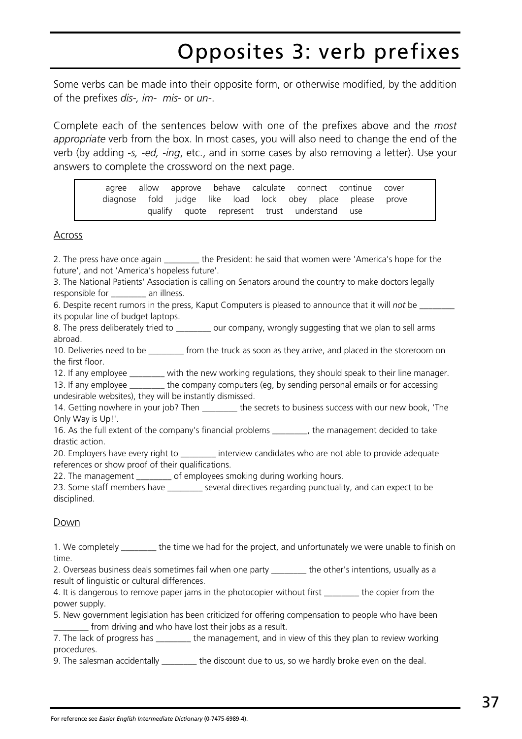# Opposites 3: verb prefixes

Some verbs can be made into their opposite form, or otherwise modified, by the addition of the prefixes *dis-, im- mis-* or *un-*.

Complete each of the sentences below with one of the prefixes above and the *most appropriate* verb from the box. In most cases, you will also need to change the end of the verb (by adding *-s, -ed, -ing*, etc., and in some cases by also removing a letter). Use your answers to complete the crossword on the next page.

| agree allow approve behave calculate connect continue cover diagnose fold judge like load lock obey place please prove qualify quote represent trust understand use |
|---|

## Across

2. The press have once again ________ the President: he said that women were 'America's hope for the future', and not 'America's hopeless future'.
3. The National Patients' Association is calling on Senators around the country to make doctors legally responsible for ________ an illness.
6. Despite recent rumors in the press, Kaput Computers is pleased to announce that it will *not* be ________ its popular line of budget laptops.
8. The press deliberately tried to ________ our company, wrongly suggesting that we plan to sell arms abroad.
10. Deliveries need to be ________ from the truck as soon as they arrive, and placed in the storeroom on the first floor.
12. If any employee ________ with the new working regulations, they should speak to their line manager.
13. If any employee ________ the company computers (eg, by sending personal emails or for accessing undesirable websites), they will be instantly dismissed.
14. Getting nowhere in your job? Then ________ the secrets to business success with our new book, 'The Only Way is Up!'.
16. As the full extent of the company's financial problems ________, the management decided to take drastic action.
20. Employers have every right to ________ interview candidates who are not able to provide adequate references or show proof of their qualifications.
22. The management ________ of employees smoking during working hours.
23. Some staff members have ________ several directives regarding punctuality, and can expect to be disciplined.

## Down

1. We completely ________ the time we had for the project, and unfortunately we were unable to finish on time.
2. Overseas business deals sometimes fail when one party ________ the other's intentions, usually as a result of linguistic or cultural differences.
4. It is dangerous to remove paper jams in the photocopier without first ________ the copier from the power supply.
5. New government legislation has been criticized for offering compensation to people who have been ________ from driving and who have lost their jobs as a result.
7. The lack of progress has ________ the management, and in view of this they plan to review working procedures.
9. The salesman accidentally ________ the discount due to us, so we hardly broke even on the deal.

For reference see *Easier English Intermediate Dictionary* (0-7475-6989-4).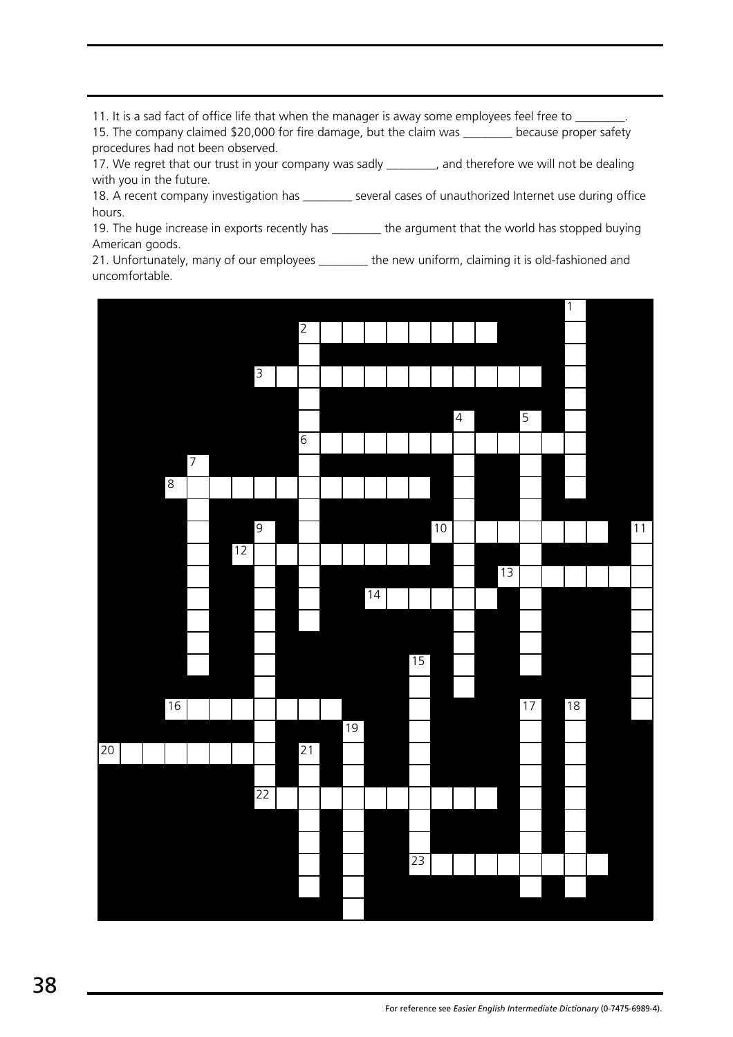11. It is a sad fact of office life that when the manager is away some employees feel free to ________.

15. The company claimed $20,000 for fire damage, but the claim was ________ because proper safety procedures had not been observed.

17. We regret that our trust in your company was sadly ________, and therefore we will not be dealing with you in the future.

18. A recent company investigation has ________ several cases of unauthorized Internet use during office hours.

19. The huge increase in exports recently has ________ the argument that the world has stopped buying American goods.

21. Unfortunately, many of our employees ________ the new uniform, claiming it is old-fashioned and uncomfortable.

For reference see *Easier English Intermediate Dictionary* (0-7475-6989-4).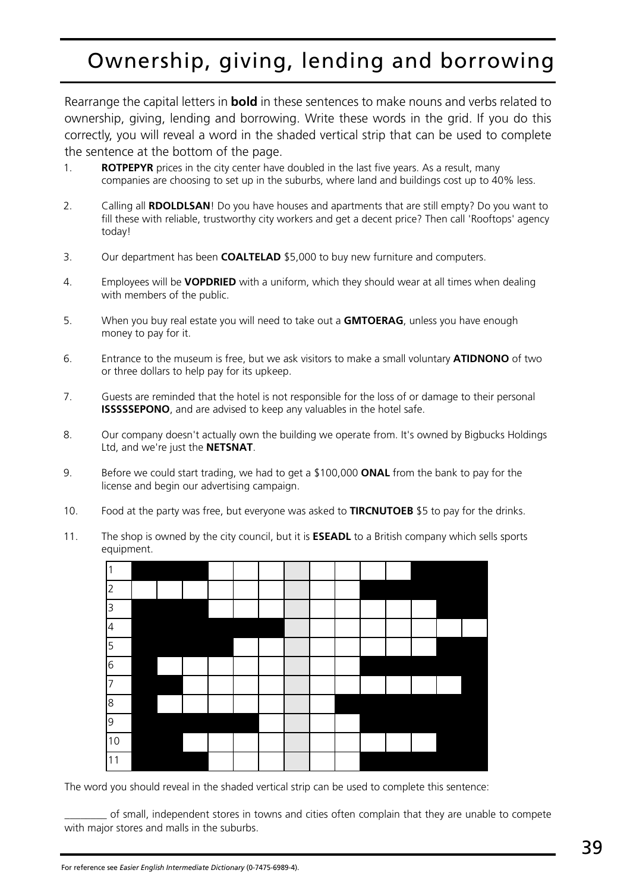# Ownership, giving, lending and borrowing

Rearrange the capital letters in **bold** in these sentences to make nouns and verbs related to ownership, giving, lending and borrowing. Write these words in the grid. If you do this correctly, you will reveal a word in the shaded vertical strip that can be used to complete the sentence at the bottom of the page.

1. **ROTPEPYR** prices in the city center have doubled in the last five years. As a result, many companies are choosing to set up in the suburbs, where land and buildings cost up to 40% less.

2. Calling all **RDOLDLSAN**! Do you have houses and apartments that are still empty? Do you want to fill these with reliable, trustworthy city workers and get a decent price? Then call 'Rooftops' agency today!

3. Our department has been **COALTELAD** $5,000 to buy new furniture and computers.

4. Employees will be **VOPDRIED** with a uniform, which they should wear at all times when dealing with members of the public.

5. When you buy real estate you will need to take out a **GMTOERAG**, unless you have enough money to pay for it.

6. Entrance to the museum is free, but we ask visitors to make a small voluntary **ATIDNONO** of two or three dollars to help pay for its upkeep.

7. Guests are reminded that the hotel is not responsible for the loss of or damage to their personal **ISSSSSEPONO**, and are advised to keep any valuables in the hotel safe.

8. Our company doesn't actually own the building we operate from. It's owned by Bigbucks Holdings Ltd, and we're just the **NETSNAT**.

9. Before we could start trading, we had to get a $100,000 **ONAL** from the bank to pay for the license and begin our advertising campaign.

10. Food at the party was free, but everyone was asked to **TIRCNUTOEB** $5 to pay for the drinks.

11. The shop is owned by the city council, but it is **ESEADL** to a British company which sells sports equipment.

| | | | | | | | | | | | | | | |
|---|---|---|---|---|---|---|---|---|---|---|---|---|---|---|
| 1 | ■ | ■ | ■ | | | | | | | | | ■ | ■ | ■ |
| 2 | | | | | | | | | | ■ | ■ | ■ | ■ | ■ |
| 3 | ■ | ■ | ■ | | | | | | | | | | ■ | ■ |
| 4 | ■ | ■ | ■ | ■ | ■ | ■ | | | | | | | | |
| 5 | ■ | ■ | ■ | ■ | | | | | | | | | ■ | ■ |
| 6 | ■ | | | | | | | | | ■ | ■ | ■ | ■ | ■ |
| 7 | ■ | ■ | | | | | | | | | | | | ■ |
| 8 | ■ | | | | | | | | ■ | ■ | ■ | ■ | ■ | ■ |
| 9 | ■ | ■ | ■ | ■ | ■ | | | | | ■ | ■ | ■ | ■ | ■ |
| 10 | ■ | ■ | | | | | | | | | | | ■ | ■ |
| 11 | ■ | ■ | ■ | | | | | | | ■ | ■ | ■ | ■ | ■ |

The word you should reveal in the shaded vertical strip can be used to complete this sentence:

________ of small, independent stores in towns and cities often complain that they are unable to compete with major stores and malls in the suburbs.

For reference see *Easier English Intermediate Dictionary* (0-7475-6989-4).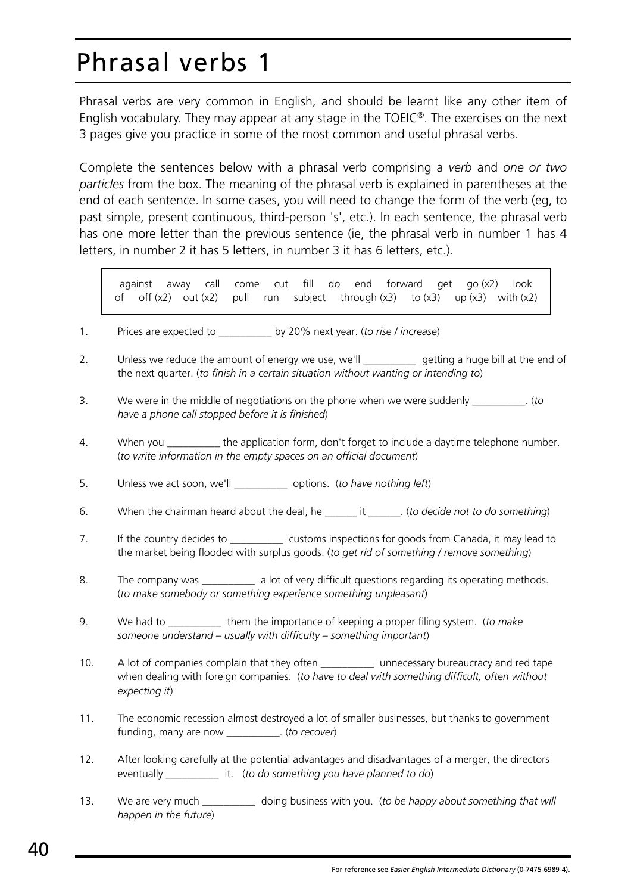# Phrasal verbs 1

Phrasal verbs are very common in English, and should be learnt like any other item of English vocabulary. They may appear at any stage in the TOEIC®. The exercises on the next 3 pages give you practice in some of the most common and useful phrasal verbs.

Complete the sentences below with a phrasal verb comprising a *verb* and *one or two particles* from the box. The meaning of the phrasal verb is explained in parentheses at the end of each sentence. In some cases, you will need to change the form of the verb (eg, to past simple, present continuous, third-person 's', etc.). In each sentence, the phrasal verb has one more letter than the previous sentence (ie, the phrasal verb in number 1 has 4 letters, in number 2 it has 5 letters, in number 3 it has 6 letters, etc.).

> against away call come cut fill do end forward get go (x2) look of off (x2) out (x2) pull run subject through (x3) to (x3) up (x3) with (x2)

1. Prices are expected to __________ by 20% next year. (*to rise / increase*)

2. Unless we reduce the amount of energy we use, we'll __________ getting a huge bill at the end of the next quarter. (*to finish in a certain situation without wanting or intending to*)

3. We were in the middle of negotiations on the phone when we were suddenly __________. (*to have a phone call stopped before it is finished*)

4. When you __________ the application form, don't forget to include a daytime telephone number. (*to write information in the empty spaces on an official document*)

5. Unless we act soon, we'll __________ options. (*to have nothing left*)

6. When the chairman heard about the deal, he ______ it ______. (*to decide not to do something*)

7. If the country decides to __________ customs inspections for goods from Canada, it may lead to the market being flooded with surplus goods. (*to get rid of something / remove something*)

8. The company was __________ a lot of very difficult questions regarding its operating methods. (*to make somebody or something experience something unpleasant*)

9. We had to __________ them the importance of keeping a proper filing system. (*to make someone understand – usually with difficulty – something important*)

10. A lot of companies complain that they often __________ unnecessary bureaucracy and red tape when dealing with foreign companies. (*to have to deal with something difficult, often without expecting it*)

11. The economic recession almost destroyed a lot of smaller businesses, but thanks to government funding, many are now __________. (*to recover*)

12. After looking carefully at the potential advantages and disadvantages of a merger, the directors eventually __________ it. (*to do something you have planned to do*)

13. We are very much __________ doing business with you. (*to be happy about something that will happen in the future*)

For reference see *Easier English Intermediate Dictionary* (0-7475-6989-4).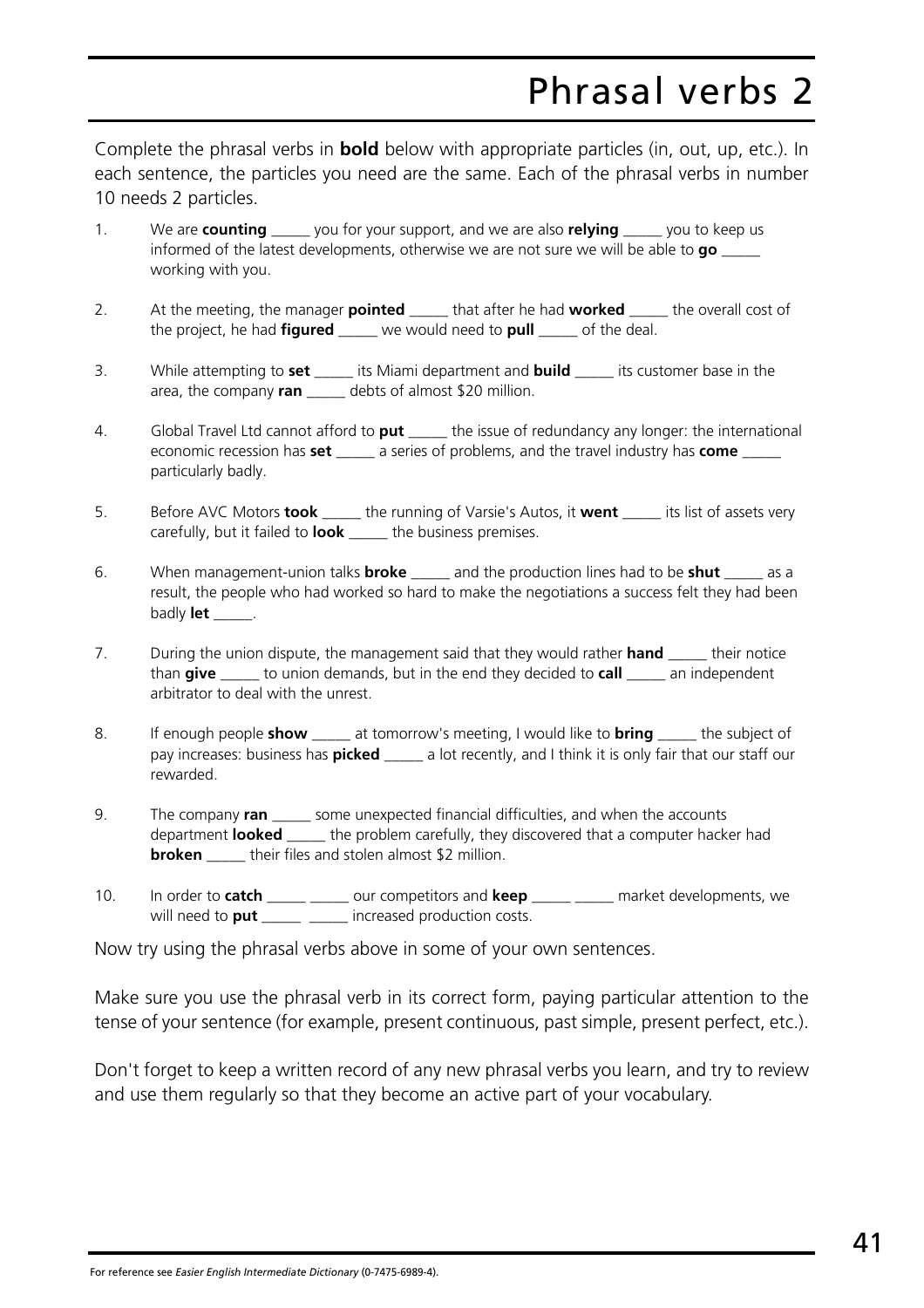# Phrasal verbs 2

Complete the phrasal verbs in **bold** below with appropriate particles (in, out, up, etc.). In each sentence, the particles you need are the same. Each of the phrasal verbs in number 10 needs 2 particles.

1. We are **counting** _____ you for your support, and we are also **relying** _____ you to keep us informed of the latest developments, otherwise we are not sure we will be able to **go** _____ working with you.

2. At the meeting, the manager **pointed** _____ that after he had **worked** _____ the overall cost of the project, he had **figured** _____ we would need to **pull** _____ of the deal.

3. While attempting to **set** _____ its Miami department and **build** _____ its customer base in the area, the company **ran** _____ debts of almost $20 million.

4. Global Travel Ltd cannot afford to **put** _____ the issue of redundancy any longer: the international economic recession has **set** _____ a series of problems, and the travel industry has **come** _____ particularly badly.

5. Before AVC Motors **took** _____ the running of Varsie's Autos, it **went** _____ its list of assets very carefully, but it failed to **look** _____ the business premises.

6. When management-union talks **broke** _____ and the production lines had to be **shut** _____ as a result, the people who had worked so hard to make the negotiations a success felt they had been badly **let** _____.

7. During the union dispute, the management said that they would rather **hand** _____ their notice than **give** _____ to union demands, but in the end they decided to **call** _____ an independent arbitrator to deal with the unrest.

8. If enough people **show** _____ at tomorrow's meeting, I would like to **bring** _____ the subject of pay increases: business has **picked** _____ a lot recently, and I think it is only fair that our staff our rewarded.

9. The company **ran** _____ some unexpected financial difficulties, and when the accounts department **looked** _____ the problem carefully, they discovered that a computer hacker had **broken** _____ their files and stolen almost $2 million.

10. In order to **catch** _____ _____ our competitors and **keep** _____ _____ market developments, we will need to **put** _____ _____ increased production costs.

Now try using the phrasal verbs above in some of your own sentences.

Make sure you use the phrasal verb in its correct form, paying particular attention to the tense of your sentence (for example, present continuous, past simple, present perfect, etc.).

Don't forget to keep a written record of any new phrasal verbs you learn, and try to review and use them regularly so that they become an active part of your vocabulary.

For reference see *Easier English Intermediate Dictionary* (0-7475-6989-4).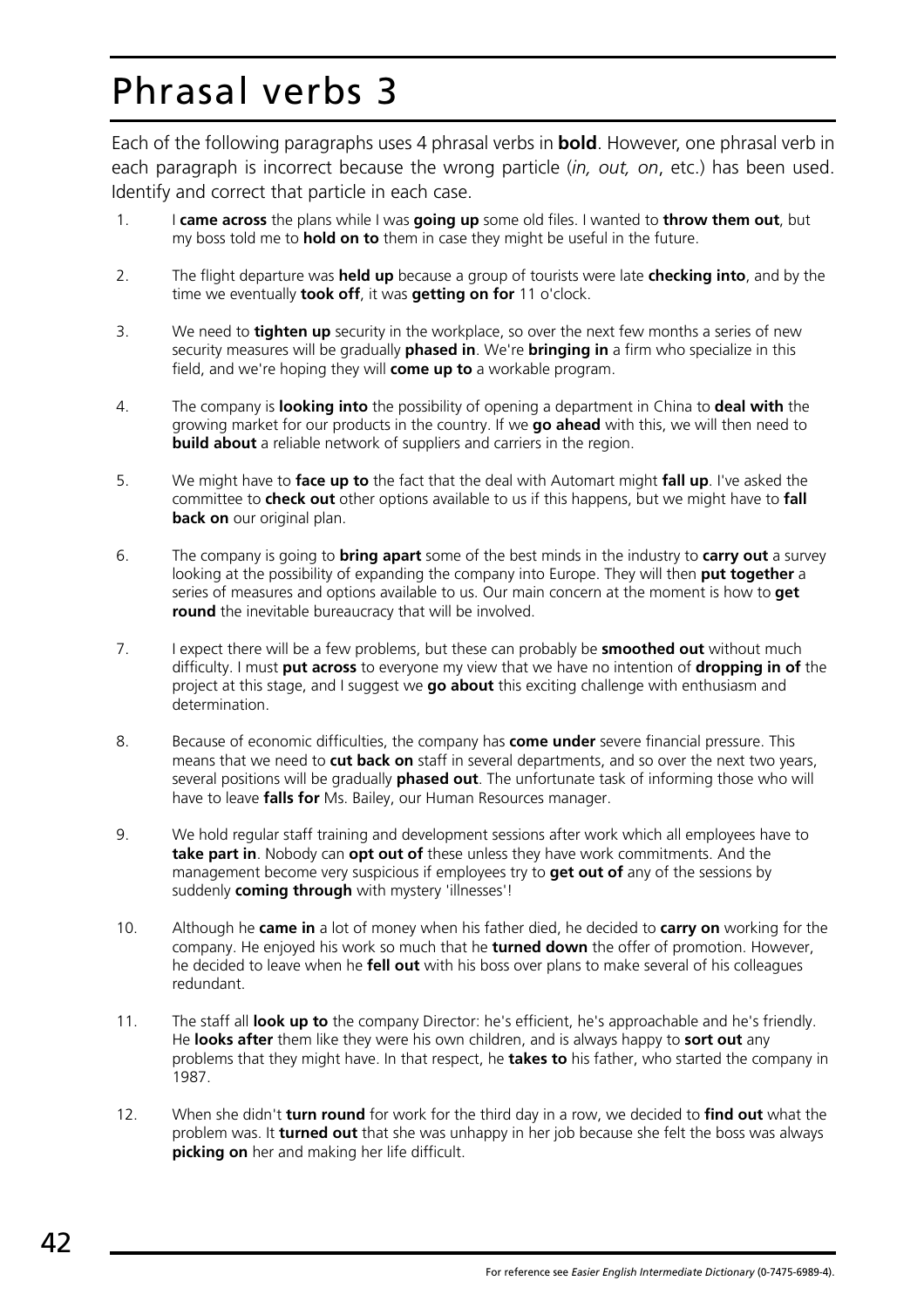# Phrasal verbs 3

Each of the following paragraphs uses 4 phrasal verbs in **bold**. However, one phrasal verb in each paragraph is incorrect because the wrong particle (*in, out, on*, etc.) has been used. Identify and correct that particle in each case.

1. I **came across** the plans while I was **going up** some old files. I wanted to **throw them out**, but my boss told me to **hold on to** them in case they might be useful in the future.

2. The flight departure was **held up** because a group of tourists were late **checking into**, and by the time we eventually **took off**, it was **getting on for** 11 o'clock.

3. We need to **tighten up** security in the workplace, so over the next few months a series of new security measures will be gradually **phased in**. We're **bringing in** a firm who specialize in this field, and we're hoping they will **come up to** a workable program.

4. The company is **looking into** the possibility of opening a department in China to **deal with** the growing market for our products in the country. If we **go ahead** with this, we will then need to **build about** a reliable network of suppliers and carriers in the region.

5. We might have to **face up to** the fact that the deal with Automart might **fall up**. I've asked the committee to **check out** other options available to us if this happens, but we might have to **fall back on** our original plan.

6. The company is going to **bring apart** some of the best minds in the industry to **carry out** a survey looking at the possibility of expanding the company into Europe. They will then **put together** a series of measures and options available to us. Our main concern at the moment is how to **get round** the inevitable bureaucracy that will be involved.

7. I expect there will be a few problems, but these can probably be **smoothed out** without much difficulty. I must **put across** to everyone my view that we have no intention of **dropping in of** the project at this stage, and I suggest we **go about** this exciting challenge with enthusiasm and determination.

8. Because of economic difficulties, the company has **come under** severe financial pressure. This means that we need to **cut back on** staff in several departments, and so over the next two years, several positions will be gradually **phased out**. The unfortunate task of informing those who will have to leave **falls for** Ms. Bailey, our Human Resources manager.

9. We hold regular staff training and development sessions after work which all employees have to **take part in**. Nobody can **opt out of** these unless they have work commitments. And the management become very suspicious if employees try to **get out of** any of the sessions by suddenly **coming through** with mystery 'illnesses'!

10. Although he **came in** a lot of money when his father died, he decided to **carry on** working for the company. He enjoyed his work so much that he **turned down** the offer of promotion. However, he decided to leave when he **fell out** with his boss over plans to make several of his colleagues redundant.

11. The staff all **look up to** the company Director: he's efficient, he's approachable and he's friendly. He **looks after** them like they were his own children, and is always happy to **sort out** any problems that they might have. In that respect, he **takes to** his father, who started the company in 1987.

12. When she didn't **turn round** for work for the third day in a row, we decided to **find out** what the problem was. It **turned out** that she was unhappy in her job because she felt the boss was always **picking on** her and making her life difficult.

For reference see *Easier English Intermediate Dictionary* (0-7475-6989-4).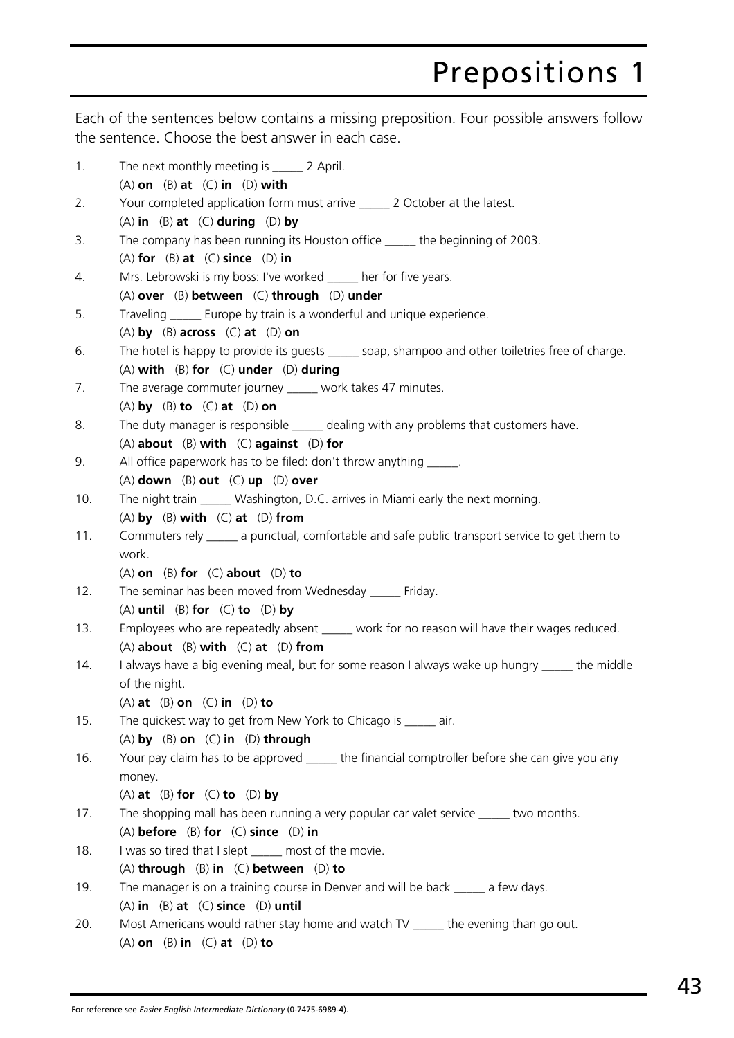# Prepositions 1

Each of the sentences below contains a missing preposition. Four possible answers follow the sentence. Choose the best answer in each case.

1. The next monthly meeting is _____ 2 April.
   (A) **on** (B) **at** (C) **in** (D) **with**
2. Your completed application form must arrive _____ 2 October at the latest.
   (A) **in** (B) **at** (C) **during** (D) **by**
3. The company has been running its Houston office _____ the beginning of 2003.
   (A) **for** (B) **at** (C) **since** (D) **in**
4. Mrs. Lebrowski is my boss: I've worked _____ her for five years.
   (A) **over** (B) **between** (C) **through** (D) **under**
5. Traveling _____ Europe by train is a wonderful and unique experience.
   (A) **by** (B) **across** (C) **at** (D) **on**
6. The hotel is happy to provide its guests _____ soap, shampoo and other toiletries free of charge.
   (A) **with** (B) **for** (C) **under** (D) **during**
7. The average commuter journey _____ work takes 47 minutes.
   (A) **by** (B) **to** (C) **at** (D) **on**
8. The duty manager is responsible _____ dealing with any problems that customers have.
   (A) **about** (B) **with** (C) **against** (D) **for**
9. All office paperwork has to be filed: don't throw anything _____.
   (A) **down** (B) **out** (C) **up** (D) **over**
10. The night train _____ Washington, D.C. arrives in Miami early the next morning.
    (A) **by** (B) **with** (C) **at** (D) **from**
11. Commuters rely _____ a punctual, comfortable and safe public transport service to get them to work.
    (A) **on** (B) **for** (C) **about** (D) **to**
12. The seminar has been moved from Wednesday _____ Friday.
    (A) **until** (B) **for** (C) **to** (D) **by**
13. Employees who are repeatedly absent _____ work for no reason will have their wages reduced.
    (A) **about** (B) **with** (C) **at** (D) **from**
14. I always have a big evening meal, but for some reason I always wake up hungry _____ the middle of the night.
    (A) **at** (B) **on** (C) **in** (D) **to**
15. The quickest way to get from New York to Chicago is _____ air.
    (A) **by** (B) **on** (C) **in** (D) **through**
16. Your pay claim has to be approved _____ the financial comptroller before she can give you any money.
    (A) **at** (B) **for** (C) **to** (D) **by**
17. The shopping mall has been running a very popular car valet service _____ two months.
    (A) **before** (B) **for** (C) **since** (D) **in**
18. I was so tired that I slept _____ most of the movie.
    (A) **through** (B) **in** (C) **between** (D) **to**
19. The manager is on a training course in Denver and will be back _____ a few days.
    (A) **in** (B) **at** (C) **since** (D) **until**
20. Most Americans would rather stay home and watch TV _____ the evening than go out.
    (A) **on** (B) **in** (C) **at** (D) **to**

For reference see *Easier English Intermediate Dictionary* (0-7475-6989-4).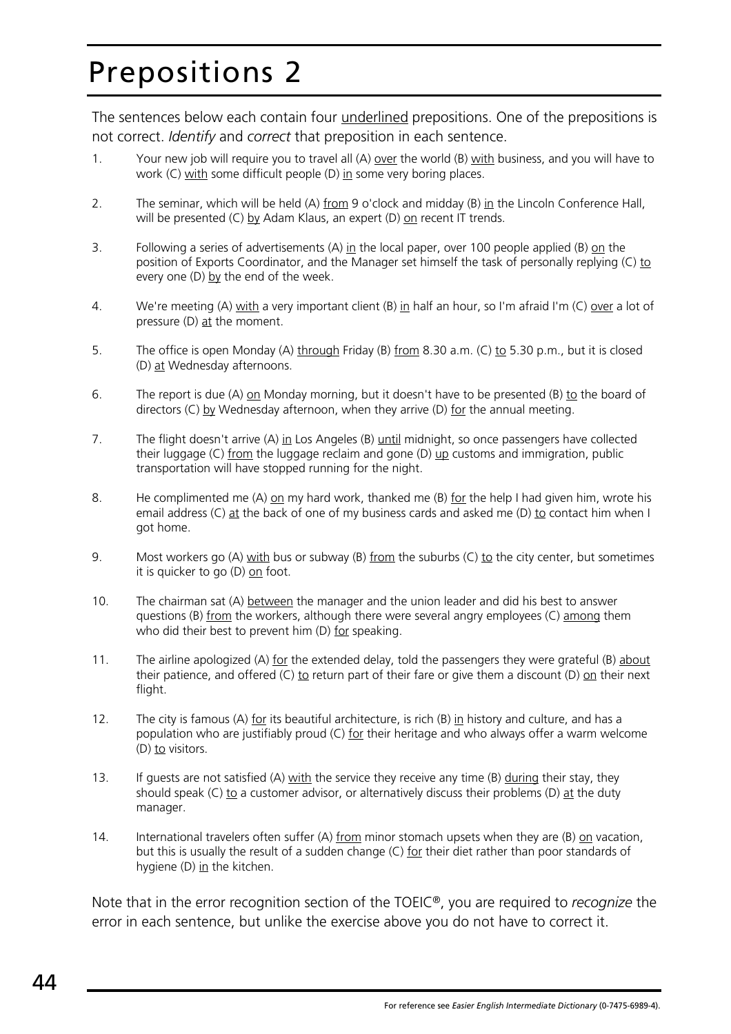# Prepositions 2

The sentences below each contain four <u>underlined</u> prepositions. One of the prepositions is not correct. *Identify* and *correct* that preposition in each sentence.

1. Your new job will require you to travel all (A) <u>over</u> the world (B) <u>with</u> business, and you will have to work (C) <u>with</u> some difficult people (D) <u>in</u> some very boring places.

2. The seminar, which will be held (A) <u>from</u> 9 o'clock and midday (B) <u>in</u> the Lincoln Conference Hall, will be presented (C) <u>by</u> Adam Klaus, an expert (D) <u>on</u> recent IT trends.

3. Following a series of advertisements (A) <u>in</u> the local paper, over 100 people applied (B) <u>on</u> the position of Exports Coordinator, and the Manager set himself the task of personally replying (C) <u>to</u> every one (D) <u>by</u> the end of the week.

4. We're meeting (A) <u>with</u> a very important client (B) <u>in</u> half an hour, so I'm afraid I'm (C) <u>over</u> a lot of pressure (D) <u>at</u> the moment.

5. The office is open Monday (A) <u>through</u> Friday (B) <u>from</u> 8.30 a.m. (C) <u>to</u> 5.30 p.m., but it is closed (D) <u>at</u> Wednesday afternoons.

6. The report is due (A) <u>on</u> Monday morning, but it doesn't have to be presented (B) <u>to</u> the board of directors (C) <u>by</u> Wednesday afternoon, when they arrive (D) <u>for</u> the annual meeting.

7. The flight doesn't arrive (A) <u>in</u> Los Angeles (B) <u>until</u> midnight, so once passengers have collected their luggage (C) <u>from</u> the luggage reclaim and gone (D) <u>up</u> customs and immigration, public transportation will have stopped running for the night.

8. He complimented me (A) <u>on</u> my hard work, thanked me (B) <u>for</u> the help I had given him, wrote his email address (C) <u>at</u> the back of one of my business cards and asked me (D) <u>to</u> contact him when I got home.

9. Most workers go (A) <u>with</u> bus or subway (B) <u>from</u> the suburbs (C) <u>to</u> the city center, but sometimes it is quicker to go (D) <u>on</u> foot.

10. The chairman sat (A) <u>between</u> the manager and the union leader and did his best to answer questions (B) <u>from</u> the workers, although there were several angry employees (C) <u>among</u> them who did their best to prevent him (D) <u>for</u> speaking.

11. The airline apologized (A) <u>for</u> the extended delay, told the passengers they were grateful (B) <u>about</u> their patience, and offered (C) <u>to</u> return part of their fare or give them a discount (D) <u>on</u> their next flight.

12. The city is famous (A) <u>for</u> its beautiful architecture, is rich (B) <u>in</u> history and culture, and has a population who are justifiably proud (C) <u>for</u> their heritage and who always offer a warm welcome (D) <u>to</u> visitors.

13. If guests are not satisfied (A) <u>with</u> the service they receive any time (B) <u>during</u> their stay, they should speak (C) <u>to</u> a customer advisor, or alternatively discuss their problems (D) <u>at</u> the duty manager.

14. International travelers often suffer (A) <u>from</u> minor stomach upsets when they are (B) <u>on</u> vacation, but this is usually the result of a sudden change (C) <u>for</u> their diet rather than poor standards of hygiene (D) <u>in</u> the kitchen.

Note that in the error recognition section of the TOEIC®, you are required to *recognize* the error in each sentence, but unlike the exercise above you do not have to correct it.

For reference see *Easier English Intermediate Dictionary* (0-7475-6989-4).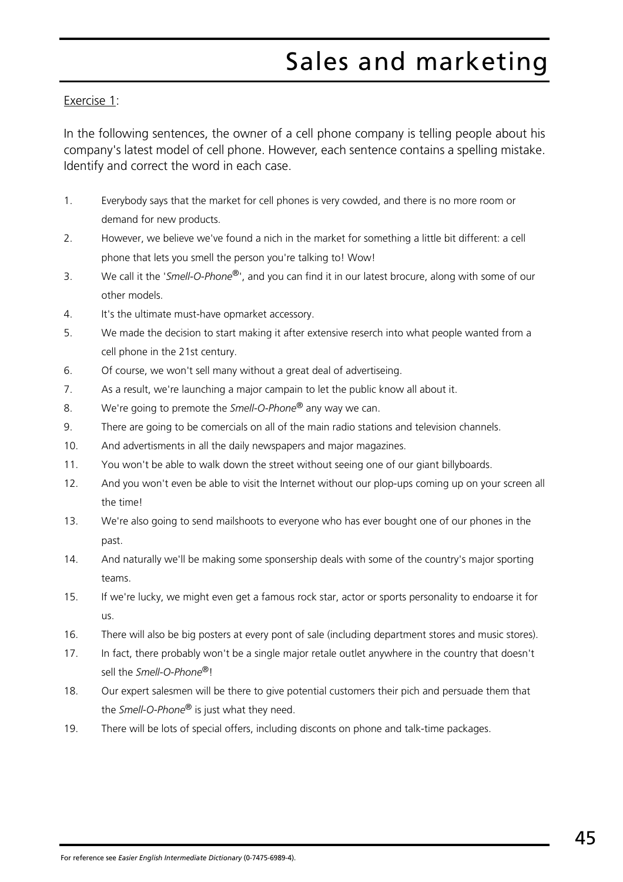# Sales and marketing

Exercise 1:

In the following sentences, the owner of a cell phone company is telling people about his company's latest model of cell phone. However, each sentence contains a spelling mistake. Identify and correct the word in each case.

1. Everybody says that the market for cell phones is very cowded, and there is no more room or demand for new products.
2. However, we believe we've found a nich in the market for something a little bit different: a cell phone that lets you smell the person you're talking to! Wow!
3. We call it the '*Smell-O-Phone*®', and you can find it in our latest brocure, along with some of our other models.
4. It's the ultimate must-have opmarket accessory.
5. We made the decision to start making it after extensive reserch into what people wanted from a cell phone in the 21st century.
6. Of course, we won't sell many without a great deal of advertiseing.
7. As a result, we're launching a major campain to let the public know all about it.
8. We're going to premote the *Smell-O-Phone*® any way we can.
9. There are going to be comercials on all of the main radio stations and television channels.
10. And advertisments in all the daily newspapers and major magazines.
11. You won't be able to walk down the street without seeing one of our giant billyboards.
12. And you won't even be able to visit the Internet without our plop-ups coming up on your screen all the time!
13. We're also going to send mailshoots to everyone who has ever bought one of our phones in the past.
14. And naturally we'll be making some sponsership deals with some of the country's major sporting teams.
15. If we're lucky, we might even get a famous rock star, actor or sports personality to endoarse it for us.
16. There will also be big posters at every pont of sale (including department stores and music stores).
17. In fact, there probably won't be a single major retale outlet anywhere in the country that doesn't sell the *Smell-O-Phone*®!
18. Our expert salesmen will be there to give potential customers their pich and persuade them that the *Smell-O-Phone*® is just what they need.
19. There will be lots of special offers, including disconts on phone and talk-time packages.

For reference see *Easier English Intermediate Dictionary* (0-7475-6989-4).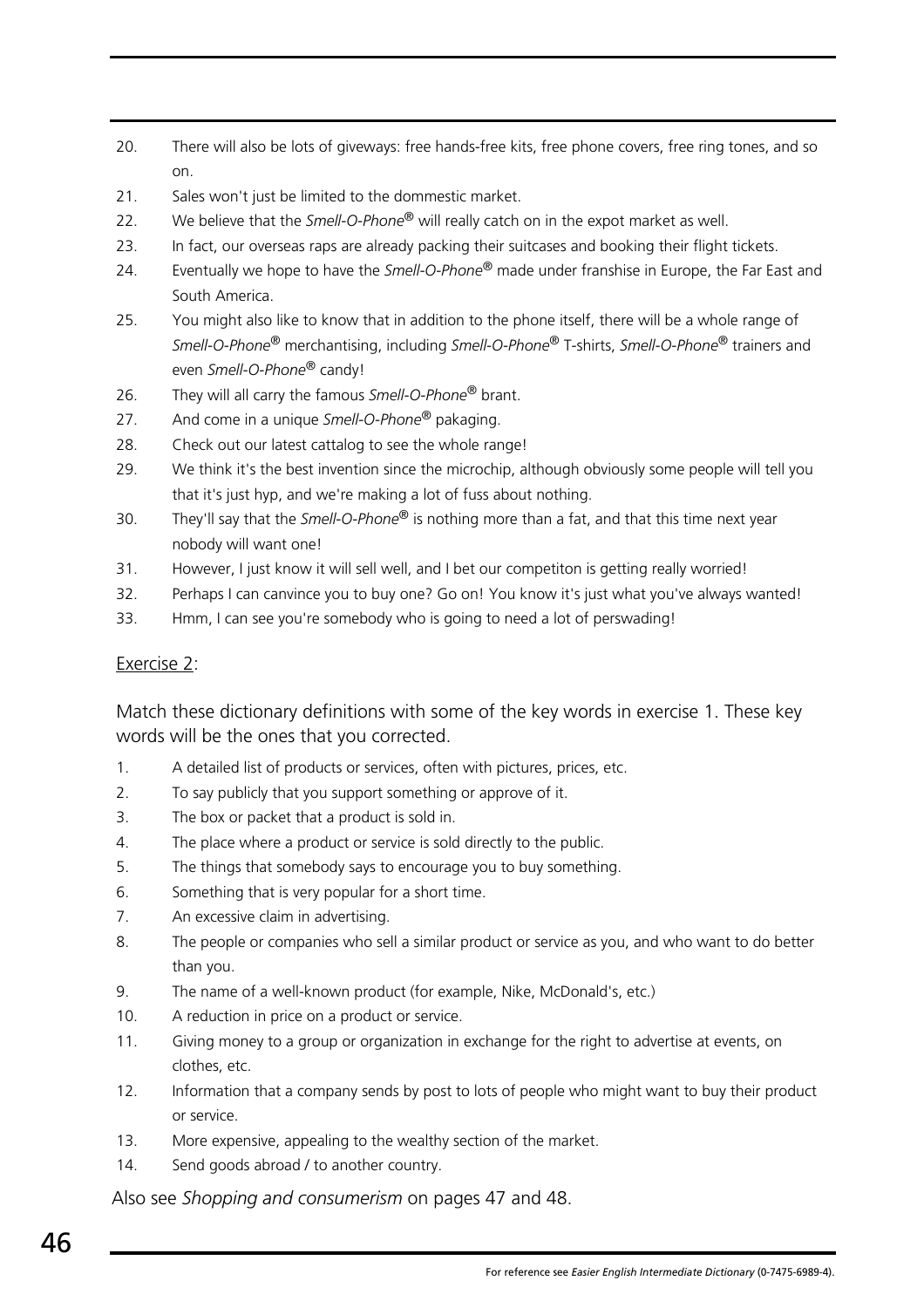20. There will also be lots of giveways: free hands-free kits, free phone covers, free ring tones, and so on.
21. Sales won't just be limited to the dommestic market.
22. We believe that the *Smell-O-Phone*® will really catch on in the expot market as well.
23. In fact, our overseas raps are already packing their suitcases and booking their flight tickets.
24. Eventually we hope to have the *Smell-O-Phone*® made under franshise in Europe, the Far East and South America.
25. You might also like to know that in addition to the phone itself, there will be a whole range of *Smell-O-Phone*® merchantising, including *Smell-O-Phone*® T-shirts, *Smell-O-Phone*® trainers and even *Smell-O-Phone*® candy!
26. They will all carry the famous *Smell-O-Phone*® brant.
27. And come in a unique *Smell-O-Phone*® pakaging.
28. Check out our latest cattalog to see the whole range!
29. We think it's the best invention since the microchip, although obviously some people will tell you that it's just hyp, and we're making a lot of fuss about nothing.
30. They'll say that the *Smell-O-Phone*® is nothing more than a fat, and that this time next year nobody will want one!
31. However, I just know it will sell well, and I bet our competiton is getting really worried!
32. Perhaps I can canvince you to buy one? Go on! You know it's just what you've always wanted!
33. Hmm, I can see you're somebody who is going to need a lot of perswading!

<u>Exercise 2</u>:

Match these dictionary definitions with some of the key words in exercise 1. These key words will be the ones that you corrected.

1. A detailed list of products or services, often with pictures, prices, etc.
2. To say publicly that you support something or approve of it.
3. The box or packet that a product is sold in.
4. The place where a product or service is sold directly to the public.
5. The things that somebody says to encourage you to buy something.
6. Something that is very popular for a short time.
7. An excessive claim in advertising.
8. The people or companies who sell a similar product or service as you, and who want to do better than you.
9. The name of a well-known product (for example, Nike, McDonald's, etc.)
10. A reduction in price on a product or service.
11. Giving money to a group or organization in exchange for the right to advertise at events, on clothes, etc.
12. Information that a company sends by post to lots of people who might want to buy their product or service.
13. More expensive, appealing to the wealthy section of the market.
14. Send goods abroad / to another country.

Also see *Shopping and consumerism* on pages 47 and 48.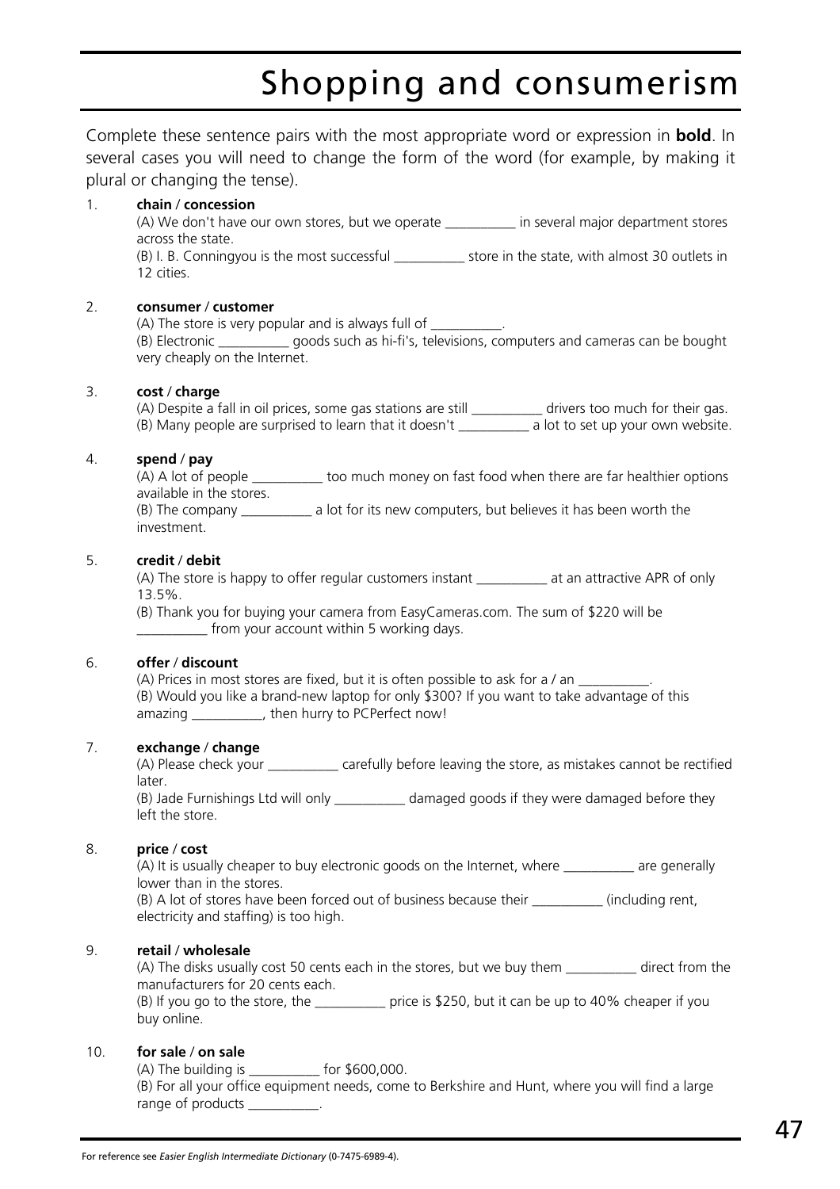# Shopping and consumerism

Complete these sentence pairs with the most appropriate word or expression in **bold**. In several cases you will need to change the form of the word (for example, by making it plural or changing the tense).

1. **chain** / **concession**
   (A) We don't have our own stores, but we operate __________ in several major department stores across the state.
   (B) I. B. Conningyou is the most successful __________ store in the state, with almost 30 outlets in 12 cities.

2. **consumer** / **customer**
   (A) The store is very popular and is always full of __________.
   (B) Electronic __________ goods such as hi-fi's, televisions, computers and cameras can be bought very cheaply on the Internet.

3. **cost** / **charge**
   (A) Despite a fall in oil prices, some gas stations are still __________ drivers too much for their gas.
   (B) Many people are surprised to learn that it doesn't __________ a lot to set up your own website.

4. **spend** / **pay**
   (A) A lot of people __________ too much money on fast food when there are far healthier options available in the stores.
   (B) The company __________ a lot for its new computers, but believes it has been worth the investment.

5. **credit** / **debit**
   (A) The store is happy to offer regular customers instant __________ at an attractive APR of only 13.5%.
   (B) Thank you for buying your camera from EasyCameras.com. The sum of $220 will be __________ from your account within 5 working days.

6. **offer** / **discount**
   (A) Prices in most stores are fixed, but it is often possible to ask for a / an __________.
   (B) Would you like a brand-new laptop for only $300? If you want to take advantage of this amazing __________, then hurry to PCPerfect now!

7. **exchange** / **change**
   (A) Please check your __________ carefully before leaving the store, as mistakes cannot be rectified later.
   (B) Jade Furnishings Ltd will only __________ damaged goods if they were damaged before they left the store.

8. **price** / **cost**
   (A) It is usually cheaper to buy electronic goods on the Internet, where __________ are generally lower than in the stores.
   (B) A lot of stores have been forced out of business because their __________ (including rent, electricity and staffing) is too high.

9. **retail** / **wholesale**
   (A) The disks usually cost 50 cents each in the stores, but we buy them __________ direct from the manufacturers for 20 cents each.
   (B) If you go to the store, the __________ price is $250, but it can be up to 40% cheaper if you buy online.

10. **for sale** / **on sale**
    (A) The building is __________ for $600,000.
    (B) For all your office equipment needs, come to Berkshire and Hunt, where you will find a large range of products __________.

For reference see *Easier English Intermediate Dictionary* (0-7475-6989-4).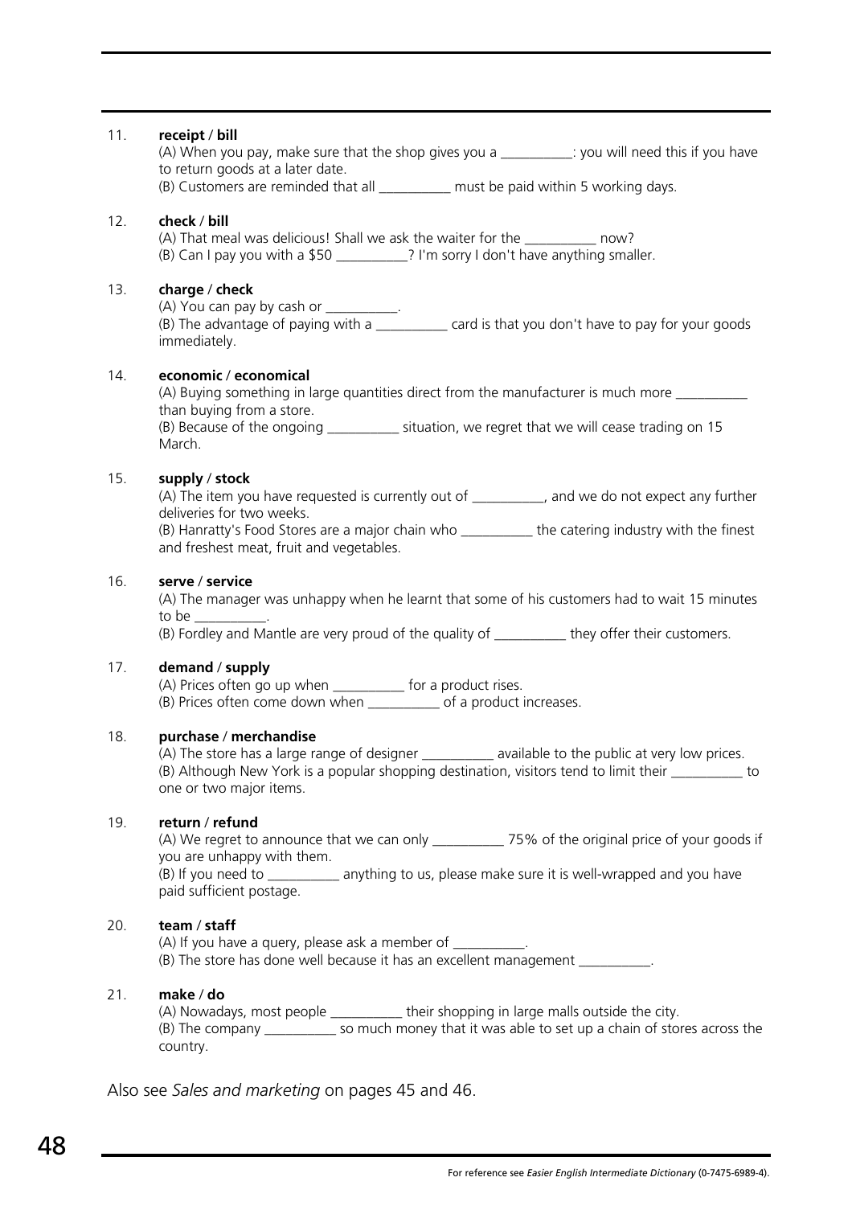11. **receipt / bill**
    (A) When you pay, make sure that the shop gives you a __________: you will need this if you have to return goods at a later date.
    (B) Customers are reminded that all __________ must be paid within 5 working days.

12. **check / bill**
    (A) That meal was delicious! Shall we ask the waiter for the __________ now?
    (B) Can I pay you with a $50 __________? I'm sorry I don't have anything smaller.

13. **charge / check**
    (A) You can pay by cash or __________.
    (B) The advantage of paying with a __________ card is that you don't have to pay for your goods immediately.

14. **economic / economical**
    (A) Buying something in large quantities direct from the manufacturer is much more __________ than buying from a store.
    (B) Because of the ongoing __________ situation, we regret that we will cease trading on 15 March.

15. **supply / stock**
    (A) The item you have requested is currently out of __________, and we do not expect any further deliveries for two weeks.
    (B) Hanratty's Food Stores are a major chain who __________ the catering industry with the finest and freshest meat, fruit and vegetables.

16. **serve / service**
    (A) The manager was unhappy when he learnt that some of his customers had to wait 15 minutes to be __________.
    (B) Fordley and Mantle are very proud of the quality of __________ they offer their customers.

17. **demand / supply**
    (A) Prices often go up when __________ for a product rises.
    (B) Prices often come down when __________ of a product increases.

18. **purchase / merchandise**
    (A) The store has a large range of designer __________ available to the public at very low prices.
    (B) Although New York is a popular shopping destination, visitors tend to limit their __________ to one or two major items.

19. **return / refund**
    (A) We regret to announce that we can only __________ 75% of the original price of your goods if you are unhappy with them.
    (B) If you need to __________ anything to us, please make sure it is well-wrapped and you have paid sufficient postage.

20. **team / staff**
    (A) If you have a query, please ask a member of __________.
    (B) The store has done well because it has an excellent management __________.

21. **make / do**
    (A) Nowadays, most people __________ their shopping in large malls outside the city.
    (B) The company __________ so much money that it was able to set up a chain of stores across the country.

Also see *Sales and marketing* on pages 45 and 46.

For reference see *Easier English Intermediate Dictionary* (0-7475-6989-4).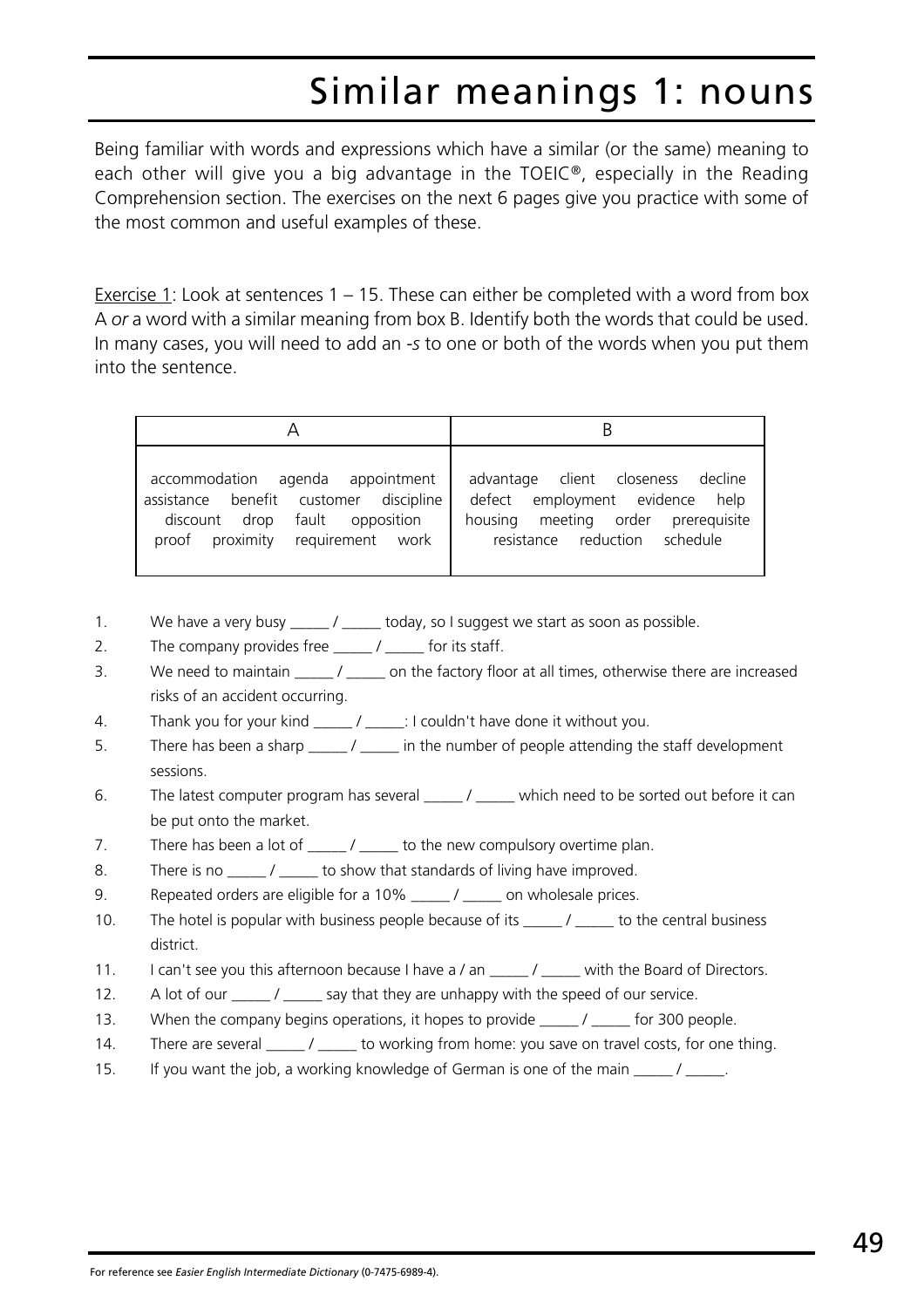# Similar meanings 1: nouns

Being familiar with words and expressions which have a similar (or the same) meaning to each other will give you a big advantage in the TOEIC®, especially in the Reading Comprehension section. The exercises on the next 6 pages give you practice with some of the most common and useful examples of these.

Exercise 1: Look at sentences 1 – 15. These can either be completed with a word from box A *or* a word with a similar meaning from box B. Identify both the words that could be used. In many cases, you will need to add an -*s* to one or both of the words when you put them into the sentence.

| A | B |
|---|---|
| accommodation agenda appointment assistance benefit customer discipline discount drop fault opposition proof proximity requirement work | advantage client closeness decline defect employment evidence help housing meeting order prerequisite resistance reduction schedule |

1. We have a very busy _____ / _____ today, so I suggest we start as soon as possible.
2. The company provides free _____ / _____ for its staff.
3. We need to maintain _____ / _____ on the factory floor at all times, otherwise there are increased risks of an accident occurring.
4. Thank you for your kind _____ / _____: I couldn't have done it without you.
5. There has been a sharp _____ / _____ in the number of people attending the staff development sessions.
6. The latest computer program has several _____ / _____ which need to be sorted out before it can be put onto the market.
7. There has been a lot of _____ / _____ to the new compulsory overtime plan.
8. There is no _____ / _____ to show that standards of living have improved.
9. Repeated orders are eligible for a 10% _____ / _____ on wholesale prices.
10. The hotel is popular with business people because of its _____ / _____ to the central business district.
11. I can't see you this afternoon because I have a / an _____ / _____ with the Board of Directors.
12. A lot of our _____ / _____ say that they are unhappy with the speed of our service.
13. When the company begins operations, it hopes to provide _____ / _____ for 300 people.
14. There are several _____ / _____ to working from home: you save on travel costs, for one thing.
15. If you want the job, a working knowledge of German is one of the main _____ / _____.

For reference see *Easier English Intermediate Dictionary* (0-7475-6989-4).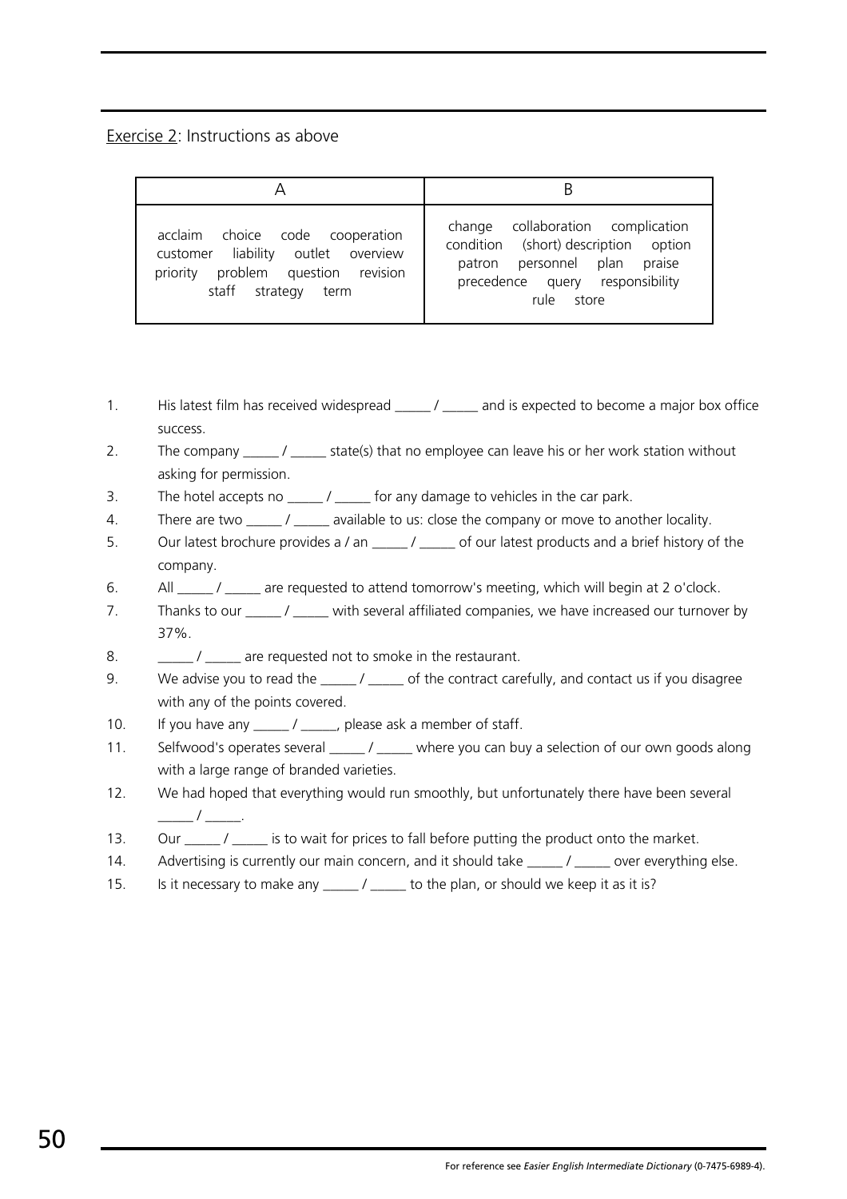Exercise 2: Instructions as above

| A | B |
|---|---|
| acclaim choice code cooperation customer liability outlet overview priority problem question revision staff strategy term | change collaboration complication condition (short) description option patron personnel plan praise precedence query responsibility rule store |

1. His latest film has received widespread _____ / _____ and is expected to become a major box office success.
2. The company _____ / _____ state(s) that no employee can leave his or her work station without asking for permission.
3. The hotel accepts no _____ / _____ for any damage to vehicles in the car park.
4. There are two _____ / _____ available to us: close the company or move to another locality.
5. Our latest brochure provides a / an _____ / _____ of our latest products and a brief history of the company.
6. All _____ / _____ are requested to attend tomorrow's meeting, which will begin at 2 o'clock.
7. Thanks to our _____ / _____ with several affiliated companies, we have increased our turnover by 37%.
8. _____ / _____ are requested not to smoke in the restaurant.
9. We advise you to read the _____ / _____ of the contract carefully, and contact us if you disagree with any of the points covered.
10. If you have any _____ / _____, please ask a member of staff.
11. Selfwood's operates several _____ / _____ where you can buy a selection of our own goods along with a large range of branded varieties.
12. We had hoped that everything would run smoothly, but unfortunately there have been several _____ / _____.
13. Our _____ / _____ is to wait for prices to fall before putting the product onto the market.
14. Advertising is currently our main concern, and it should take _____ / _____ over everything else.
15. Is it necessary to make any _____ / _____ to the plan, or should we keep it as it is?

For reference see *Easier English Intermediate Dictionary* (0-7475-6989-4).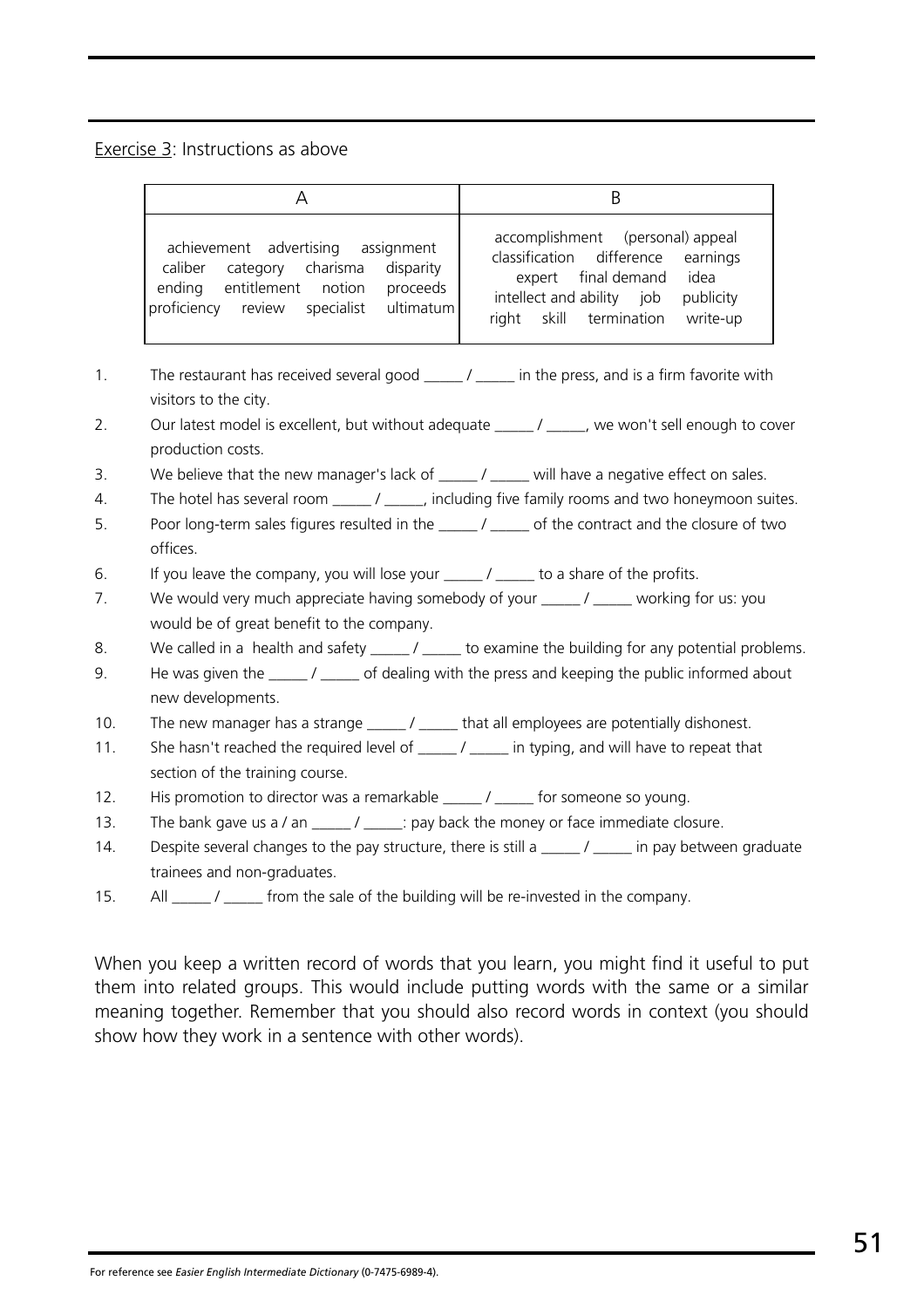Exercise 3: Instructions as above

| A | B |
| --- | --- |
| achievement advertising assignment caliber category charisma disparity ending entitlement notion proceeds proficiency review specialist ultimatum | accomplishment (personal) appeal classification difference earnings expert final demand idea intellect and ability job publicity right skill termination write-up |

1. The restaurant has received several good _____ / _____ in the press, and is a firm favorite with visitors to the city.
2. Our latest model is excellent, but without adequate _____ / _____, we won't sell enough to cover production costs.
3. We believe that the new manager's lack of _____ / _____ will have a negative effect on sales.
4. The hotel has several room _____ / _____, including five family rooms and two honeymoon suites.
5. Poor long-term sales figures resulted in the _____ / _____ of the contract and the closure of two offices.
6. If you leave the company, you will lose your _____ / _____ to a share of the profits.
7. We would very much appreciate having somebody of your _____ / _____ working for us: you would be of great benefit to the company.
8. We called in a health and safety _____ / _____ to examine the building for any potential problems.
9. He was given the _____ / _____ of dealing with the press and keeping the public informed about new developments.
10. The new manager has a strange _____ / _____ that all employees are potentially dishonest.
11. She hasn't reached the required level of _____ / _____ in typing, and will have to repeat that section of the training course.
12. His promotion to director was a remarkable _____ / _____ for someone so young.
13. The bank gave us a / an _____ / _____: pay back the money or face immediate closure.
14. Despite several changes to the pay structure, there is still a _____ / _____ in pay between graduate trainees and non-graduates.
15. All _____ / _____ from the sale of the building will be re-invested in the company.

When you keep a written record of words that you learn, you might find it useful to put them into related groups. This would include putting words with the same or a similar meaning together. Remember that you should also record words in context (you should show how they work in a sentence with other words).

For reference see *Easier English Intermediate Dictionary* (0-7475-6989-4).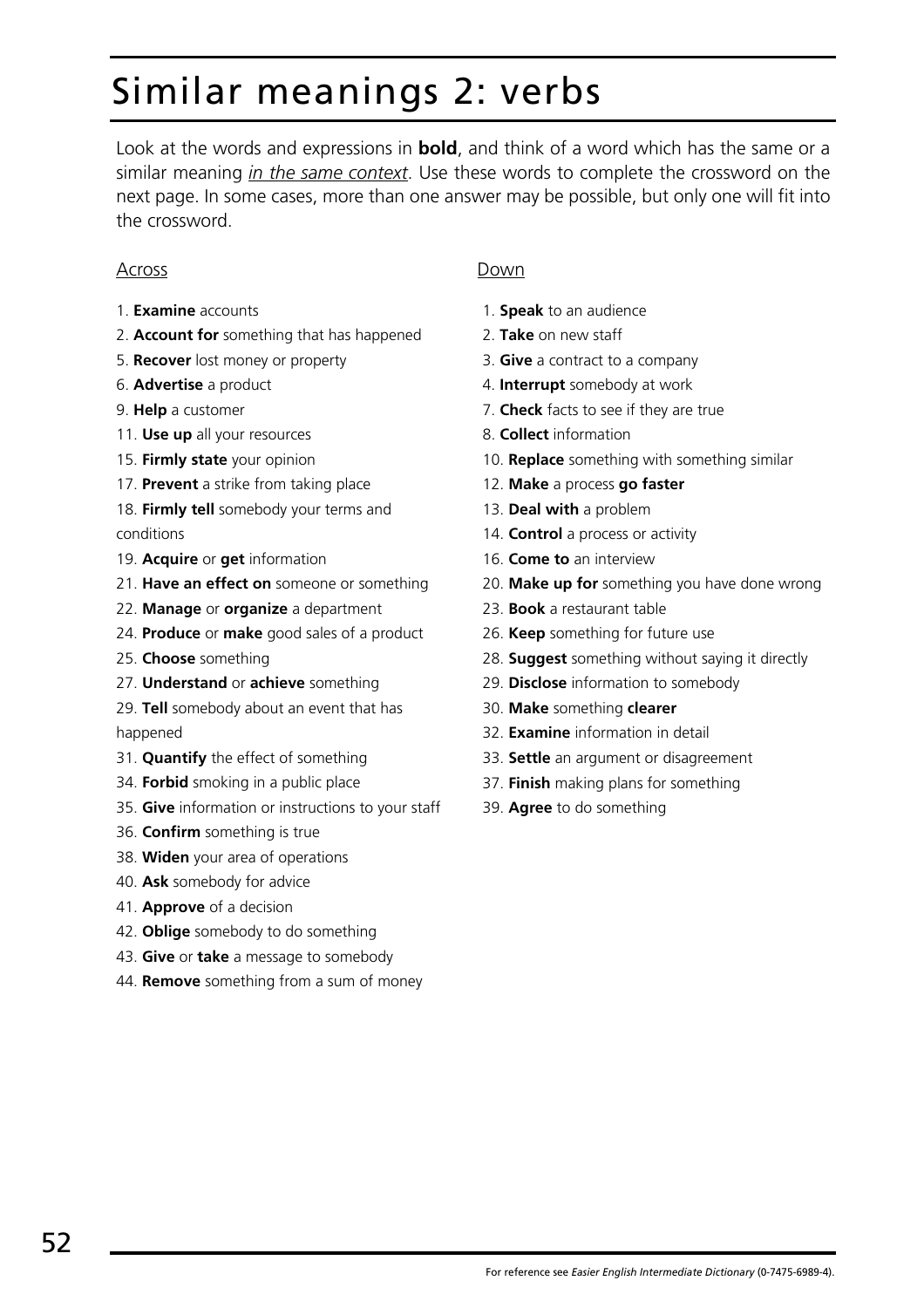# Similar meanings 2: verbs

Look at the words and expressions in **bold**, and think of a word which has the same or a similar meaning *in the same context*. Use these words to complete the crossword on the next page. In some cases, more than one answer may be possible, but only one will fit into the crossword.

## Across

1. **Examine** accounts
2. **Account for** something that has happened
5. **Recover** lost money or property
6. **Advertise** a product
9. **Help** a customer
11. **Use up** all your resources
15. **Firmly state** your opinion
17. **Prevent** a strike from taking place
18. **Firmly tell** somebody your terms and conditions
19. **Acquire** or **get** information
21. **Have an effect on** someone or something
22. **Manage** or **organize** a department
24. **Produce** or **make** good sales of a product
25. **Choose** something
27. **Understand** or **achieve** something
29. **Tell** somebody about an event that has happened
31. **Quantify** the effect of something
34. **Forbid** smoking in a public place
35. **Give** information or instructions to your staff
36. **Confirm** something is true
38. **Widen** your area of operations
40. **Ask** somebody for advice
41. **Approve** of a decision
42. **Oblige** somebody to do something
43. **Give** or **take** a message to somebody
44. **Remove** something from a sum of money

## Down

1. **Speak** to an audience
2. **Take** on new staff
3. **Give** a contract to a company
4. **Interrupt** somebody at work
7. **Check** facts to see if they are true
8. **Collect** information
10. **Replace** something with something similar
12. **Make** a process **go faster**
13. **Deal with** a problem
14. **Control** a process or activity
16. **Come to** an interview
20. **Make up for** something you have done wrong
23. **Book** a restaurant table
26. **Keep** something for future use
28. **Suggest** something without saying it directly
29. **Disclose** information to somebody
30. **Make** something **clearer**
32. **Examine** information in detail
33. **Settle** an argument or disagreement
37. **Finish** making plans for something
39. **Agree** to do something

For reference see *Easier English Intermediate Dictionary* (0-7475-6989-4).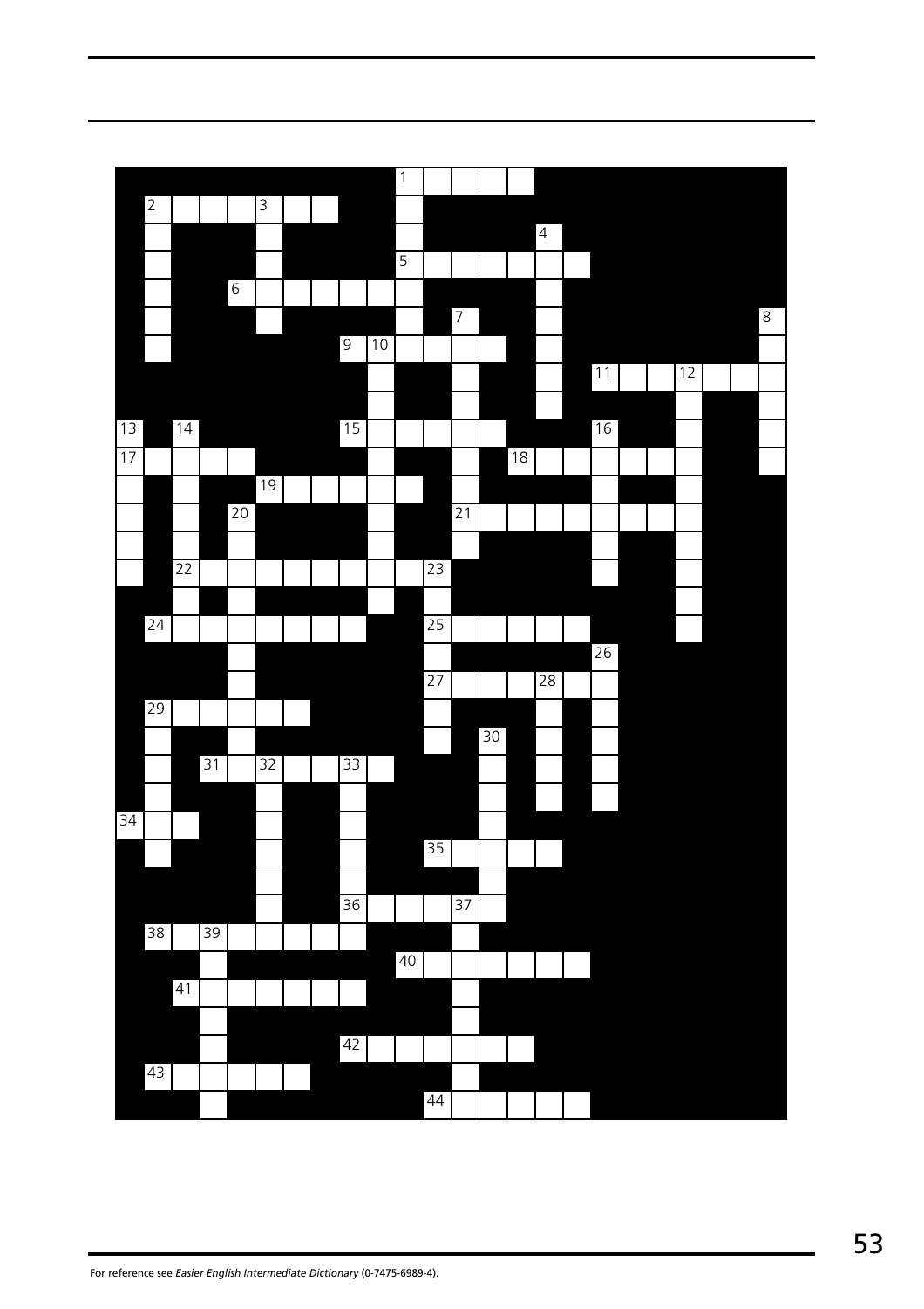For reference see *Easier English Intermediate Dictionary* (0-7475-6989-4).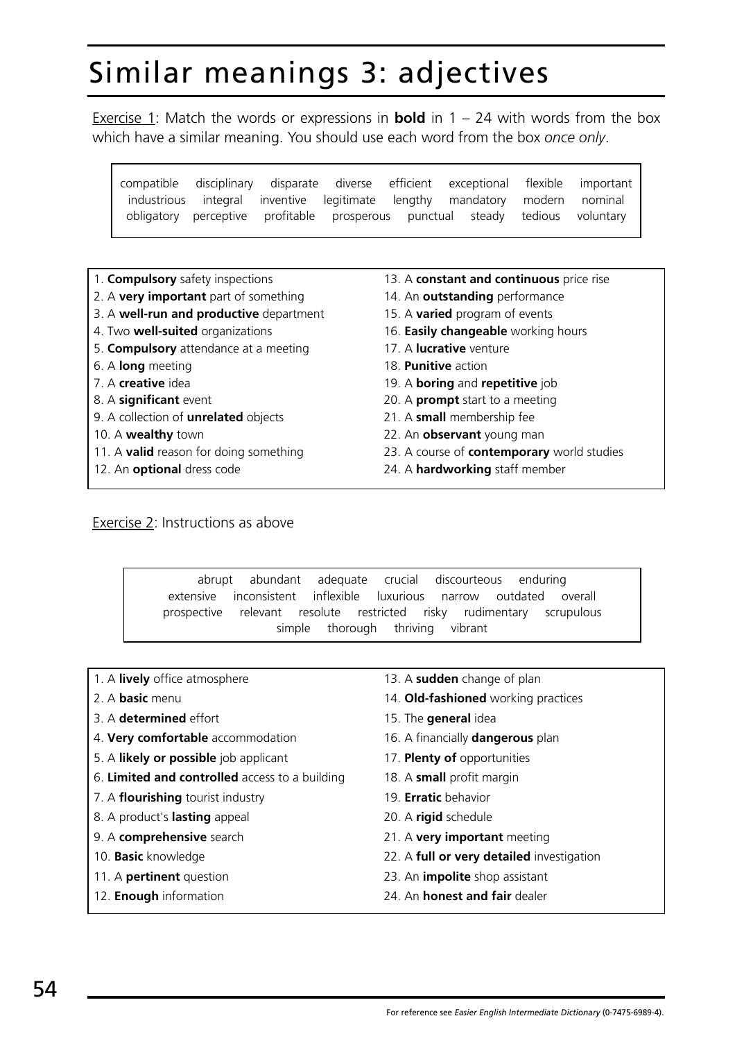# Similar meanings 3: adjectives

Exercise 1: Match the words or expressions in **bold** in 1 – 24 with words from the box which have a similar meaning. You should use each word from the box *once only*.

> compatible disciplinary disparate diverse efficient exceptional flexible important industrious integral inventive legitimate lengthy mandatory modern nominal obligatory perceptive profitable prosperous punctual steady tedious voluntary

1. **Compulsory** safety inspections
2. A **very important** part of something
3. A **well-run and productive** department
4. Two **well-suited** organizations
5. **Compulsory** attendance at a meeting
6. A **long** meeting
7. A **creative** idea
8. A **significant** event
9. A collection of **unrelated** objects
10. A **wealthy** town
11. A **valid** reason for doing something
12. An **optional** dress code
13. A **constant and continuous** price rise
14. An **outstanding** performance
15. A **varied** program of events
16. **Easily changeable** working hours
17. A **lucrative** venture
18. **Punitive** action
19. A **boring** and **repetitive** job
20. A **prompt** start to a meeting
21. A **small** membership fee
22. An **observant** young man
23. A course of **contemporary** world studies
24. A **hardworking** staff member

Exercise 2: Instructions as above

> abrupt abundant adequate crucial discourteous enduring extensive inconsistent inflexible luxurious narrow outdated overall prospective relevant resolute restricted risky rudimentary scrupulous simple thorough thriving vibrant

1. A **lively** office atmosphere
2. A **basic** menu
3. A **determined** effort
4. **Very comfortable** accommodation
5. A **likely or possible** job applicant
6. **Limited and controlled** access to a building
7. A **flourishing** tourist industry
8. A product's **lasting** appeal
9. A **comprehensive** search
10. **Basic** knowledge
11. A **pertinent** question
12. **Enough** information
13. A **sudden** change of plan
14. **Old-fashioned** working practices
15. The **general** idea
16. A financially **dangerous** plan
17. **Plenty of** opportunities
18. A **small** profit margin
19. **Erratic** behavior
20. A **rigid** schedule
21. A **very important** meeting
22. A **full or very detailed** investigation
23. An **impolite** shop assistant
24. An **honest and fair** dealer

For reference see *Easier English Intermediate Dictionary* (0-7475-6989-4).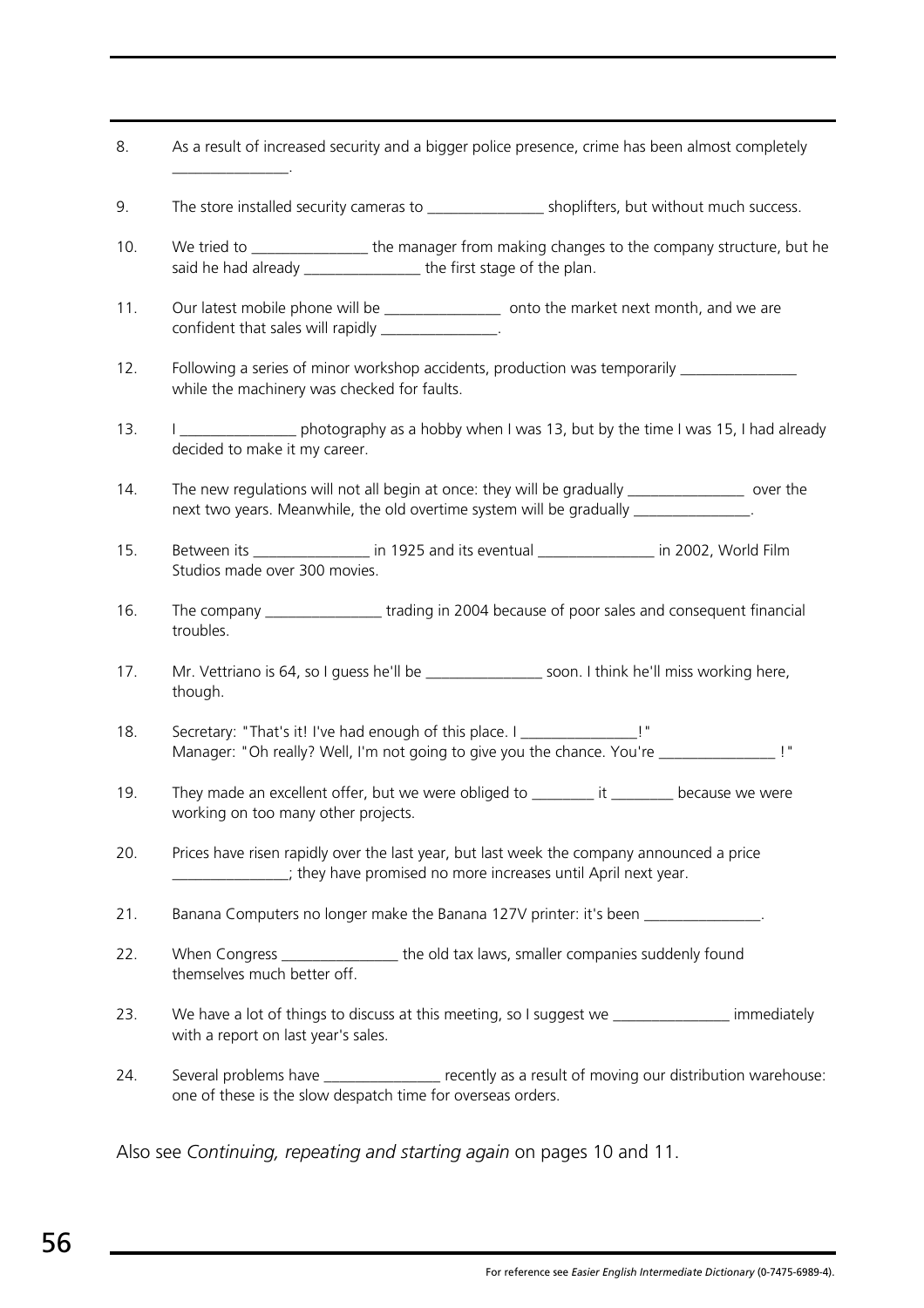8. As a result of increased security and a bigger police presence, crime has been almost completely _______________.

9. The store installed security cameras to _______________ shoplifters, but without much success.

10. We tried to _______________ the manager from making changes to the company structure, but he said he had already _______________ the first stage of the plan.

11. Our latest mobile phone will be _______________ onto the market next month, and we are confident that sales will rapidly _______________.

12. Following a series of minor workshop accidents, production was temporarily _______________ while the machinery was checked for faults.

13. I _______________ photography as a hobby when I was 13, but by the time I was 15, I had already decided to make it my career.

14. The new regulations will not all begin at once: they will be gradually _______________ over the next two years. Meanwhile, the old overtime system will be gradually _______________.

15. Between its _______________ in 1925 and its eventual _______________ in 2002, World Film Studios made over 300 movies.

16. The company _______________ trading in 2004 because of poor sales and consequent financial troubles.

17. Mr. Vettriano is 64, so I guess he'll be _______________ soon. I think he'll miss working here, though.

18. Secretary: "That's it! I've had enough of this place. I _______________!"
    Manager: "Oh really? Well, I'm not going to give you the chance. You're _______________ !"

19. They made an excellent offer, but we were obliged to ________ it ________ because we were working on too many other projects.

20. Prices have risen rapidly over the last year, but last week the company announced a price _______________; they have promised no more increases until April next year.

21. Banana Computers no longer make the Banana 127V printer: it's been _______________.

22. When Congress _______________ the old tax laws, smaller companies suddenly found themselves much better off.

23. We have a lot of things to discuss at this meeting, so I suggest we _______________ immediately with a report on last year's sales.

24. Several problems have _______________ recently as a result of moving our distribution warehouse: one of these is the slow despatch time for overseas orders.

Also see *Continuing, repeating and starting again* on pages 10 and 11.

For reference see *Easier English Intermediate Dictionary* (0-7475-6989-4).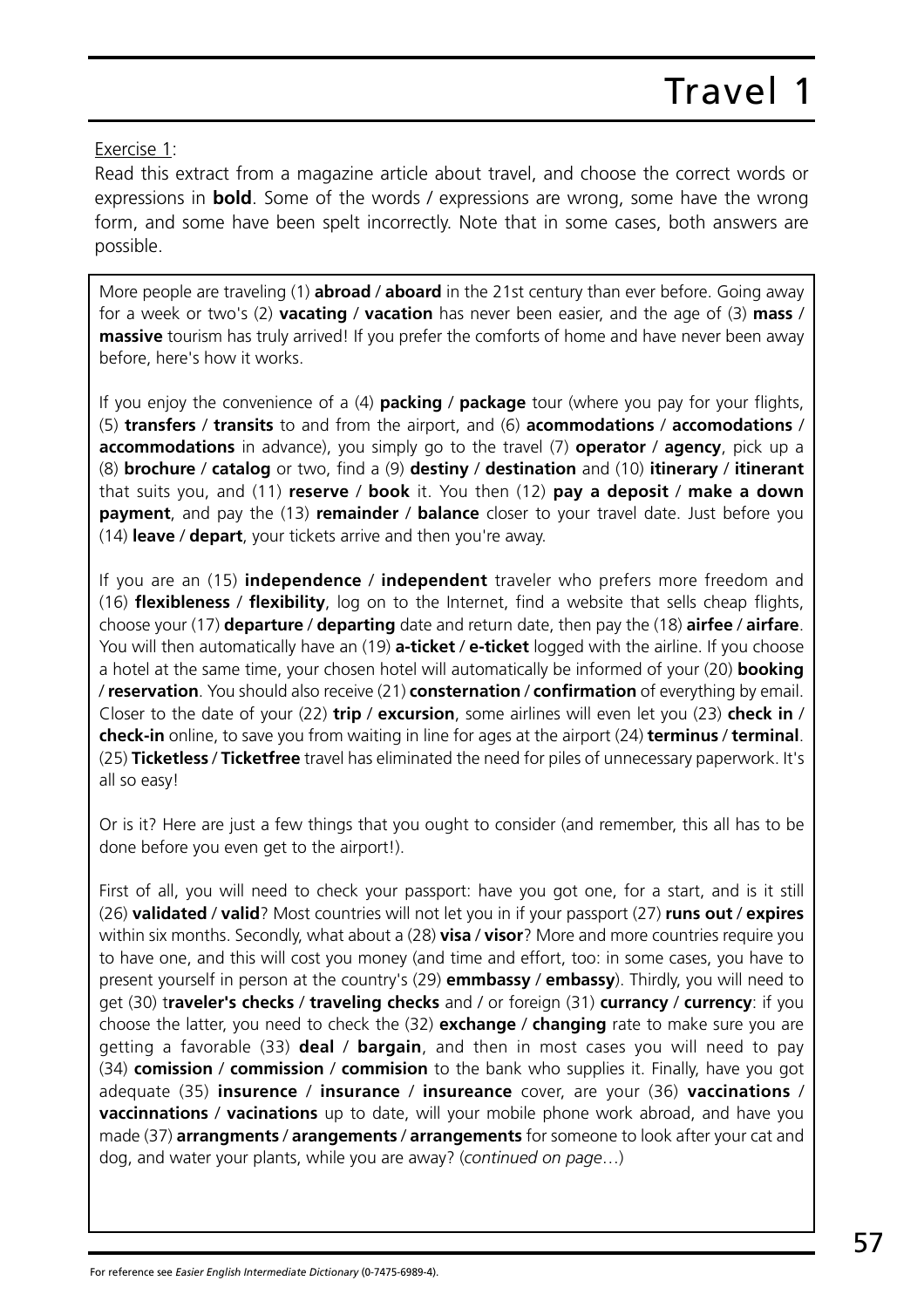# Travel 1

Exercise 1:

Read this extract from a magazine article about travel, and choose the correct words or expressions in **bold**. Some of the words / expressions are wrong, some have the wrong form, and some have been spelt incorrectly. Note that in some cases, both answers are possible.

More people are traveling (1) **abroad** / **aboard** in the 21st century than ever before. Going away for a week or two's (2) **vacating** / **vacation** has never been easier, and the age of (3) **mass** / **massive** tourism has truly arrived! If you prefer the comforts of home and have never been away before, here's how it works.

If you enjoy the convenience of a (4) **packing** / **package** tour (where you pay for your flights, (5) **transfers** / **transits** to and from the airport, and (6) **acommodations** / **accomodations** / **accommodations** in advance), you simply go to the travel (7) **operator** / **agency**, pick up a (8) **brochure** / **catalog** or two, find a (9) **destiny** / **destination** and (10) **itinerary** / **itinerant** that suits you, and (11) **reserve** / **book** it. You then (12) **pay a deposit** / **make a down payment**, and pay the (13) **remainder** / **balance** closer to your travel date. Just before you (14) **leave** / **depart**, your tickets arrive and then you're away.

If you are an (15) **independence** / **independent** traveler who prefers more freedom and (16) **flexibleness** / **flexibility**, log on to the Internet, find a website that sells cheap flights, choose your (17) **departure** / **departing** date and return date, then pay the (18) **airfee** / **airfare**. You will then automatically have an (19) **a-ticket** / **e-ticket** logged with the airline. If you choose a hotel at the same time, your chosen hotel will automatically be informed of your (20) **booking** / **reservation**. You should also receive (21) **consternation** / **confirmation** of everything by email. Closer to the date of your (22) **trip** / **excursion**, some airlines will even let you (23) **check in** / **check-in** online, to save you from waiting in line for ages at the airport (24) **terminus** / **terminal**. (25) **Ticketless** / **Ticketfree** travel has eliminated the need for piles of unnecessary paperwork. It's all so easy!

Or is it? Here are just a few things that you ought to consider (and remember, this all has to be done before you even get to the airport!).

First of all, you will need to check your passport: have you got one, for a start, and is it still (26) **validated** / **valid**? Most countries will not let you in if your passport (27) **runs out** / **expires** within six months. Secondly, what about a (28) **visa** / **visor**? More and more countries require you to have one, and this will cost you money (and time and effort, too: in some cases, you have to present yourself in person at the country's (29) **emmbassy** / **embassy**). Thirdly, you will need to get (30) t**raveler's checks** / **traveling checks** and / or foreign (31) **currancy** / **currency**: if you choose the latter, you need to check the (32) **exchange** / **changing** rate to make sure you are getting a favorable (33) **deal** / **bargain**, and then in most cases you will need to pay (34) **comission** / **commission** / **commision** to the bank who supplies it. Finally, have you got adequate (35) **insurence** / **insurance** / **insureance** cover, are your (36) **vaccinations** / **vaccinnations** / **vacinations** up to date, will your mobile phone work abroad, and have you made (37) **arrangments** / **arangements** / **arrangements** for someone to look after your cat and dog, and water your plants, while you are away? (*continued on page*…)

For reference see *Easier English Intermediate Dictionary* (0-7475-6989-4).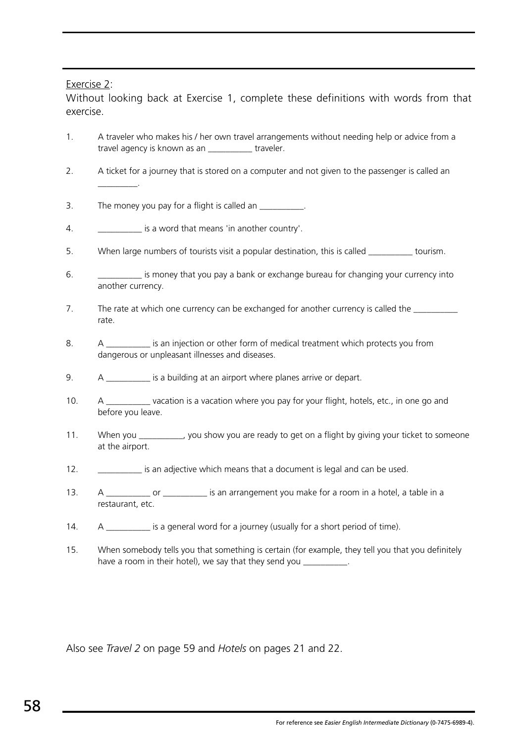Exercise 2:

Without looking back at Exercise 1, complete these definitions with words from that exercise.

1. A traveler who makes his / her own travel arrangements without needing help or advice from a travel agency is known as an __________ traveler.

2. A ticket for a journey that is stored on a computer and not given to the passenger is called an _________.

3. The money you pay for a flight is called an __________.

4. __________ is a word that means 'in another country'.

5. When large numbers of tourists visit a popular destination, this is called __________ tourism.

6. __________ is money that you pay a bank or exchange bureau for changing your currency into another currency.

7. The rate at which one currency can be exchanged for another currency is called the __________ rate.

8. A __________ is an injection or other form of medical treatment which protects you from dangerous or unpleasant illnesses and diseases.

9. A __________ is a building at an airport where planes arrive or depart.

10. A __________ vacation is a vacation where you pay for your flight, hotels, etc., in one go and before you leave.

11. When you __________, you show you are ready to get on a flight by giving your ticket to someone at the airport.

12. __________ is an adjective which means that a document is legal and can be used.

13. A __________ or __________ is an arrangement you make for a room in a hotel, a table in a restaurant, etc.

14. A __________ is a general word for a journey (usually for a short period of time).

15. When somebody tells you that something is certain (for example, they tell you that you definitely have a room in their hotel), we say that they send you __________.

Also see *Travel 2* on page 59 and *Hotels* on pages 21 and 22.

For reference see *Easier English Intermediate Dictionary* (0-7475-6989-4).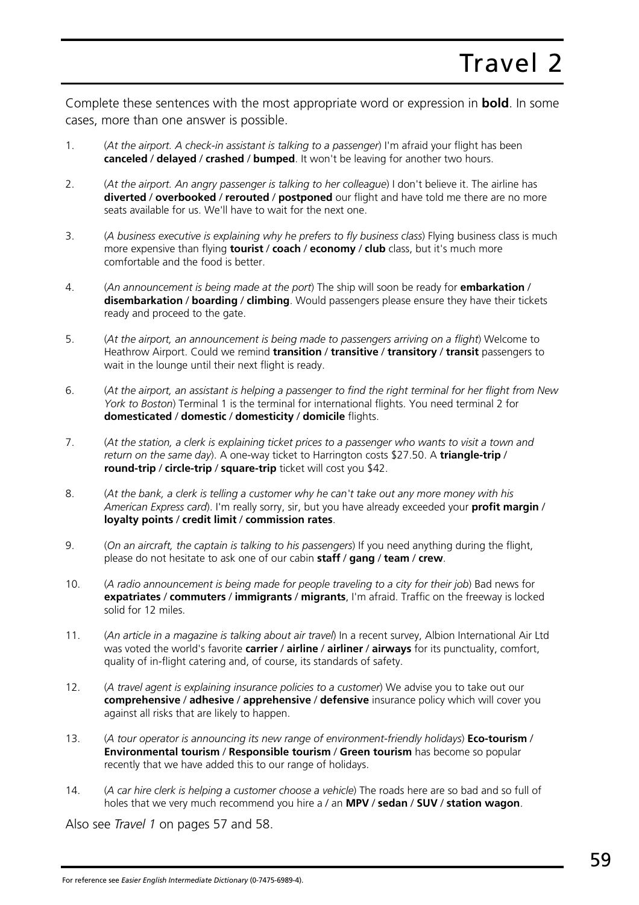# Travel 2

Complete these sentences with the most appropriate word or expression in **bold**. In some cases, more than one answer is possible.

1. (*At the airport. A check-in assistant is talking to a passenger*) I'm afraid your flight has been **canceled** / **delayed** / **crashed** / **bumped**. It won't be leaving for another two hours.

2. (*At the airport. An angry passenger is talking to her colleague*) I don't believe it. The airline has **diverted** / **overbooked** / **rerouted** / **postponed** our flight and have told me there are no more seats available for us. We'll have to wait for the next one.

3. (*A business executive is explaining why he prefers to fly business class*) Flying business class is much more expensive than flying **tourist** / **coach** / **economy** / **club** class, but it's much more comfortable and the food is better.

4. (*An announcement is being made at the port*) The ship will soon be ready for **embarkation** / **disembarkation** / **boarding** / **climbing**. Would passengers please ensure they have their tickets ready and proceed to the gate.

5. (*At the airport, an announcement is being made to passengers arriving on a flight*) Welcome to Heathrow Airport. Could we remind **transition** / **transitive** / **transitory** / **transit** passengers to wait in the lounge until their next flight is ready.

6. (*At the airport, an assistant is helping a passenger to find the right terminal for her flight from New York to Boston*) Terminal 1 is the terminal for international flights. You need terminal 2 for **domesticated** / **domestic** / **domesticity** / **domicile** flights.

7. (*At the station, a clerk is explaining ticket prices to a passenger who wants to visit a town and return on the same day*). A one-way ticket to Harrington costs $27.50. A **triangle-trip** / **round-trip** / **circle-trip** / **square-trip** ticket will cost you $42.

8. (*At the bank, a clerk is telling a customer why he can't take out any more money with his American Express card*). I'm really sorry, sir, but you have already exceeded your **profit margin** / **loyalty points** / **credit limit** / **commission rates**.

9. (*On an aircraft, the captain is talking to his passengers*) If you need anything during the flight, please do not hesitate to ask one of our cabin **staff** / **gang** / **team** / **crew**.

10. (*A radio announcement is being made for people traveling to a city for their job*) Bad news for **expatriates** / **commuters** / **immigrants** / **migrants**, I'm afraid. Traffic on the freeway is locked solid for 12 miles.

11. (*An article in a magazine is talking about air travel*) In a recent survey, Albion International Air Ltd was voted the world's favorite **carrier** / **airline** / **airliner** / **airways** for its punctuality, comfort, quality of in-flight catering and, of course, its standards of safety.

12. (*A travel agent is explaining insurance policies to a customer*) We advise you to take out our **comprehensive** / **adhesive** / **apprehensive** / **defensive** insurance policy which will cover you against all risks that are likely to happen.

13. (*A tour operator is announcing its new range of environment-friendly holidays*) **Eco-tourism** / **Environmental tourism** / **Responsible tourism** / **Green tourism** has become so popular recently that we have added this to our range of holidays.

14. (*A car hire clerk is helping a customer choose a vehicle*) The roads here are so bad and so full of holes that we very much recommend you hire a / an **MPV** / **sedan** / **SUV** / **station wagon**.

Also see *Travel 1* on pages 57 and 58.

For reference see *Easier English Intermediate Dictionary* (0-7475-6989-4).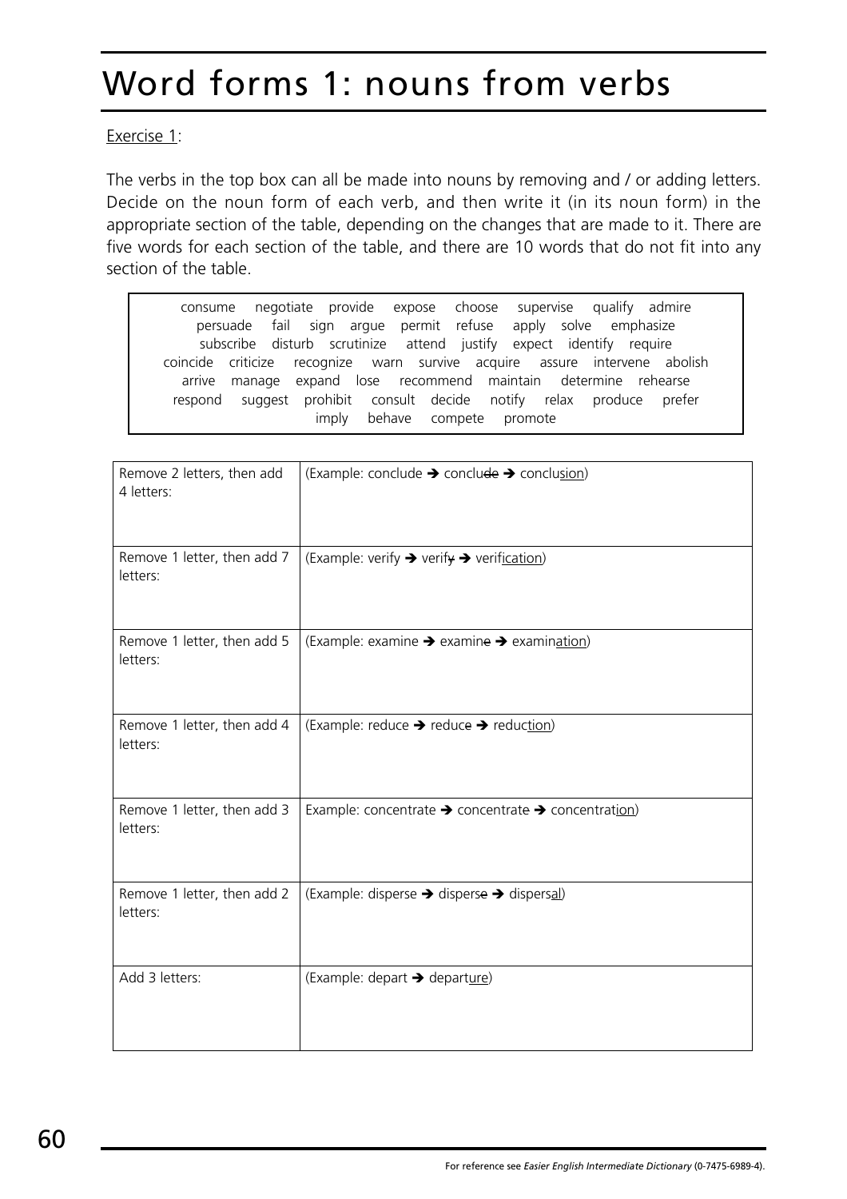# Word forms 1: nouns from verbs

Exercise 1:

The verbs in the top box can all be made into nouns by removing and / or adding letters. Decide on the noun form of each verb, and then write it (in its noun form) in the appropriate section of the table, depending on the changes that are made to it. There are five words for each section of the table, and there are 10 words that do not fit into any section of the table.

consume negotiate provide expose choose supervise qualify admire persuade fail sign argue permit refuse apply solve emphasize subscribe disturb scrutinize attend justify expect identify require coincide criticize recognize warn survive acquire assure intervene abolish arrive manage expand lose recommend maintain determine rehearse respond suggest prohibit consult decide notify relax produce prefer imply behave compete promote

| | |
|---|---|
| Remove 2 letters, then add 4 letters: | (Example: conclude ➔ conclu~~de~~ ➔ conclusion) |
| Remove 1 letter, then add 7 letters: | (Example: verify ➔ verif~~y~~ ➔ verification) |
| Remove 1 letter, then add 5 letters: | (Example: examine ➔ examin~~e~~ ➔ examination) |
| Remove 1 letter, then add 4 letters: | (Example: reduce ➔ reduc~~e~~ ➔ reduction) |
| Remove 1 letter, then add 3 letters: | Example: concentrate ➔ concentrat~~e~~ ➔ concentration) |
| Remove 1 letter, then add 2 letters: | (Example: disperse ➔ dispers~~e~~ ➔ dispersal) |
| Add 3 letters: | (Example: depart ➔ departure) |

For reference see *Easier English Intermediate Dictionary* (0-7475-6989-4).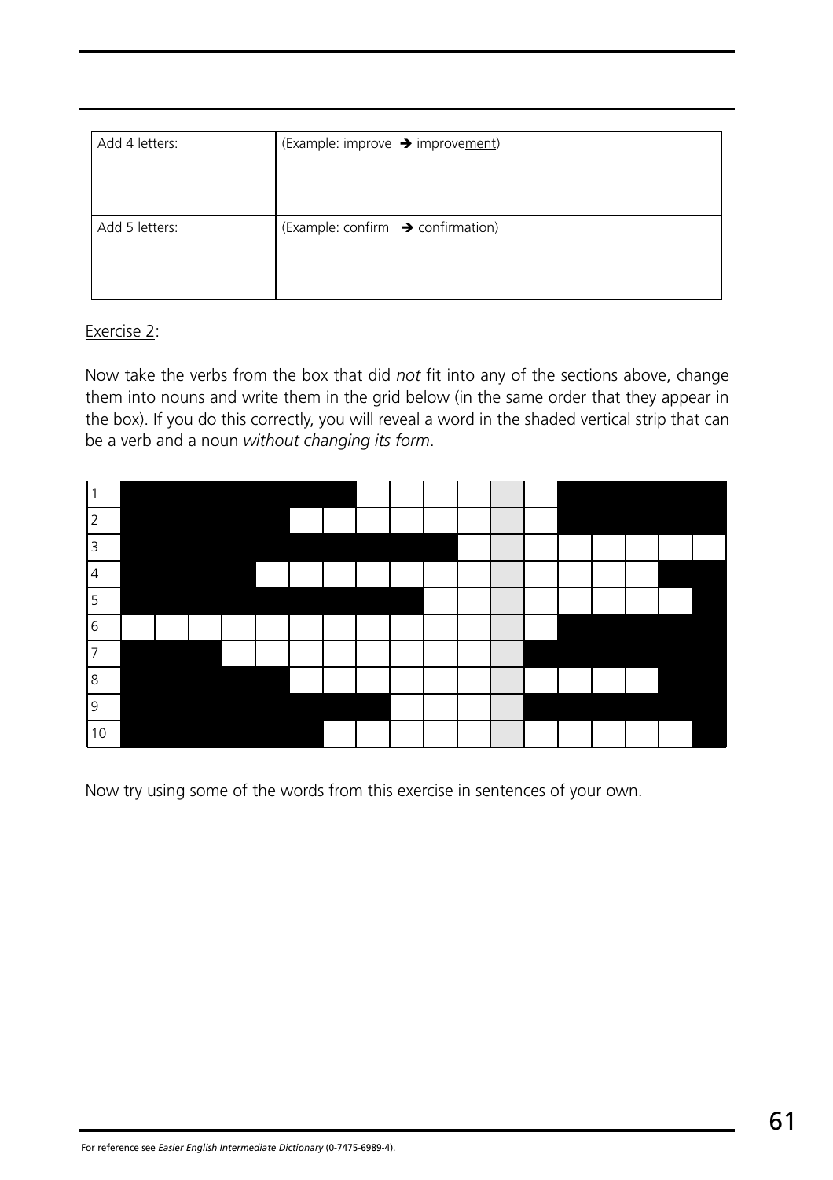| Add 4 letters: | (Example: improve ➔ improve<u>ment</u>) |
| --- | --- |
| Add 5 letters: | (Example: confirm ➔ confirm<u>ation</u>) |

Exercise 2:

Now take the verbs from the box that did *not* fit into any of the sections above, change them into nouns and write them in the grid below (in the same order that they appear in the box). If you do this correctly, you will reveal a word in the shaded vertical strip that can be a verb and a noun *without changing its form*.

| | | | | | | | | | | | | | | | | | | |
| --- | --- | --- | --- | --- | --- | --- | --- | --- | --- | --- | --- | --- | --- | --- | --- | --- | --- | --- |
| 1 | ■ | ■ | ■ | ■ | ■ | ■ | ■ | | | | | ▒ | | ■ | ■ | ■ | ■ | ■ |
| 2 | ■ | ■ | ■ | ■ | ■ | | | | | | | ▒ | | ■ | ■ | ■ | ■ | ■ |
| 3 | ■ | ■ | ■ | ■ | ■ | ■ | ■ | ■ | ■ | ■ | | ▒ | | | | | | |
| 4 | ■ | ■ | ■ | ■ | | | | | | | | ▒ | | | | | ■ | ■ |
| 5 | ■ | ■ | ■ | ■ | ■ | ■ | ■ | ■ | ■ | | | ▒ | | | | | | ■ |
| 6 | | | | | | | | | | | | ▒ | | ■ | ■ | ■ | ■ | ■ |
| 7 | ■ | ■ | ■ | | | | | | | | | ▒ | ■ | ■ | ■ | ■ | ■ | ■ |
| 8 | ■ | ■ | ■ | ■ | ■ | | | | | | | ▒ | | | | | ■ | ■ |
| 9 | ■ | ■ | ■ | ■ | ■ | ■ | ■ | ■ | | | | ▒ | ■ | ■ | ■ | ■ | ■ | ■ |
| 10 | ■ | ■ | ■ | ■ | ■ | ■ | | | | | | ▒ | | | | | | ■ |

Now try using some of the words from this exercise in sentences of your own.

For reference see *Easier English Intermediate Dictionary* (0-7475-6989-4).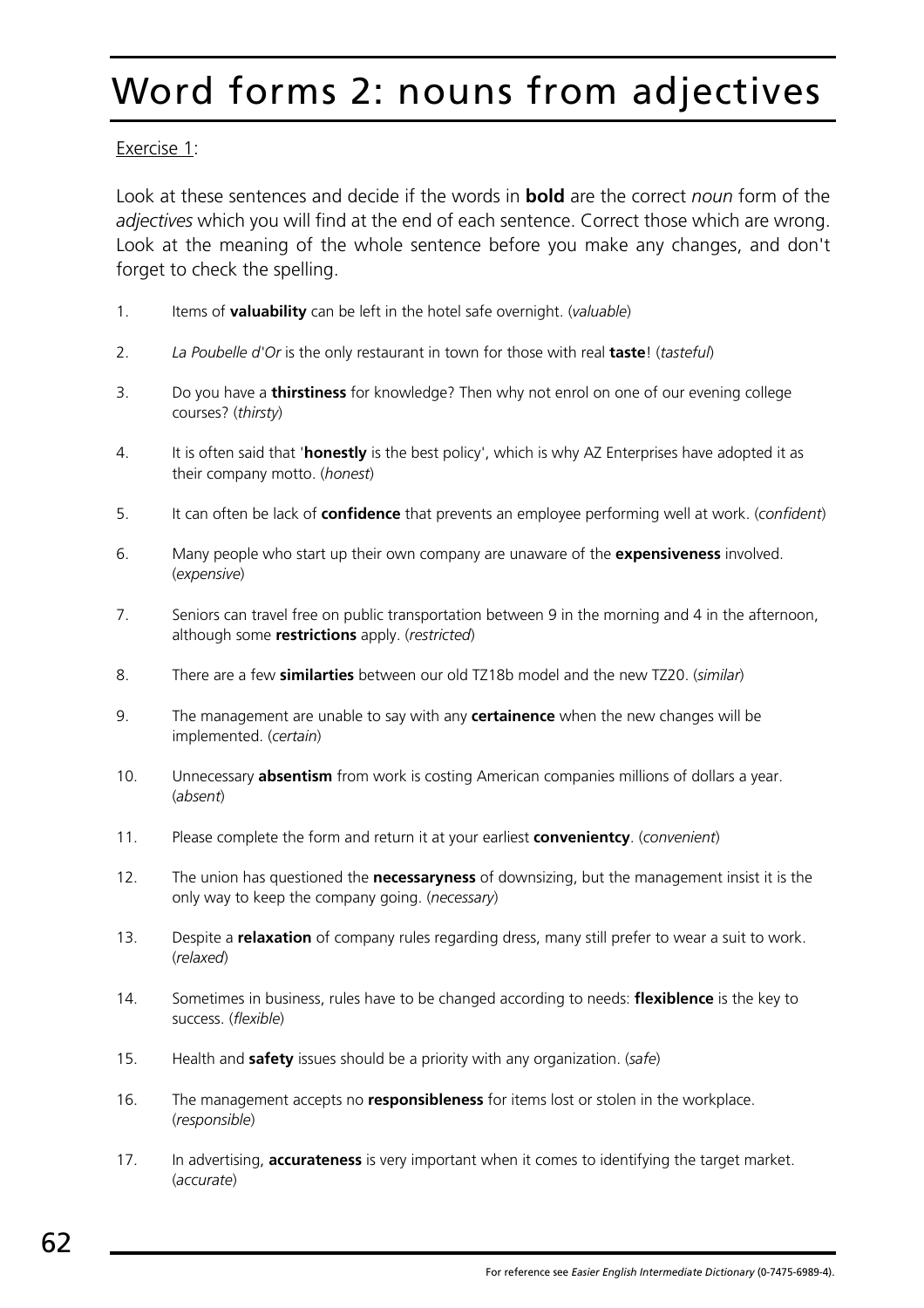# Word forms 2: nouns from adjectives

Exercise 1:

Look at these sentences and decide if the words in **bold** are the correct *noun* form of the *adjectives* which you will find at the end of each sentence. Correct those which are wrong. Look at the meaning of the whole sentence before you make any changes, and don't forget to check the spelling.

1. Items of **valuability** can be left in the hotel safe overnight. (*valuable*)
2. *La Poubelle d'Or* is the only restaurant in town for those with real **taste**! (*tasteful*)
3. Do you have a **thirstiness** for knowledge? Then why not enrol on one of our evening college courses? (*thirsty*)
4. It is often said that '**honestly** is the best policy', which is why AZ Enterprises have adopted it as their company motto. (*honest*)
5. It can often be lack of **confidence** that prevents an employee performing well at work. (*confident*)
6. Many people who start up their own company are unaware of the **expensiveness** involved. (*expensive*)
7. Seniors can travel free on public transportation between 9 in the morning and 4 in the afternoon, although some **restrictions** apply. (*restricted*)
8. There are a few **similarties** between our old TZ18b model and the new TZ20. (*similar*)
9. The management are unable to say with any **certainence** when the new changes will be implemented. (*certain*)
10. Unnecessary **absentism** from work is costing American companies millions of dollars a year. (*absent*)
11. Please complete the form and return it at your earliest **convenientcy**. (*convenient*)
12. The union has questioned the **necessaryness** of downsizing, but the management insist it is the only way to keep the company going. (*necessary*)
13. Despite a **relaxation** of company rules regarding dress, many still prefer to wear a suit to work. (*relaxed*)
14. Sometimes in business, rules have to be changed according to needs: **flexiblence** is the key to success. (*flexible*)
15. Health and **safety** issues should be a priority with any organization. (*safe*)
16. The management accepts no **responsibleness** for items lost or stolen in the workplace. (*responsible*)
17. In advertising, **accurateness** is very important when it comes to identifying the target market. (*accurate*)

For reference see *Easier English Intermediate Dictionary* (0-7475-6989-4).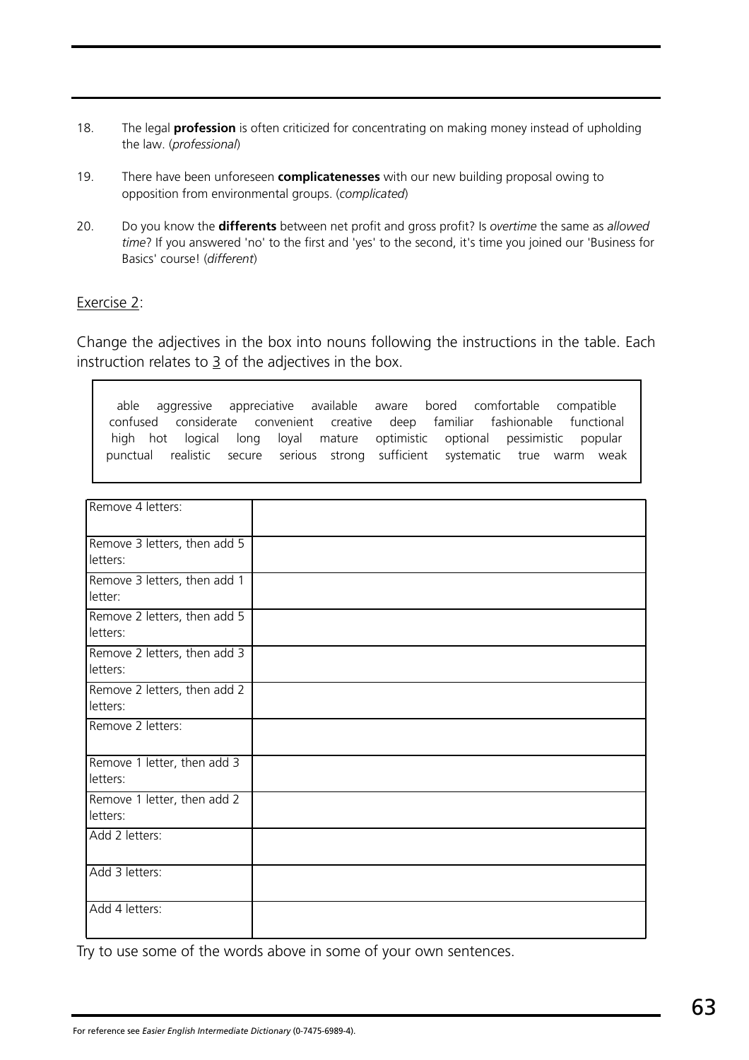18. The legal **profession** is often criticized for concentrating on making money instead of upholding the law. (*professional*)

19. There have been unforeseen **complicatenesses** with our new building proposal owing to opposition from environmental groups. (*complicated*)

20. Do you know the **differents** between net profit and gross profit? Is *overtime* the same as *allowed time*? If you answered 'no' to the first and 'yes' to the second, it's time you joined our 'Business for Basics' course! (*different*)

Exercise 2:

Change the adjectives in the box into nouns following the instructions in the table. Each instruction relates to 3 of the adjectives in the box.

> able aggressive appreciative available aware bored comfortable compatible confused considerate convenient creative deep familiar fashionable functional high hot logical long loyal mature optimistic optional pessimistic popular punctual realistic secure serious strong sufficient systematic true warm weak

| | |
|---|---|
| Remove 4 letters: | |
| Remove 3 letters, then add 5 letters: | |
| Remove 3 letters, then add 1 letter: | |
| Remove 2 letters, then add 5 letters: | |
| Remove 2 letters, then add 3 letters: | |
| Remove 2 letters, then add 2 letters: | |
| Remove 2 letters: | |
| Remove 1 letter, then add 3 letters: | |
| Remove 1 letter, then add 2 letters: | |
| Add 2 letters: | |
| Add 3 letters: | |
| Add 4 letters: | |

Try to use some of the words above in some of your own sentences.

For reference see *Easier English Intermediate Dictionary* (0-7475-6989-4).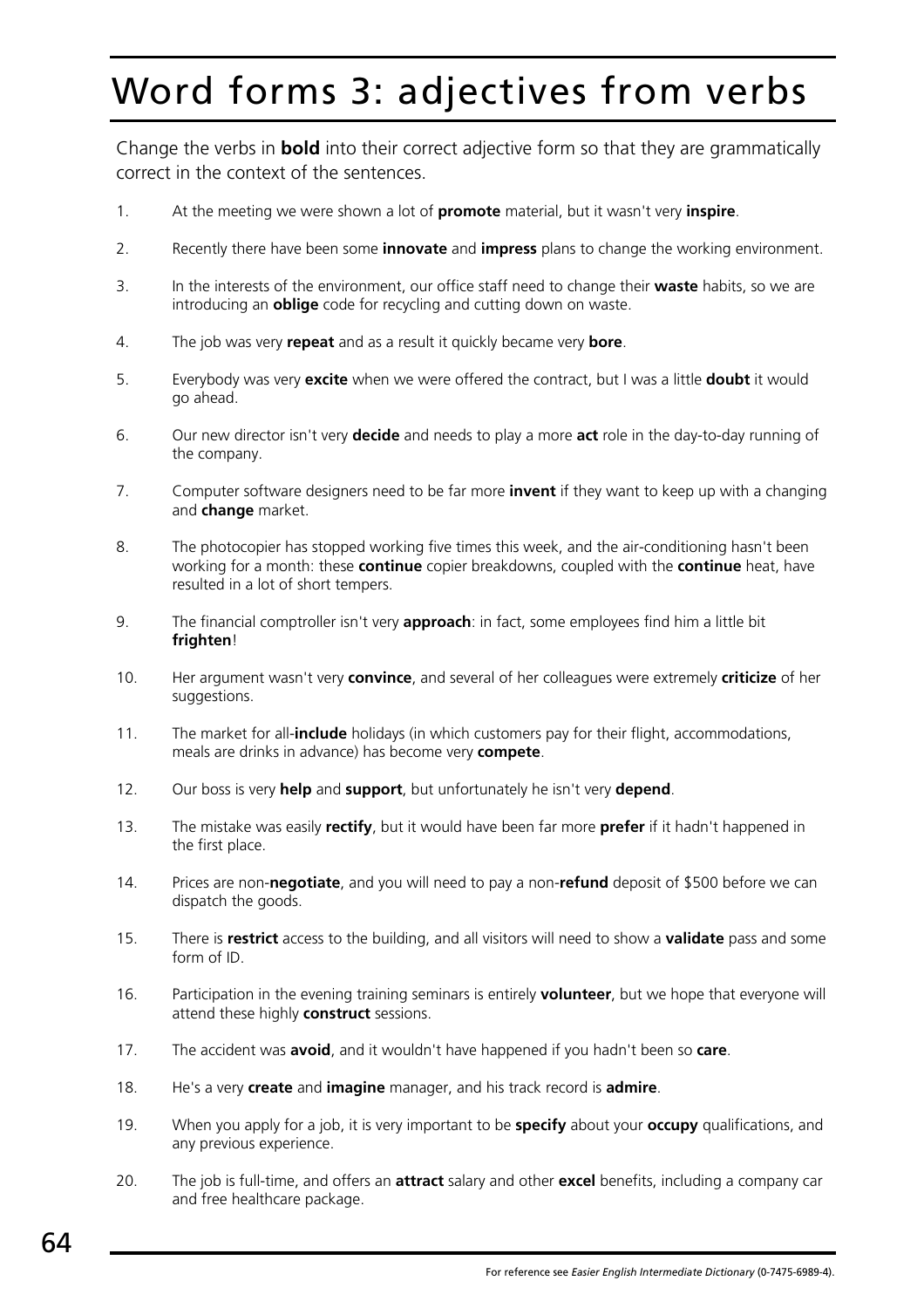# Word forms 3: adjectives from verbs

Change the verbs in **bold** into their correct adjective form so that they are grammatically correct in the context of the sentences.

1. At the meeting we were shown a lot of **promote** material, but it wasn't very **inspire**.

2. Recently there have been some **innovate** and **impress** plans to change the working environment.

3. In the interests of the environment, our office staff need to change their **waste** habits, so we are introducing an **oblige** code for recycling and cutting down on waste.

4. The job was very **repeat** and as a result it quickly became very **bore**.

5. Everybody was very **excite** when we were offered the contract, but I was a little **doubt** it would go ahead.

6. Our new director isn't very **decide** and needs to play a more **act** role in the day-to-day running of the company.

7. Computer software designers need to be far more **invent** if they want to keep up with a changing and **change** market.

8. The photocopier has stopped working five times this week, and the air-conditioning hasn't been working for a month: these **continue** copier breakdowns, coupled with the **continue** heat, have resulted in a lot of short tempers.

9. The financial comptroller isn't very **approach**: in fact, some employees find him a little bit **frighten**!

10. Her argument wasn't very **convince**, and several of her colleagues were extremely **criticize** of her suggestions.

11. The market for all-**include** holidays (in which customers pay for their flight, accommodations, meals are drinks in advance) has become very **compete**.

12. Our boss is very **help** and **support**, but unfortunately he isn't very **depend**.

13. The mistake was easily **rectify**, but it would have been far more **prefer** if it hadn't happened in the first place.

14. Prices are non-**negotiate**, and you will need to pay a non-**refund** deposit of $500 before we can dispatch the goods.

15. There is **restrict** access to the building, and all visitors will need to show a **validate** pass and some form of ID.

16. Participation in the evening training seminars is entirely **volunteer**, but we hope that everyone will attend these highly **construct** sessions.

17. The accident was **avoid**, and it wouldn't have happened if you hadn't been so **care**.

18. He's a very **create** and **imagine** manager, and his track record is **admire**.

19. When you apply for a job, it is very important to be **specify** about your **occupy** qualifications, and any previous experience.

20. The job is full-time, and offers an **attract** salary and other **excel** benefits, including a company car and free healthcare package.

For reference see *Easier English Intermediate Dictionary* (0-7475-6989-4).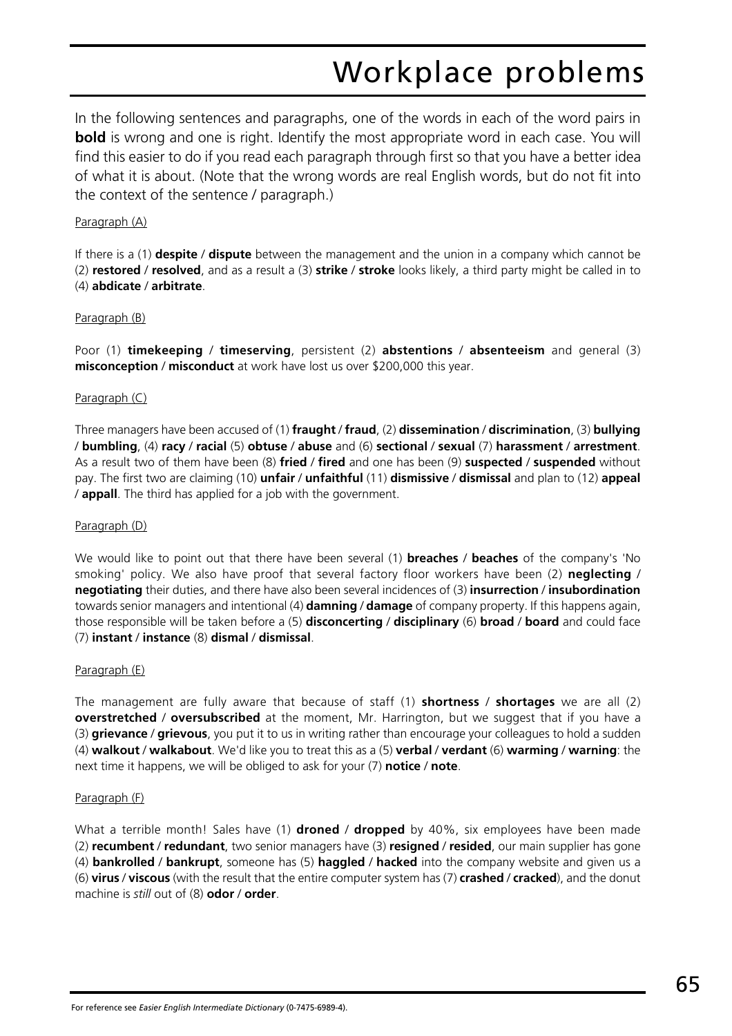# Workplace problems

In the following sentences and paragraphs, one of the words in each of the word pairs in **bold** is wrong and one is right. Identify the most appropriate word in each case. You will find this easier to do if you read each paragraph through first so that you have a better idea of what it is about. (Note that the wrong words are real English words, but do not fit into the context of the sentence / paragraph.)

Paragraph (A)

If there is a (1) **despite** / **dispute** between the management and the union in a company which cannot be (2) **restored** / **resolved**, and as a result a (3) **strike** / **stroke** looks likely, a third party might be called in to (4) **abdicate** / **arbitrate**.

Paragraph (B)

Poor (1) **timekeeping** / **timeserving**, persistent (2) **abstentions** / **absenteeism** and general (3) **misconception** / **misconduct** at work have lost us over $200,000 this year.

Paragraph (C)

Three managers have been accused of (1) **fraught** / **fraud**, (2) **dissemination** / **discrimination**, (3) **bullying** / **bumbling**, (4) **racy** / **racial** (5) **obtuse** / **abuse** and (6) **sectional** / **sexual** (7) **harassment** / **arrestment**. As a result two of them have been (8) **fried** / **fired** and one has been (9) **suspected** / **suspended** without pay. The first two are claiming (10) **unfair** / **unfaithful** (11) **dismissive** / **dismissal** and plan to (12) **appeal** / **appall**. The third has applied for a job with the government.

Paragraph (D)

We would like to point out that there have been several (1) **breaches** / **beaches** of the company's 'No smoking' policy. We also have proof that several factory floor workers have been (2) **neglecting** / **negotiating** their duties, and there have also been several incidences of (3) **insurrection** / **insubordination** towards senior managers and intentional (4) **damning** / **damage** of company property. If this happens again, those responsible will be taken before a (5) **disconcerting** / **disciplinary** (6) **broad** / **board** and could face (7) **instant** / **instance** (8) **dismal** / **dismissal**.

Paragraph (E)

The management are fully aware that because of staff (1) **shortness** / **shortages** we are all (2) **overstretched** / **oversubscribed** at the moment, Mr. Harrington, but we suggest that if you have a (3) **grievance** / **grievous**, you put it to us in writing rather than encourage your colleagues to hold a sudden (4) **walkout** / **walkabout**. We'd like you to treat this as a (5) **verbal** / **verdant** (6) **warming** / **warning**: the next time it happens, we will be obliged to ask for your (7) **notice** / **note**.

Paragraph (F)

What a terrible month! Sales have (1) **droned** / **dropped** by 40%, six employees have been made (2) **recumbent** / **redundant**, two senior managers have (3) **resigned** / **resided**, our main supplier has gone (4) **bankrolled** / **bankrupt**, someone has (5) **haggled** / **hacked** into the company website and given us a (6) **virus** / **viscous** (with the result that the entire computer system has (7) **crashed** / **cracked**), and the donut machine is *still* out of (8) **odor** / **order**.

For reference see *Easier English Intermediate Dictionary* (0-7475-6989-4).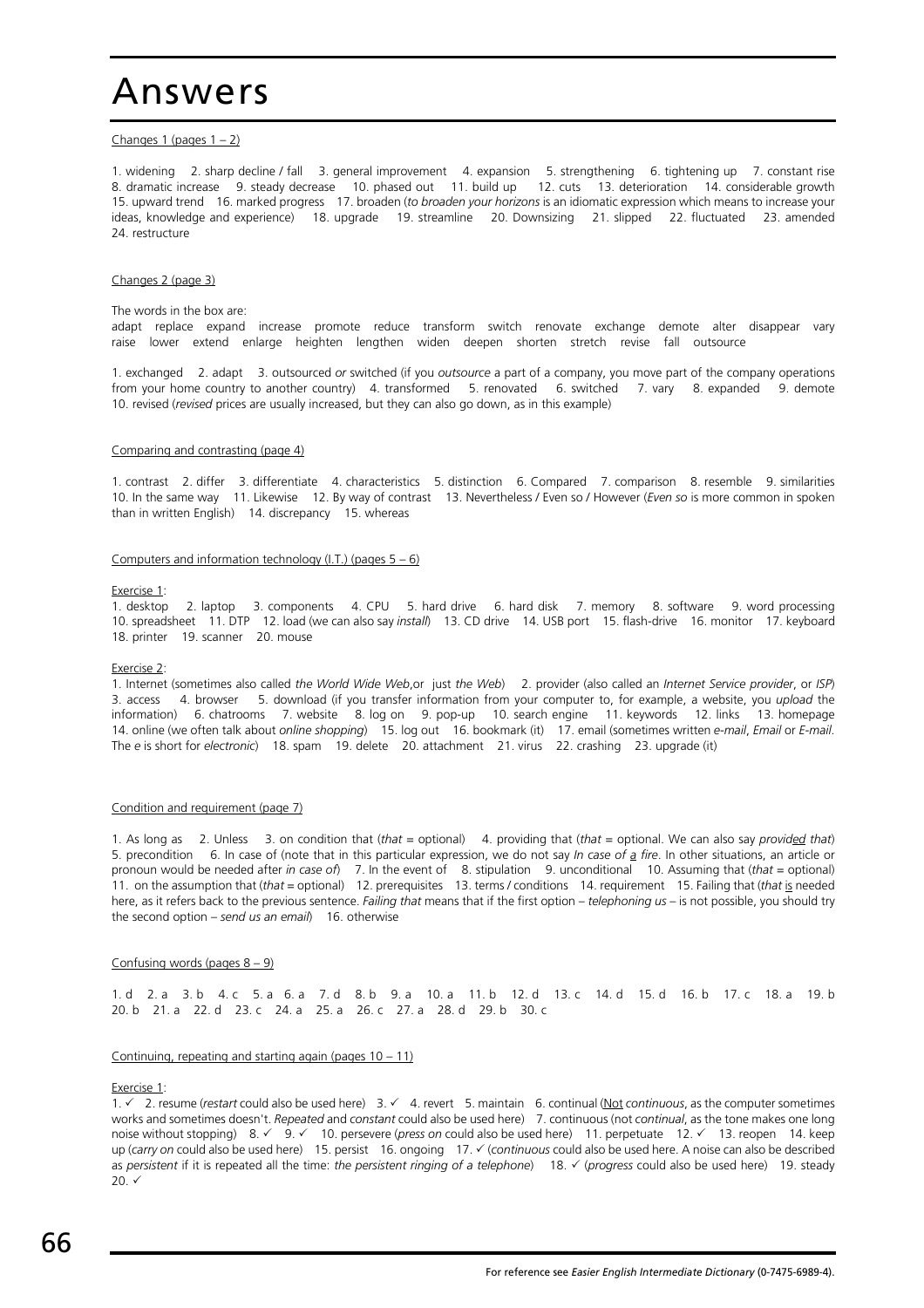# Answers

Changes 1 (pages 1 – 2)

1. widening 2. sharp decline / fall 3. general improvement 4. expansion 5. strengthening 6. tightening up 7. constant rise 8. dramatic increase 9. steady decrease 10. phased out 11. build up 12. cuts 13. deterioration 14. considerable growth 15. upward trend 16. marked progress 17. broaden (*to broaden your horizons* is an idiomatic expression which means to increase your ideas, knowledge and experience) 18. upgrade 19. streamline 20. Downsizing 21. slipped 22. fluctuated 23. amended 24. restructure

Changes 2 (page 3)

The words in the box are:
adapt replace expand increase promote reduce transform switch renovate exchange demote alter disappear vary raise lower extend enlarge heighten lengthen widen deepen shorten stretch revise fall outsource

1. exchanged 2. adapt 3. outsourced *or* switched (if you *outsource* a part of a company, you move part of the company operations from your home country to another country) 4. transformed 5. renovated 6. switched 7. vary 8. expanded 9. demote 10. revised (*revised* prices are usually increased, but they can also go down, as in this example)

Comparing and contrasting (page 4)

1. contrast 2. differ 3. differentiate 4. characteristics 5. distinction 6. Compared 7. comparison 8. resemble 9. similarities 10. In the same way 11. Likewise 12. By way of contrast 13. Nevertheless / Even so / However (*Even so* is more common in spoken than in written English) 14. discrepancy 15. whereas

Computers and information technology (I.T.) (pages 5 – 6)

Exercise 1:
1. desktop 2. laptop 3. components 4. CPU 5. hard drive 6. hard disk 7. memory 8. software 9. word processing 10. spreadsheet 11. DTP 12. load (we can also say *install*) 13. CD drive 14. USB port 15. flash-drive 16. monitor 17. keyboard 18. printer 19. scanner 20. mouse

Exercise 2:
1. Internet (sometimes also called *the World Wide Web*,or just *the Web*) 2. provider (also called an *Internet Service provider*, or *ISP*) 3. access 4. browser 5. download (if you transfer information from your computer to, for example, a website, you *upload* the information) 6. chatrooms 7. website 8. log on 9. pop-up 10. search engine 11. keywords 12. links 13. homepage 14. online (we often talk about *online shopping*) 15. log out 16. bookmark (it) 17. email (sometimes written *e-mail*, *Email* or *E-mail*. The *e* is short for *electronic*) 18. spam 19. delete 20. attachment 21. virus 22. crashing 23. upgrade (it)

Condition and requirement (page 7)

1. As long as 2. Unless 3. on condition that (*that* = optional) 4. providing that (*that* = optional. We can also say *provid<u>ed</u> that*) 5. precondition 6. In case of (note that in this particular expression, we do not say *In case of <u>a</u> fire*. In other situations, an article or pronoun would be needed after *in case of*) 7. In the event of 8. stipulation 9. unconditional 10. Assuming that (*that* = optional) 11. on the assumption that (*that* = optional) 12. prerequisites 13. terms / conditions 14. requirement 15. Failing that (*that* <u>is</u> needed here, as it refers back to the previous sentence. *Failing that* means that if the first option – *telephoning us* – is not possible, you should try the second option – *send us an email*) 16. otherwise

Confusing words (pages 8 – 9)

1. d 2. a 3. b 4. c 5. a 6. a 7. d 8. b 9. a 10. a 11. b 12. d 13. c 14. d 15. d 16. b 17. c 18. a 19. b 20. b 21. a 22. d 23. c 24. a 25. a 26. c 27. a 28. d 29. b 30. c

Continuing, repeating and starting again (pages 10 – 11)

Exercise 1:
1. ✓ 2. resume (*restart* could also be used here) 3. ✓ 4. revert 5. maintain 6. continual (<u>Not</u> *continuous*, as the computer sometimes works and sometimes doesn't. *Repeated* and *constant* could also be used here) 7. continuous (not *continual*, as the tone makes one long noise without stopping) 8. ✓ 9. ✓ 10. persevere (*press on* could also be used here) 11. perpetuate 12. ✓ 13. reopen 14. keep up (*carry on* could also be used here) 15. persist 16. ongoing 17. ✓ (*continuous* could also be used here. A noise can also be described as *persistent* if it is repeated all the time: *the persistent ringing of a telephone*) 18. ✓ (*progress* could also be used here) 19. steady 20. ✓

For reference see *Easier English Intermediate Dictionary* (0-7475-6989-4).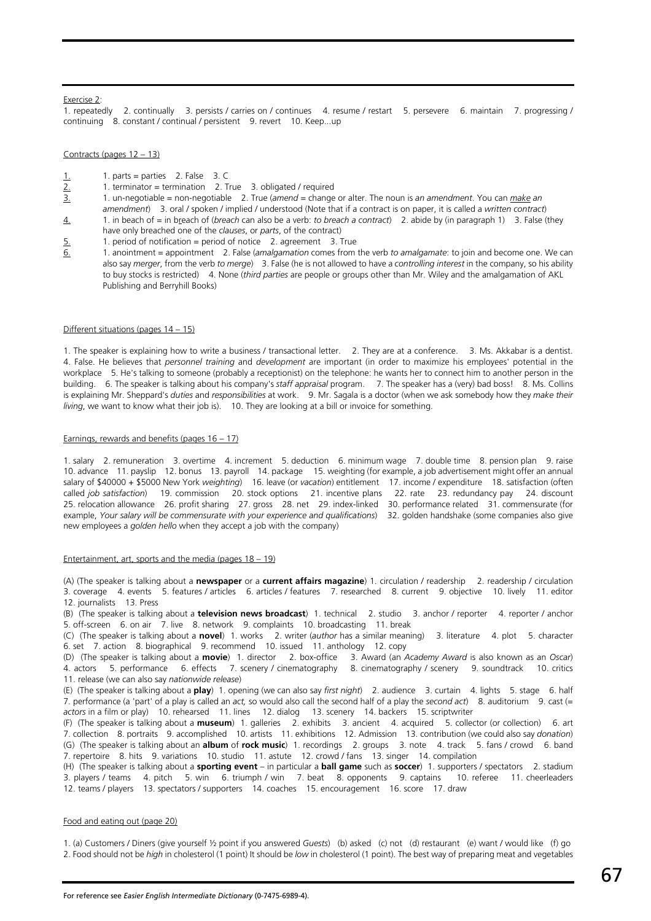Exercise 2:

1. repeatedly 2. continually 3. persists / carries on / continues 4. resume / restart 5. persevere 6. maintain 7. progressing / continuing 8. constant / continual / persistent 9. revert 10. Keep...up

Contracts (pages 12 – 13)

1. 1. parts = parties 2. False 3. C
2. 1. terminator = termination 2. True 3. obligated / required
3. 1. un-negotiable = non-negotiable 2. True (*amend* = change or alter. The noun is *an amendment*. You can *make an amendment*) 3. oral / spoken / implied / understood (Note that if a contract is on paper, it is called a *written contract*)
4. 1. in beach of = in breach of (*breach* can also be a verb: *to breach a contract*) 2. abide by (in paragraph 1) 3. False (they have only breached one of the *clauses*, or *parts*, of the contract)
5. 1. period of notification = period of notice 2. agreement 3. True
6. 1. anointment = appointment 2. False (*amalgamation* comes from the verb *to amalgamate*: to join and become one. We can also say *merger*, from the verb *to merge*) 3. False (he is not allowed to have a *controlling interest* in the company, so his ability to buy stocks is restricted) 4. None (*third parties* are people or groups other than Mr. Wiley and the amalgamation of AKL Publishing and Berryhill Books)

Different situations (pages 14 – 15)

1. The speaker is explaining how to write a business / transactional letter. 2. They are at a conference. 3. Ms. Akkabar is a dentist. 4. False. He believes that *personnel training* and *development* are important (in order to maximize his employees' potential in the workplace 5. He's talking to someone (probably a receptionist) on the telephone: he wants her to connect him to another person in the building. 6. The speaker is talking about his company's *staff appraisal* program. 7. The speaker has a (very) bad boss! 8. Ms. Collins is explaining Mr. Sheppard's *duties* and *responsibilities* at work. 9. Mr. Sagala is a doctor (when we ask somebody how they *make their living*, we want to know what their job is). 10. They are looking at a bill or invoice for something.

Earnings, rewards and benefits (pages 16 – 17)

1. salary 2. remuneration 3. overtime 4. increment 5. deduction 6. minimum wage 7. double time 8. pension plan 9. raise 10. advance 11. payslip 12. bonus 13. payroll 14. package 15. weighting (for example, a job advertisement might offer an annual salary of $40000 + $5000 New York *weighting*) 16. leave (or *vacation*) entitlement 17. income / expenditure 18. satisfaction (often called *job satisfaction*) 19. commission 20. stock options 21. incentive plans 22. rate 23. redundancy pay 24. discount 25. relocation allowance 26. profit sharing 27. gross 28. net 29. index-linked 30. performance related 31. commensurate (for example, *Your salary will be commensurate with your experience and qualifications*) 32. golden handshake (some companies also give new employees a *golden hello* when they accept a job with the company)

Entertainment, art, sports and the media (pages 18 – 19)

(A) (The speaker is talking about a **newspaper** or a **current affairs magazine**) 1. circulation / readership 2. readership / circulation 3. coverage 4. events 5. features / articles 6. articles / features 7. researched 8. current 9. objective 10. lively 11. editor 12. journalists 13. Press

(B) (The speaker is talking about a **television news broadcast**) 1. technical 2. studio 3. anchor / reporter 4. reporter / anchor 5. off-screen 6. on air 7. live 8. network 9. complaints 10. broadcasting 11. break

(C) (The speaker is talking about a **novel**) 1. works 2. writer (*author* has a similar meaning) 3. literature 4. plot 5. character 6. set 7. action 8. biographical 9. recommend 10. issued 11. anthology 12. copy

(D) (The speaker is talking about a **movie**) 1. director 2. box-office 3. Award (an *Academy Award* is also known as an *Oscar*) 4. actors 5. performance 6. effects 7. scenery / cinematography 8. cinematography / scenery 9. soundtrack 10. critics 11. release (we can also say *nationwide release*)

(E) (The speaker is talking about a **play**) 1. opening (we can also say *first night*) 2. audience 3. curtain 4. lights 5. stage 6. half 7. performance (a 'part' of a play is called an *act*, so would also call the second half of a play the *second act*) 8. auditorium 9. cast (= *actors* in a film or play) 10. rehearsed 11. lines 12. dialog 13. scenery 14. backers 15. scriptwriter

(F) (The speaker is talking about a **museum**) 1. galleries 2. exhibits 3. ancient 4. acquired 5. collector (or collection) 6. art 7. collection 8. portraits 9. accomplished 10. artists 11. exhibitions 12. Admission 13. contribution (we could also say *donation*)

(G) (The speaker is talking about an **album** of **rock music**) 1. recordings 2. groups 3. note 4. track 5. fans / crowd 6. band 7. repertoire 8. hits 9. variations 10. studio 11. astute 12. crowd / fans 13. singer 14. compilation

(H) (The speaker is talking about a **sporting event** – in particular a **ball game** such as **soccer**) 1. supporters / spectators 2. stadium 3. players / teams 4. pitch 5. win 6. triumph / win 7. beat 8. opponents 9. captains 10. referee 11. cheerleaders 12. teams / players 13. spectators / supporters 14. coaches 15. encouragement 16. score 17. draw

Food and eating out (page 20)

1. (a) Customers / Diners (give yourself ½ point if you answered *Guests*) (b) asked (c) not (d) restaurant (e) want / would like (f) go
2. Food should not be *high* in cholesterol (1 point) It should be *low* in cholesterol (1 point). The best way of preparing meat and vegetables

For reference see *Easier English Intermediate Dictionary* (0-7475-6989-4).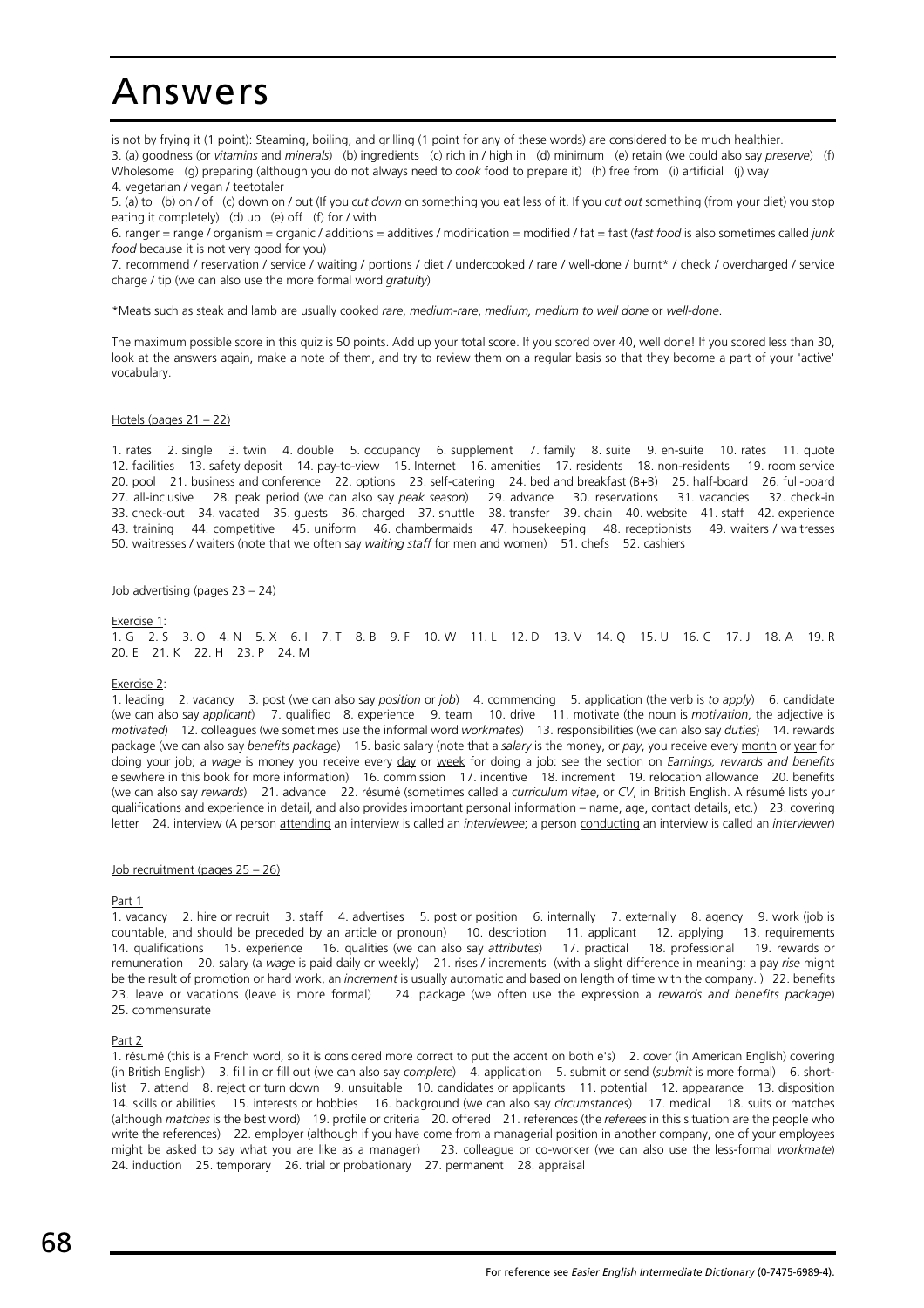# Answers

is not by frying it (1 point): Steaming, boiling, and grilling (1 point for any of these words) are considered to be much healthier.

3. (a) goodness (or *vitamins* and *minerals*) (b) ingredients (c) rich in / high in (d) minimum (e) retain (we could also say *preserve*) (f) Wholesome (g) preparing (although you do not always need to *cook* food to prepare it) (h) free from (i) artificial (j) way

4. vegetarian / vegan / teetotaler

5. (a) to (b) on / of (c) down on / out (If you *cut down* on something you eat less of it. If you *cut out* something (from your diet) you stop eating it completely) (d) up (e) off (f) for / with

6. ranger = range / organism = organic / additions = additives / modification = modified / fat = fast (*fast food* is also sometimes called *junk food* because it is not very good for you)

7. recommend / reservation / service / waiting / portions / diet / undercooked / rare / well-done / burnt* / check / overcharged / service charge / tip (we can also use the more formal word *gratuity*)

*Meats such as steak and lamb are usually cooked *rare*, *medium-rare*, *medium, medium to well done* or *well-done*.

The maximum possible score in this quiz is 50 points. Add up your total score. If you scored over 40, well done! If you scored less than 30, look at the answers again, make a note of them, and try to review them on a regular basis so that they become a part of your 'active' vocabulary.

## Hotels (pages 21 – 22)

1. rates 2. single 3. twin 4. double 5. occupancy 6. supplement 7. family 8. suite 9. en-suite 10. rates 11. quote 12. facilities 13. safety deposit 14. pay-to-view 15. Internet 16. amenities 17. residents 18. non-residents 19. room service 20. pool 21. business and conference 22. options 23. self-catering 24. bed and breakfast (B+B) 25. half-board 26. full-board 27. all-inclusive 28. peak period (we can also say *peak season*) 29. advance 30. reservations 31. vacancies 32. check-in 33. check-out 34. vacated 35. guests 36. charged 37. shuttle 38. transfer 39. chain 40. website 41. staff 42. experience 43. training 44. competitive 45. uniform 46. chambermaids 47. housekeeping 48. receptionists 49. waiters / waitresses 50. waitresses / waiters (note that we often say *waiting staff* for men and women) 51. chefs 52. cashiers

## Job advertising (pages 23 – 24)

### Exercise 1:

1. G 2. S 3. O 4. N 5. X 6. I 7. T 8. B 9. F 10. W 11. L 12. D 13. V 14. Q 15. U 16. C 17. J 18. A 19. R 20. E 21. K 22. H 23. P 24. M

### Exercise 2:

1. leading 2. vacancy 3. post (we can also say *position* or *job*) 4. commencing 5. application (the verb is *to apply*) 6. candidate (we can also say *applicant*) 7. qualified 8. experience 9. team 10. drive 11. motivate (the noun is *motivation*, the adjective is *motivated*) 12. colleagues (we sometimes use the informal word *workmates*) 13. responsibilities (we can also say *duties*) 14. rewards package (we can also say *benefits package*) 15. basic salary (note that a *salary* is the money, or *pay*, you receive every month or year for doing your job; a *wage* is money you receive every day or week for doing a job: see the section on *Earnings, rewards and benefits* elsewhere in this book for more information) 16. commission 17. incentive 18. increment 19. relocation allowance 20. benefits (we can also say *rewards*) 21. advance 22. résumé (sometimes called a *curriculum vitae*, or *CV*, in British English. A résumé lists your qualifications and experience in detail, and also provides important personal information – name, age, contact details, etc.) 23. covering letter 24. interview (A person attending an interview is called an *interviewee*; a person conducting an interview is called an *interviewer*)

## Job recruitment (pages 25 – 26)

### Part 1

1. vacancy 2. hire or recruit 3. staff 4. advertises 5. post or position 6. internally 7. externally 8. agency 9. work (job is countable, and should be preceded by an article or pronoun) 10. description 11. applicant 12. applying 13. requirements 14. qualifications 15. experience 16. qualities (we can also say *attributes*) 17. practical 18. professional 19. rewards or remuneration 20. salary (a *wage* is paid daily or weekly) 21. rises / increments (with a slight difference in meaning: a pay *rise* might be the result of promotion or hard work, an *increment* is usually automatic and based on length of time with the company. ) 22. benefits 23. leave or vacations (leave is more formal) 24. package (we often use the expression a *rewards and benefits package*) 25. commensurate

### Part 2

1. résumé (this is a French word, so it is considered more correct to put the accent on both e's) 2. cover (in American English) covering (in British English) 3. fill in or fill out (we can also say *complete*) 4. application 5. submit or send (*submit* is more formal) 6. short-list 7. attend 8. reject or turn down 9. unsuitable 10. candidates or applicants 11. potential 12. appearance 13. disposition 14. skills or abilities 15. interests or hobbies 16. background (we can also say *circumstances*) 17. medical 18. suits or matches (although *matches* is the best word) 19. profile or criteria 20. offered 21. references (the *referees* in this situation are the people who write the references) 22. employer (although if you have come from a managerial position in another company, one of your employees might be asked to say what you are like as a manager) 23. colleague or co-worker (we can also use the less-formal *workmate*) 24. induction 25. temporary 26. trial or probationary 27. permanent 28. appraisal

For reference see *Easier English Intermediate Dictionary* (0-7475-6989-4).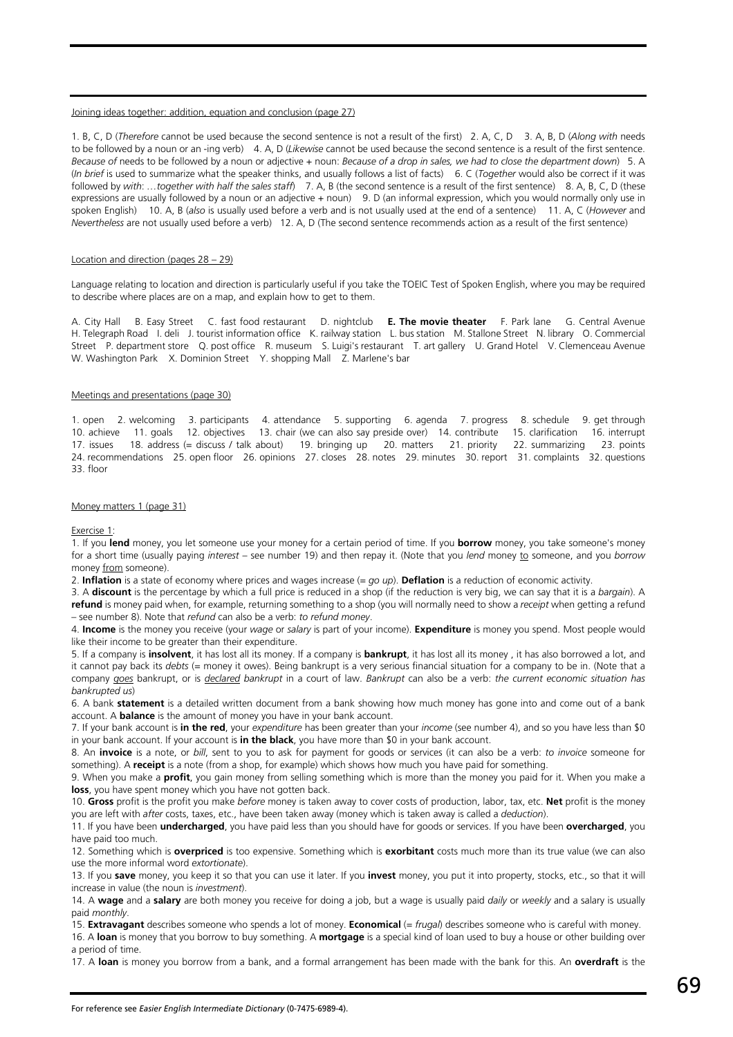Joining ideas together: addition, equation and conclusion (page 27)

1. B, C, D (*Therefore* cannot be used because the second sentence is not a result of the first)   2. A, C, D   3. A, B, D (*Along with* needs to be followed by a noun or an -ing verb)   4. A, D (*Likewise* cannot be used because the second sentence is a result of the first sentence. *Because of* needs to be followed by a noun or adjective + noun: *Because of a drop in sales, we had to close the department down*)   5. A (*In brief* is used to summarize what the speaker thinks, and usually follows a list of facts)   6. C (*Together* would also be correct if it was followed by *with*: *…together with half the sales staff*)   7. A, B (the second sentence is a result of the first sentence)   8. A, B, C, D (these expressions are usually followed by a noun or an adjective + noun)   9. D (an informal expression, which you would normally only use in spoken English)   10. A, B (*also* is usually used before a verb and is not usually used at the end of a sentence)   11. A, C (*However* and *Nevertheless* are not usually used before a verb)   12. A, D (The second sentence recommends action as a result of the first sentence)

Location and direction (pages 28 – 29)

Language relating to location and direction is particularly useful if you take the TOEIC Test of Spoken English, where you may be required to describe where places are on a map, and explain how to get to them.

A. City Hall   B. Easy Street   C. fast food restaurant   D. nightclub   **E. The movie theater**   F. Park lane   G. Central Avenue   H. Telegraph Road   I. deli   J. tourist information office   K. railway station   L. bus station   M. Stallone Street   N. library   O. Commercial Street   P. department store   Q. post office   R. museum   S. Luigi's restaurant   T. art gallery   U. Grand Hotel   V. Clemenceau Avenue   W. Washington Park   X. Dominion Street   Y. shopping Mall   Z. Marlene's bar

Meetings and presentations (page 30)

1. open   2. welcoming   3. participants   4. attendance   5. supporting   6. agenda   7. progress   8. schedule   9. get through   10. achieve   11. goals   12. objectives   13. chair (we can also say preside over)   14. contribute   15. clarification   16. interrupt   17. issues   18. address (= discuss / talk about)   19. bringing up   20. matters   21. priority   22. summarizing   23. points   24. recommendations   25. open floor   26. opinions   27. closes   28. notes   29. minutes   30. report   31. complaints   32. questions   33. floor

Money matters 1 (page 31)

Exercise 1:

1. If you **lend** money, you let someone use your money for a certain period of time. If you **borrow** money, you take someone's money for a short time (usually paying *interest* – see number 19) and then repay it. (Note that you *lend* money to someone, and you *borrow* money from someone).

2. **Inflation** is a state of economy where prices and wages increase (= *go up*). **Deflation** is a reduction of economic activity.

3. A **discount** is the percentage by which a full price is reduced in a shop (if the reduction is very big, we can say that it is a *bargain*). A **refund** is money paid when, for example, returning something to a shop (you will normally need to show a *receipt* when getting a refund – see number 8). Note that *refund* can also be a verb: *to refund money*.

4. **Income** is the money you receive (your *wage* or *salary* is part of your income). **Expenditure** is money you spend. Most people would like their income to be greater than their expenditure.

5. If a company is **insolvent**, it has lost all its money. If a company is **bankrupt**, it has lost all its money , it has also borrowed a lot, and it cannot pay back its *debts* (= money it owes). Being bankrupt is a very serious financial situation for a company to be in. (Note that a company *goes* bankrupt, or is *declared bankrupt* in a court of law. *Bankrupt* can also be a verb: *the current economic situation has bankrupted us*)

6. A bank **statement** is a detailed written document from a bank showing how much money has gone into and come out of a bank account. A **balance** is the amount of money you have in your bank account.

7. If your bank account is **in the red**, your *expenditure* has been greater than your *income* (see number 4), and so you have less than $0 in your bank account. If your account is **in the black**, you have more than $0 in your bank account.

8. An **invoice** is a note, or *bill*, sent to you to ask for payment for goods or services (it can also be a verb: *to invoice* someone for something). A **receipt** is a note (from a shop, for example) which shows how much you have paid for something.

9. When you make a **profit**, you gain money from selling something which is more than the money you paid for it. When you make a **loss**, you have spent money which you have not gotten back.

10. **Gross** profit is the profit you make *before* money is taken away to cover costs of production, labor, tax, etc. **Net** profit is the money you are left with *after* costs, taxes, etc., have been taken away (money which is taken away is called a *deduction*).

11. If you have been **undercharged**, you have paid less than you should have for goods or services. If you have been **overcharged**, you have paid too much.

12. Something which is **overpriced** is too expensive. Something which is **exorbitant** costs much more than its true value (we can also use the more informal word *extortionate*).

13. If you **save** money, you keep it so that you can use it later. If you **invest** money, you put it into property, stocks, etc., so that it will increase in value (the noun is *investment*).

14. A **wage** and a **salary** are both money you receive for doing a job, but a wage is usually paid *daily* or *weekly* and a salary is usually paid *monthly*.

15. **Extravagant** describes someone who spends a lot of money. **Economical** (= *frugal*) describes someone who is careful with money.

16. A **loan** is money that you borrow to buy something. A **mortgage** is a special kind of loan used to buy a house or other building over a period of time.

17. A **loan** is money you borrow from a bank, and a formal arrangement has been made with the bank for this. An **overdraft** is the

For reference see *Easier English Intermediate Dictionary* (0-7475-6989-4).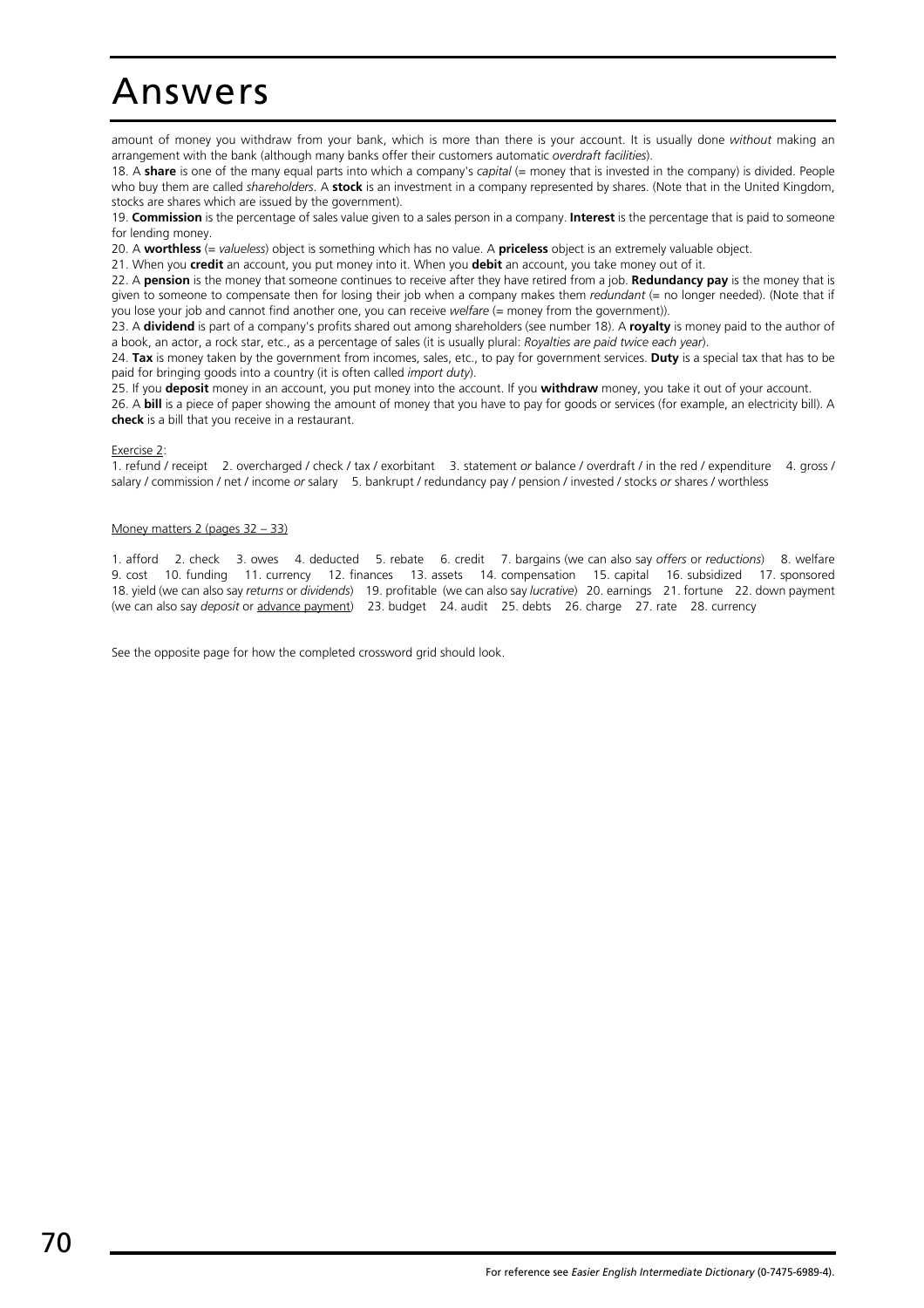# Answers

amount of money you withdraw from your bank, which is more than there is your account. It is usually done *without* making an arrangement with the bank (although many banks offer their customers automatic *overdraft facilities*).

18. A **share** is one of the many equal parts into which a company's *capital* (= money that is invested in the company) is divided. People who buy them are called *shareholders*. A **stock** is an investment in a company represented by shares. (Note that in the United Kingdom, stocks are shares which are issued by the government).

19. **Commission** is the percentage of sales value given to a sales person in a company. **Interest** is the percentage that is paid to someone for lending money.

20. A **worthless** (= *valueless*) object is something which has no value. A **priceless** object is an extremely valuable object.

21. When you **credit** an account, you put money into it. When you **debit** an account, you take money out of it.

22. A **pension** is the money that someone continues to receive after they have retired from a job. **Redundancy pay** is the money that is given to someone to compensate then for losing their job when a company makes them *redundant* (= no longer needed). (Note that if you lose your job and cannot find another one, you can receive *welfare* (= money from the government)).

23. A **dividend** is part of a company's profits shared out among shareholders (see number 18). A **royalty** is money paid to the author of a book, an actor, a rock star, etc., as a percentage of sales (it is usually plural: *Royalties are paid twice each year*).

24. **Tax** is money taken by the government from incomes, sales, etc., to pay for government services. **Duty** is a special tax that has to be paid for bringing goods into a country (it is often called *import duty*).

25. If you **deposit** money in an account, you put money into the account. If you **withdraw** money, you take it out of your account.

26. A **bill** is a piece of paper showing the amount of money that you have to pay for goods or services (for example, an electricity bill). A **check** is a bill that you receive in a restaurant.

Exercise 2:

1. refund / receipt 2. overcharged / check / tax / exorbitant 3. statement *or* balance / overdraft / in the red / expenditure 4. gross / salary / commission / net / income *or* salary 5. bankrupt / redundancy pay / pension / invested / stocks *or* shares / worthless

Money matters 2 (pages 32 – 33)

1. afford 2. check 3. owes 4. deducted 5. rebate 6. credit 7. bargains (we can also say *offers* or *reductions*) 8. welfare 9. cost 10. funding 11. currency 12. finances 13. assets 14. compensation 15. capital 16. subsidized 17. sponsored 18. yield (we can also say *returns* or *dividends*) 19. profitable (we can also say *lucrative*) 20. earnings 21. fortune 22. down payment (we can also say *deposit* or advance payment) 23. budget 24. audit 25. debts 26. charge 27. rate 28. currency

See the opposite page for how the completed crossword grid should look.

For reference see *Easier English Intermediate Dictionary* (0-7475-6989-4).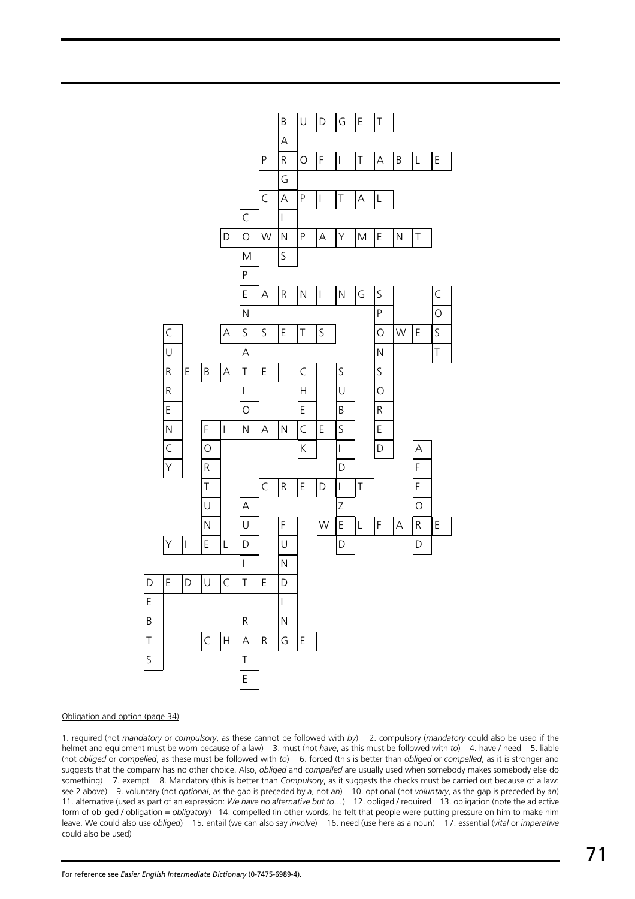```
              B U D G E T
              A
            P R O F I T A B L E
              G
            C A P I T A L
          C   I
        D O W N P A Y M E N T
          M   S
          P
          E A R N I N G S     C
          N             P     O
  C     A S S E T S     O W E S
  U       A             N     T
  R E B A T E   C   S   S
  R       I     H   U   O
  E       O     E   B   R
  N   F I N A N C E S   E
  C   O         K   I   D   A
  Y   R             D       F
      T     C R E D I T     F
      U   A         Z       O
      N   U   F   W E L F A R E
  Y I E L D   U     D       D
          I   N
D E D U C T E D
E             I
B         R   N
T     C H A R G E
S         T
          E
```

Obligation and option (page 34)

1. required (not *mandatory* or *compulsory*, as these cannot be followed with *by*) 2. compulsory (*mandatory* could also be used if the helmet and equipment must be worn because of a law) 3. must (not *have*, as this must be followed with *to*) 4. have / need 5. liable (not *obliged* or *compelled*, as these must be followed with *to*) 6. forced (this is better than *obliged* or *compelled*, as it is stronger and suggests that the company has no other choice. Also, *obliged* and *compelled* are usually used when somebody makes somebody else do something) 7. exempt 8. Mandatory (this is better than *Compulsory*, as it suggests the checks must be carried out because of a law: see 2 above) 9. voluntary (not *optional*, as the gap is preceded by *a*, not *an*) 10. optional (not *voluntary*, as the gap is preceded by *an*) 11. alternative (used as part of an expression: *We have no alternative but to…*) 12. obliged / required 13. obligation (note the adjective form of obliged / obligation = *obligatory*) 14. compelled (in other words, he felt that people were putting pressure on him to make him leave. We could also use *obliged*) 15. entail (we can also say *involve*) 16. need (use here as a noun) 17. essential (*vital* or *imperative* could also be used)

For reference see *Easier English Intermediate Dictionary* (0-7475-6989-4).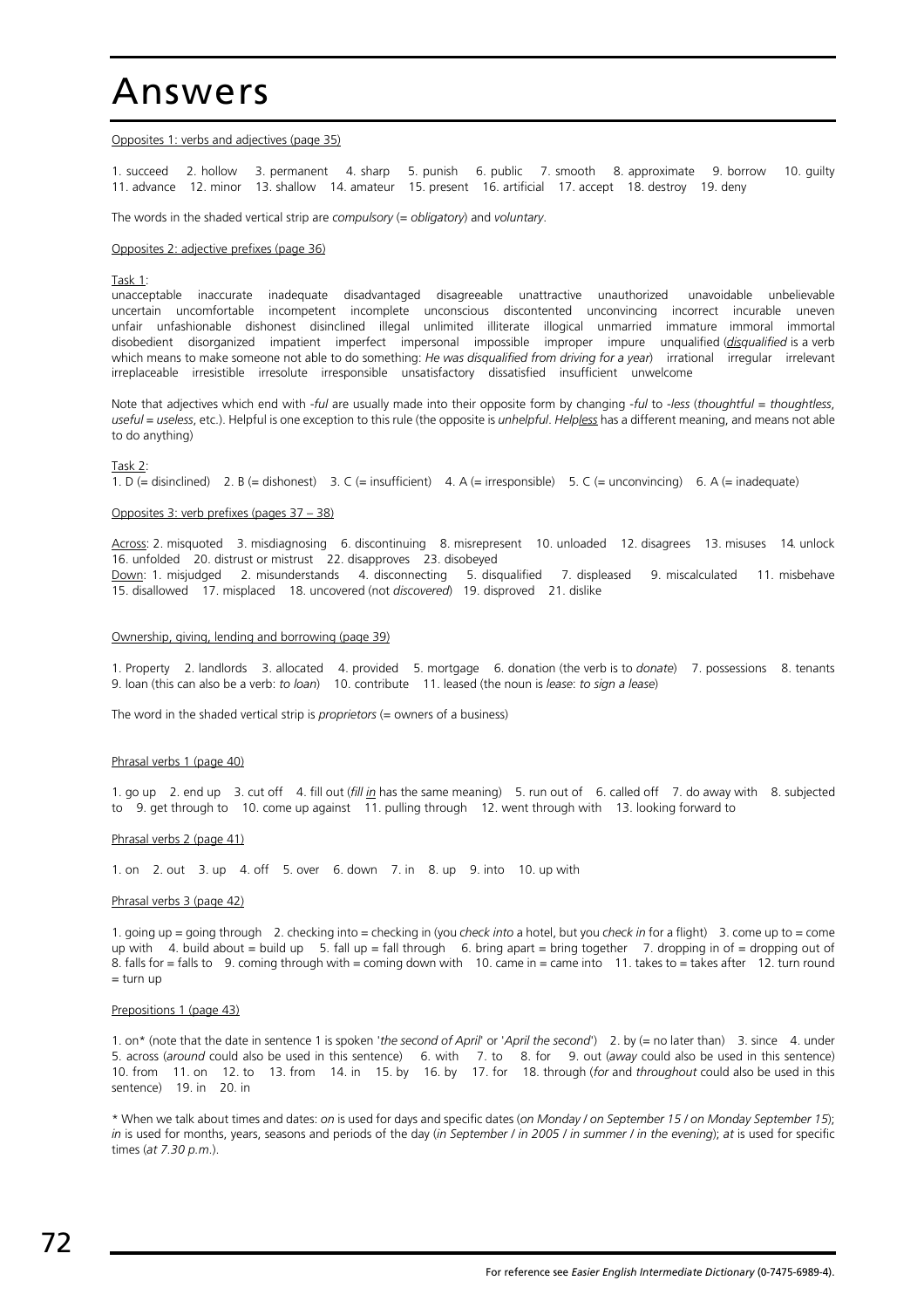# Answers

Opposites 1: verbs and adjectives (page 35)

1. succeed 2. hollow 3. permanent 4. sharp 5. punish 6. public 7. smooth 8. approximate 9. borrow 10. guilty 11. advance 12. minor 13. shallow 14. amateur 15. present 16. artificial 17. accept 18. destroy 19. deny

The words in the shaded vertical strip are *compulsory* (= *obligatory*) and *voluntary*.

Opposites 2: adjective prefixes (page 36)

Task 1:

unacceptable inaccurate inadequate disadvantaged disagreeable unattractive unauthorized unavoidable unbelievable uncertain uncomfortable incompetent incomplete unconscious discontented unconvincing incorrect incurable uneven unfair unfashionable dishonest disinclined illegal unlimited illiterate illogical unmarried immature immoral immortal disobedient disorganized impatient imperfect impersonal impossible improper impure unqualified (*disqualified* is a verb which means to make someone not able to do something: *He was disqualified from driving for a year*) irrational irregular irrelevant irreplaceable irresistible irresolute irresponsible unsatisfactory dissatisfied insufficient unwelcome

Note that adjectives which end with *-ful* are usually made into their opposite form by changing *-ful* to *-less* (*thoughtful* = *thoughtless*, *useful* = *useless*, etc.). Helpful is one exception to this rule (the opposite is *unhelpful*. *Helpless* has a different meaning, and means not able to do anything)

Task 2:

1. D (= disinclined) 2. B (= dishonest) 3. C (= insufficient) 4. A (= irresponsible) 5. C (= unconvincing) 6. A (= inadequate)

Opposites 3: verb prefixes (pages 37 – 38)

Across: 2. misquoted 3. misdiagnosing 6. discontinuing 8. misrepresent 10. unloaded 12. disagrees 13. misuses 14. unlock 16. unfolded 20. distrust or mistrust 22. disapproves 23. disobeyed

Down: 1. misjudged 2. misunderstands 4. disconnecting 5. disqualified 7. displeased 9. miscalculated 11. misbehave 15. disallowed 17. misplaced 18. uncovered (not *discovered*) 19. disproved 21. dislike

Ownership, giving, lending and borrowing (page 39)

1. Property 2. landlords 3. allocated 4. provided 5. mortgage 6. donation (the verb is to *donate*) 7. possessions 8. tenants 9. loan (this can also be a verb: *to loan*) 10. contribute 11. leased (the noun is *lease*: *to sign a lease*)

The word in the shaded vertical strip is *proprietors* (= owners of a business)

Phrasal verbs 1 (page 40)

1. go up 2. end up 3. cut off 4. fill out (*fill in* has the same meaning) 5. run out of 6. called off 7. do away with 8. subjected to 9. get through to 10. come up against 11. pulling through 12. went through with 13. looking forward to

Phrasal verbs 2 (page 41)

1. on 2. out 3. up 4. off 5. over 6. down 7. in 8. up 9. into 10. up with

Phrasal verbs 3 (page 42)

1. going up = going through 2. checking into = checking in (you *check into* a hotel, but you *check in* for a flight) 3. come up to = come up with 4. build about = build up 5. fall up = fall through 6. bring apart = bring together 7. dropping in of = dropping out of 8. falls for = falls to 9. coming through with = coming down with 10. came in = came into 11. takes to = takes after 12. turn round = turn up

Prepositions 1 (page 43)

1. on* (note that the date in sentence 1 is spoken '*the second of April*' or '*April the second*') 2. by (= no later than) 3. since 4. under 5. across (*around* could also be used in this sentence) 6. with 7. to 8. for 9. out (*away* could also be used in this sentence) 10. from 11. on 12. to 13. from 14. in 15. by 16. by 17. for 18. through (*for* and *throughout* could also be used in this sentence) 19. in 20. in

\* When we talk about times and dates: *on* is used for days and specific dates (*on Monday / on September 15 / on Monday September 15*); *in* is used for months, years, seasons and periods of the day (*in September / in 2005 / in summer / in the evening*); *at* is used for specific times (*at 7.30 p.m.*).

For reference see *Easier English Intermediate Dictionary* (0-7475-6989-4).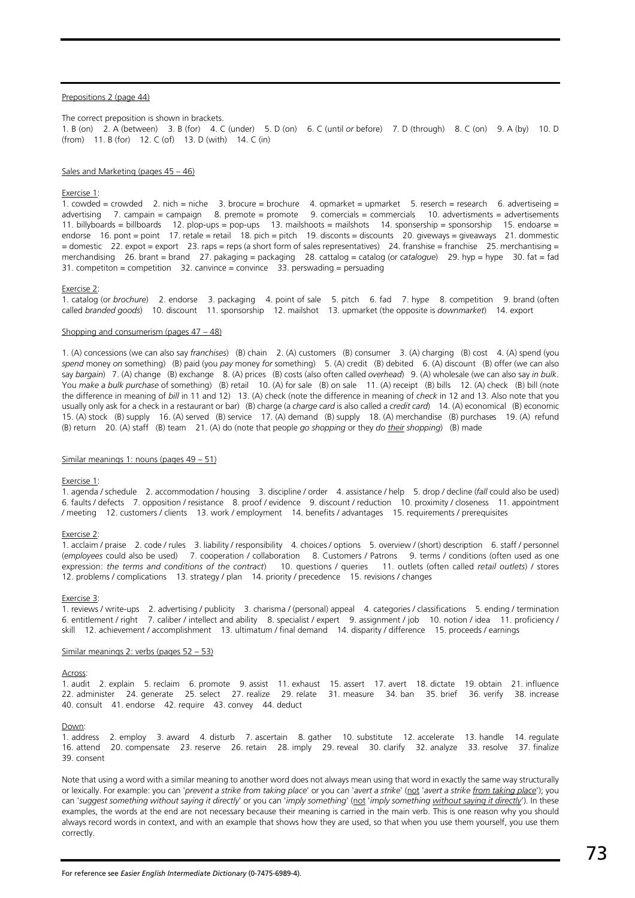Prepositions 2 (page 44)

The correct preposition is shown in brackets.

1. B (on) 2. A (between) 3. B (for) 4. C (under) 5. D (on) 6. C (until *or* before) 7. D (through) 8. C (on) 9. A (by) 10. D (from) 11. B (for) 12. C (of) 13. D (with) 14. C (in)

Sales and Marketing (pages 45 – 46)

Exercise 1:

1. cowded = crowded 2. nich = niche 3. brocure = brochure 4. opmarket = upmarket 5. reserch = research 6. advertiseing = advertising 7. campain = campaign 8. premote = promote 9. comercials = commercials 10. advertisments = advertisements 11. billyboards = billboards 12. plop-ups = pop-ups 13. mailshoots = mailshots 14. sponsership = sponsorship 15. endoarse = endorse 16. pont = point 17. retale = retail 18. pich = pitch 19. disconts = discounts 20. giveways = giveaways 21. dommestic = domestic 22. expot = export 23. raps = reps (a short form of sales representatives) 24. franshise = franchise 25. merchantising = merchandising 26. brant = brand 27. pakaging = packaging 28. cattalog = catalog (or *catalogue*) 29. hyp = hype 30. fat = fad 31. competiton = competition 32. canvince = convince 33. perswading = persuading

Exercise 2:

1. catalog (or *brochure*) 2. endorse 3. packaging 4. point of sale 5. pitch 6. fad 7. hype 8. competition 9. brand (often called *branded goods*) 10. discount 11. sponsorship 12. mailshot 13. upmarket (the opposite is *downmarket*) 14. export

Shopping and consumerism (pages 47 – 48)

1. (A) concessions (we can also say *franchises*) (B) chain 2. (A) customers (B) consumer 3. (A) charging (B) cost 4. (A) spend (you *spend* money *on* something) (B) paid (you *pay* money *for* something) 5. (A) credit (B) debited 6. (A) discount (B) offer (we can also say *bargain*) 7. (A) change (B) exchange 8. (A) prices (B) costs (also often called *overhead*) 9. (A) wholesale (we can also say *in bulk*. You *make a bulk purchase* of something) (B) retail 10. (A) for sale (B) on sale 11. (A) receipt (B) bills 12. (A) check (B) bill (note the difference in meaning of *bill* in 11 and 12) 13. (A) check (note the difference in meaning of *check* in 12 and 13. Also note that you usually only ask for a check in a restaurant or bar) (B) charge (a *charge card* is also called a *credit card*) 14. (A) economical (B) economic 15. (A) stock (B) supply 16. (A) served (B) service 17. (A) demand (B) supply 18. (A) merchandise (B) purchases 19. (A) refund (B) return 20. (A) staff (B) team 21. (A) do (note that people *go shopping* or they *do their shopping*) (B) made

Similar meanings 1: nouns (pages 49 – 51)

Exercise 1:

1. agenda / schedule 2. accommodation / housing 3. discipline / order 4. assistance / help 5. drop / decline (*fall* could also be used) 6. faults / defects 7. opposition / resistance 8. proof / evidence 9. discount / reduction 10. proximity / closeness 11. appointment / meeting 12. customers / clients 13. work / employment 14. benefits / advantages 15. requirements / prerequisites

Exercise 2:

1. acclaim / praise 2. code / rules 3. liability / responsibility 4. choices / options 5. overview / (short) description 6. staff / personnel (*employees* could also be used) 7. cooperation / collaboration 8. Customers / Patrons 9. terms / conditions (often used as one expression: *the terms and conditions of the contract*) 10. questions / queries 11. outlets (often called *retail outlets*) / stores 12. problems / complications 13. strategy / plan 14. priority / precedence 15. revisions / changes

Exercise 3:

1. reviews / write-ups 2. advertising / publicity 3. charisma / (personal) appeal 4. categories / classifications 5. ending / termination 6. entitlement / right 7. caliber / intellect and ability 8. specialist / expert 9. assignment / job 10. notion / idea 11. proficiency / skill 12. achievement / accomplishment 13. ultimatum / final demand 14. disparity / difference 15. proceeds / earnings

Similar meanings 2: verbs (pages 52 – 53)

Across:

1. audit 2. explain 5. reclaim 6. promote 9. assist 11. exhaust 15. assert 17. avert 18. dictate 19. obtain 21. influence 22. administer 24. generate 25. select 27. realize 29. relate 31. measure 34. ban 35. brief 36. verify 38. increase 40. consult 41. endorse 42. require 43. convey 44. deduct

Down:

1. address 2. employ 3. award 4. disturb 7. ascertain 8. gather 10. substitute 12. accelerate 13. handle 14. regulate 16. attend 20. compensate 23. reserve 26. retain 28. imply 29. reveal 30. clarify 32. analyze 33. resolve 37. finalize 39. consent

Note that using a word with a similar meaning to another word does not always mean using that word in exactly the same way structurally or lexically. For example: you can '*prevent a strike from taking place*' or you can '*avert a strike*' (not '*avert a strike from taking place*'); you can '*suggest something without saying it directly*' or you can '*imply something*' (not '*imply something without saying it directly*'). In these examples, the words at the end are not necessary because their meaning is carried in the main verb. This is one reason why you should always record words in context, and with an example that shows how they are used, so that when you use them yourself, you use them correctly.

For reference see *Easier English Intermediate Dictionary* (0-7475-6989-4).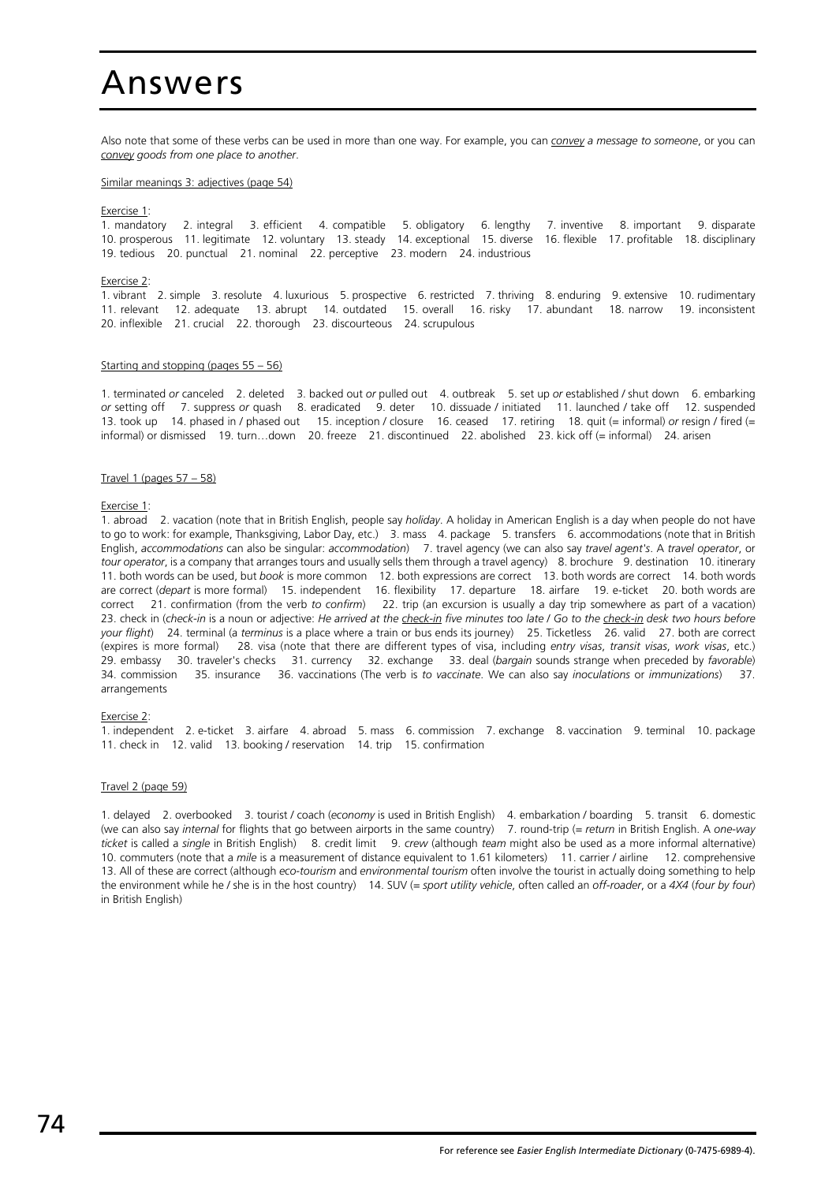# Answers

Also note that some of these verbs can be used in more than one way. For example, you can *convey a message to someone*, or you can *convey goods from one place to another*.

Similar meanings 3: adjectives (page 54)

Exercise 1:
1. mandatory 2. integral 3. efficient 4. compatible 5. obligatory 6. lengthy 7. inventive 8. important 9. disparate 10. prosperous 11. legitimate 12. voluntary 13. steady 14. exceptional 15. diverse 16. flexible 17. profitable 18. disciplinary 19. tedious 20. punctual 21. nominal 22. perceptive 23. modern 24. industrious

Exercise 2:
1. vibrant 2. simple 3. resolute 4. luxurious 5. prospective 6. restricted 7. thriving 8. enduring 9. extensive 10. rudimentary 11. relevant 12. adequate 13. abrupt 14. outdated 15. overall 16. risky 17. abundant 18. narrow 19. inconsistent 20. inflexible 21. crucial 22. thorough 23. discourteous 24. scrupulous

Starting and stopping (pages 55 – 56)

1. terminated *or* canceled 2. deleted 3. backed out *or* pulled out 4. outbreak 5. set up *or* established / shut down 6. embarking *or* setting off 7. suppress *or* quash 8. eradicated 9. deter 10. dissuade / initiated 11. launched / take off 12. suspended 13. took up 14. phased in / phased out 15. inception / closure 16. ceased 17. retiring 18. quit (= informal) *or* resign / fired (= informal) or dismissed 19. turn…down 20. freeze 21. discontinued 22. abolished 23. kick off (= informal) 24. arisen

Travel 1 (pages 57 – 58)

Exercise 1:
1. abroad 2. vacation (note that in British English, people say *holiday*. A holiday in American English is a day when people do not have to go to work: for example, Thanksgiving, Labor Day, etc.) 3. mass 4. package 5. transfers 6. accommodations (note that in British English, *accommodations* can also be singular: *accommodation*) 7. travel agency (we can also say *travel agent's*. A *travel operator*, or *tour operator*, is a company that arranges tours and usually sells them through a travel agency) 8. brochure 9. destination 10. itinerary 11. both words can be used, but *book* is more common 12. both expressions are correct 13. both words are correct 14. both words are correct (*depart* is more formal) 15. independent 16. flexibility 17. departure 18. airfare 19. e-ticket 20. both words are correct 21. confirmation (from the verb *to confirm*) 22. trip (an excursion is usually a day trip somewhere as part of a vacation) 23. check in (*check-in* is a noun or adjective: *He arrived at the check-in five minutes too late* / *Go to the check-in desk two hours before your flight*) 24. terminal (a *terminus* is a place where a train or bus ends its journey) 25. Ticketless 26. valid 27. both are correct (expires is more formal) 28. visa (note that there are different types of visa, including *entry visas*, *transit visas*, *work visas*, etc.) 29. embassy 30. traveler's checks 31. currency 32. exchange 33. deal (*bargain* sounds strange when preceded by *favorable*) 34. commission 35. insurance 36. vaccinations (The verb is *to vaccinate*. We can also say *inoculations* or *immunizations*) 37. arrangements

Exercise 2:
1. independent 2. e-ticket 3. airfare 4. abroad 5. mass 6. commission 7. exchange 8. vaccination 9. terminal 10. package 11. check in 12. valid 13. booking / reservation 14. trip 15. confirmation

Travel 2 (page 59)

1. delayed 2. overbooked 3. tourist / coach (*economy* is used in British English) 4. embarkation / boarding 5. transit 6. domestic (we can also say *internal* for flights that go between airports in the same country) 7. round-trip (= *return* in British English. A *one-way ticket* is called a *single* in British English) 8. credit limit 9. *crew* (although *team* might also be used as a more informal alternative) 10. commuters (note that a *mile* is a measurement of distance equivalent to 1.61 kilometers) 11. carrier / airline 12. comprehensive 13. All of these are correct (although *eco-tourism* and *environmental tourism* often involve the tourist in actually doing something to help the environment while he / she is in the host country) 14. SUV (= *sport utility vehicle*, often called an *off-roader*, or a *4X4* (*four by four*) in British English)

For reference see *Easier English Intermediate Dictionary* (0-7475-6989-4).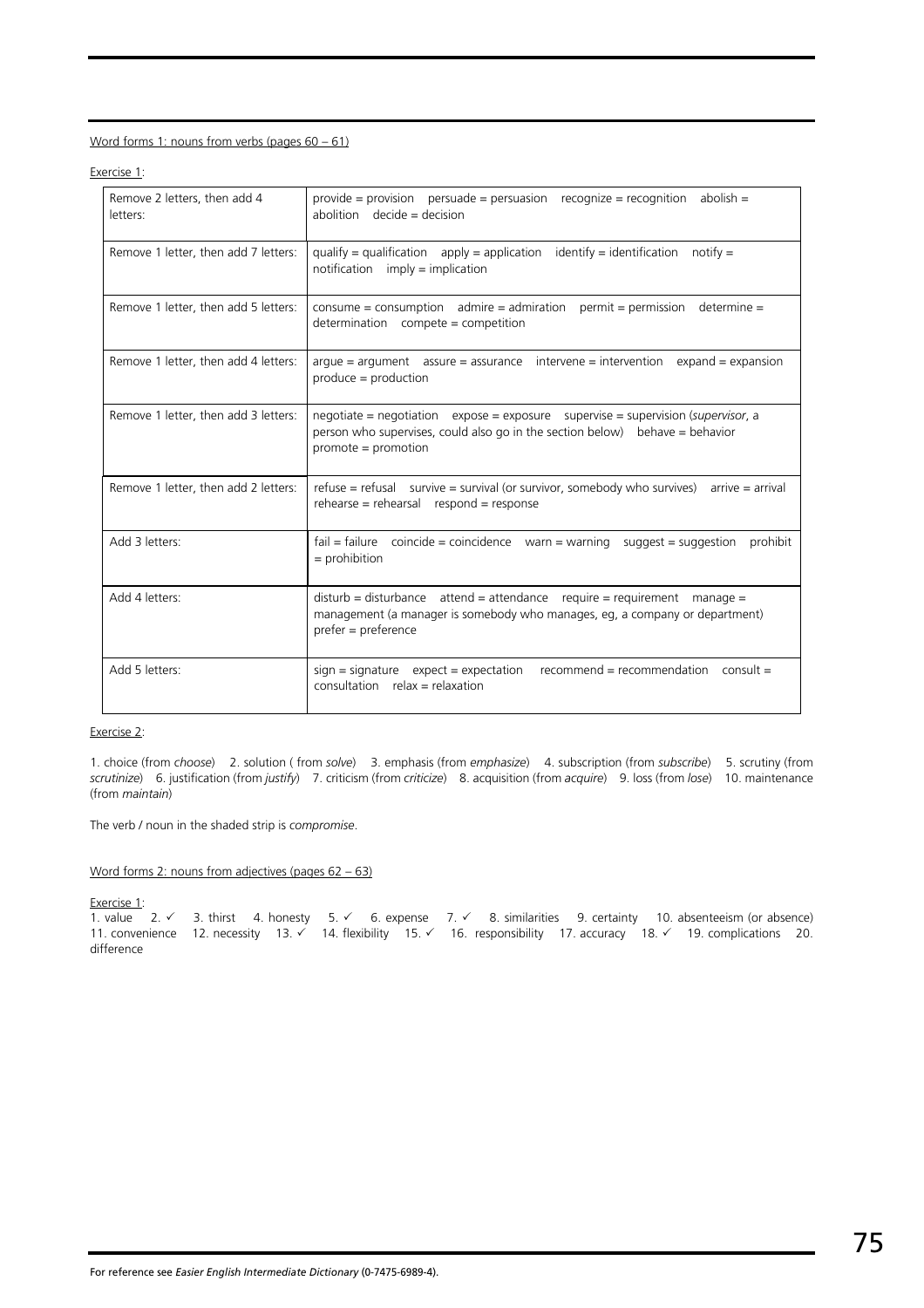Word forms 1: nouns from verbs (pages 60 – 61)

Exercise 1:

| Remove 2 letters, then add 4 letters: | provide = provision  persuade = persuasion  recognize = recognition  abolish = abolition  decide = decision |
|---|---|
| Remove 1 letter, then add 7 letters: | qualify = qualification  apply = application  identify = identification  notify = notification  imply = implication |
| Remove 1 letter, then add 5 letters: | consume = consumption  admire = admiration  permit = permission  determine = determination  compete = competition |
| Remove 1 letter, then add 4 letters: | argue = argument  assure = assurance  intervene = intervention  expand = expansion  produce = production |
| Remove 1 letter, then add 3 letters: | negotiate = negotiation  expose = exposure  supervise = supervision (*supervisor*, a person who supervises, could also go in the section below)  behave = behavior  promote = promotion |
| Remove 1 letter, then add 2 letters: | refuse = refusal  survive = survival (or survivor, somebody who survives)  arrive = arrival  rehearse = rehearsal  respond = response |
| Add 3 letters: | fail = failure  coincide = coincidence  warn = warning  suggest = suggestion  prohibit = prohibition |
| Add 4 letters: | disturb = disturbance  attend = attendance  require = requirement  manage = management (a manager is somebody who manages, eg, a company or department)  prefer = preference |
| Add 5 letters: | sign = signature  expect = expectation  recommend = recommendation  consult = consultation  relax = relaxation |

Exercise 2:

1. choice (from *choose*)  2. solution ( from *solve*)  3. emphasis (from *emphasize*)  4. subscription (from *subscribe*)  5. scrutiny (from *scrutinize*)  6. justification (from *justify*)  7. criticism (from *criticize*)  8. acquisition (from *acquire*)  9. loss (from *lose*)  10. maintenance (from *maintain*)

The verb / noun in the shaded strip is *compromise*.

Word forms 2: nouns from adjectives (pages 62 – 63)

Exercise 1:
1. value  2. ✓  3. thirst  4. honesty  5. ✓  6. expense  7. ✓  8. similarities  9. certainty  10. absenteeism (or absence)  11. convenience  12. necessity  13. ✓  14. flexibility  15. ✓  16. responsibility  17. accuracy  18. ✓  19. complications  20. difference

For reference see *Easier English Intermediate Dictionary* (0-7475-6989-4).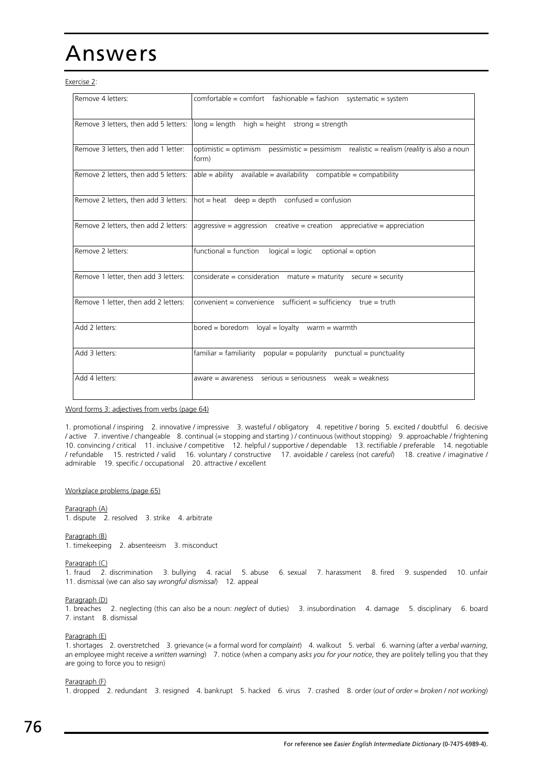# Answers

Exercise 2:

| | |
|---|---|
| Remove 4 letters: | comfortable = comfort   fashionable = fashion   systematic = system |
| Remove 3 letters, then add 5 letters: | long = length   high = height   strong = strength |
| Remove 3 letters, then add 1 letter: | optimistic = optimism   pessimistic = pessimism   realistic = realism (*reality* is also a noun form) |
| Remove 2 letters, then add 5 letters: | able = ability   available = availability   compatible = compatibility |
| Remove 2 letters, then add 3 letters: | hot = heat   deep = depth   confused = confusion |
| Remove 2 letters, then add 2 letters: | aggressive = aggression   creative = creation   appreciative = appreciation |
| Remove 2 letters: | functional = function   logical = logic   optional = option |
| Remove 1 letter, then add 3 letters: | considerate = consideration   mature = maturity   secure = security |
| Remove 1 letter, then add 2 letters: | convenient = convenience   sufficient = sufficiency   true = truth |
| Add 2 letters: | bored = boredom   loyal = loyalty   warm = warmth |
| Add 3 letters: | familiar = familiarity   popular = popularity   punctual = punctuality |
| Add 4 letters: | aware = awareness   serious = seriousness   weak = weakness |

Word forms 3: adjectives from verbs (page 64)

1. promotional / inspiring   2. innovative / impressive   3. wasteful / obligatory   4. repetitive / boring   5. excited / doubtful   6. decisive / active   7. inventive / changeable   8. continual (= stopping and starting ) / continuous (without stopping)   9. approachable / frightening   10. convincing / critical   11. inclusive / competitive   12. helpful / supportive / dependable   13. rectifiable / preferable   14. negotiable / refundable   15. restricted / valid   16. voluntary / constructive   17. avoidable / careless (not *careful*)   18. creative / imaginative / admirable   19. specific / occupational   20. attractive / excellent

Workplace problems (page 65)

Paragraph (A)
1. dispute   2. resolved   3. strike   4. arbitrate

Paragraph (B)
1. timekeeping   2. absenteeism   3. misconduct

Paragraph (C)
1. fraud   2. discrimination   3. bullying   4. racial   5. abuse   6. sexual   7. harassment   8. fired   9. suspended   10. unfair   11. dismissal (we can also say *wrongful dismissal*)   12. appeal

Paragraph (D)
1. breaches   2. neglecting (this can also be a noun: *neglect* of duties)   3. insubordination   4. damage   5. disciplinary   6. board   7. instant   8. dismissal

Paragraph (E)
1. shortages   2. overstretched   3. grievance (= a formal word for *complaint*)   4. walkout   5. verbal   6. warning (after a *verbal warning*, an employee might receive a *written warning*)   7. notice (when a company *asks you for your notice*, they are politely telling you that they are going to force you to resign)

Paragraph (F)
1. dropped   2. redundant   3. resigned   4. bankrupt   5. hacked   6. virus   7. crashed   8. order (*out of order* = *broken* / *not working*)

For reference see *Easier English Intermediate Dictionary* (0-7475-6989-4).